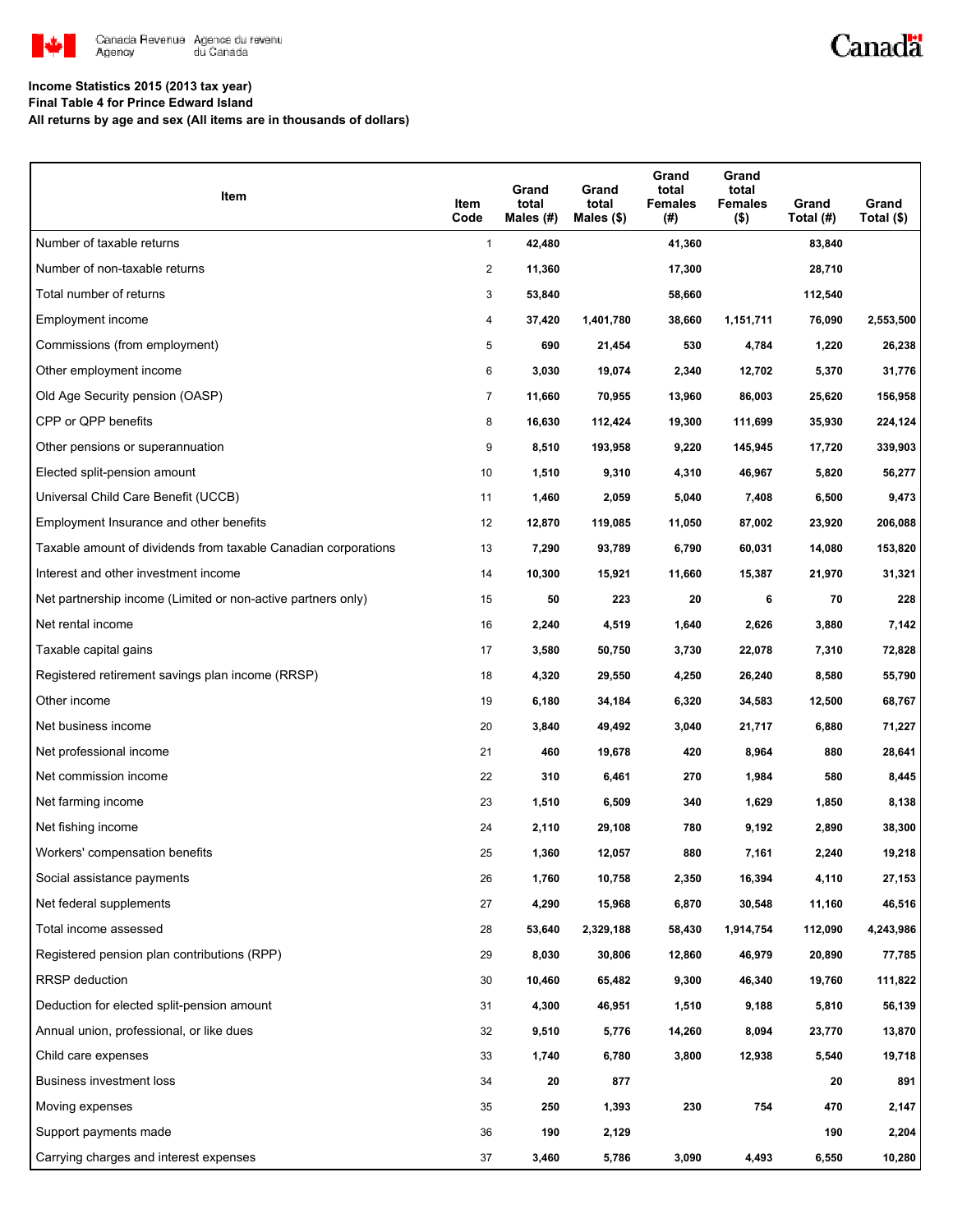Canada Revenue Agency / Agence du revenu du Canada

**Income Statistics 2015 (2013 tax year)**
**Final Table 4 for Prince Edward Island**
**All returns by age and sex (All items are in thousands of dollars)**

| Item | Item Code | Grand total Males (#) | Grand total Males ($) | Grand total Females (#) | Grand total Females ($) | Grand Total (#) | Grand Total ($) |
|---|---|---|---|---|---|---|---|
| Number of taxable returns | 1 | 42,480 | | 41,360 | | 83,840 | |
| Number of non-taxable returns | 2 | 11,360 | | 17,300 | | 28,710 | |
| Total number of returns | 3 | 53,840 | | 58,660 | | 112,540 | |
| Employment income | 4 | 37,420 | 1,401,780 | 38,660 | 1,151,711 | 76,090 | 2,553,500 |
| Commissions (from employment) | 5 | 690 | 21,454 | 530 | 4,784 | 1,220 | 26,238 |
| Other employment income | 6 | 3,030 | 19,074 | 2,340 | 12,702 | 5,370 | 31,776 |
| Old Age Security pension (OASP) | 7 | 11,660 | 70,955 | 13,960 | 86,003 | 25,620 | 156,958 |
| CPP or QPP benefits | 8 | 16,630 | 112,424 | 19,300 | 111,699 | 35,930 | 224,124 |
| Other pensions or superannuation | 9 | 8,510 | 193,958 | 9,220 | 145,945 | 17,720 | 339,903 |
| Elected split-pension amount | 10 | 1,510 | 9,310 | 4,310 | 46,967 | 5,820 | 56,277 |
| Universal Child Care Benefit (UCCB) | 11 | 1,460 | 2,059 | 5,040 | 7,408 | 6,500 | 9,473 |
| Employment Insurance and other benefits | 12 | 12,870 | 119,085 | 11,050 | 87,002 | 23,920 | 206,088 |
| Taxable amount of dividends from taxable Canadian corporations | 13 | 7,290 | 93,789 | 6,790 | 60,031 | 14,080 | 153,820 |
| Interest and other investment income | 14 | 10,300 | 15,921 | 11,660 | 15,387 | 21,970 | 31,321 |
| Net partnership income (Limited or non-active partners only) | 15 | 50 | 223 | 20 | 6 | 70 | 228 |
| Net rental income | 16 | 2,240 | 4,519 | 1,640 | 2,626 | 3,880 | 7,142 |
| Taxable capital gains | 17 | 3,580 | 50,750 | 3,730 | 22,078 | 7,310 | 72,828 |
| Registered retirement savings plan income (RRSP) | 18 | 4,320 | 29,550 | 4,250 | 26,240 | 8,580 | 55,790 |
| Other income | 19 | 6,180 | 34,184 | 6,320 | 34,583 | 12,500 | 68,767 |
| Net business income | 20 | 3,840 | 49,492 | 3,040 | 21,717 | 6,880 | 71,227 |
| Net professional income | 21 | 460 | 19,678 | 420 | 8,964 | 880 | 28,641 |
| Net commission income | 22 | 310 | 6,461 | 270 | 1,984 | 580 | 8,445 |
| Net farming income | 23 | 1,510 | 6,509 | 340 | 1,629 | 1,850 | 8,138 |
| Net fishing income | 24 | 2,110 | 29,108 | 780 | 9,192 | 2,890 | 38,300 |
| Workers' compensation benefits | 25 | 1,360 | 12,057 | 880 | 7,161 | 2,240 | 19,218 |
| Social assistance payments | 26 | 1,760 | 10,758 | 2,350 | 16,394 | 4,110 | 27,153 |
| Net federal supplements | 27 | 4,290 | 15,968 | 6,870 | 30,548 | 11,160 | 46,516 |
| Total income assessed | 28 | 53,640 | 2,329,188 | 58,430 | 1,914,754 | 112,090 | 4,243,986 |
| Registered pension plan contributions (RPP) | 29 | 8,030 | 30,806 | 12,860 | 46,979 | 20,890 | 77,785 |
| RRSP deduction | 30 | 10,460 | 65,482 | 9,300 | 46,340 | 19,760 | 111,822 |
| Deduction for elected split-pension amount | 31 | 4,300 | 46,951 | 1,510 | 9,188 | 5,810 | 56,139 |
| Annual union, professional, or like dues | 32 | 9,510 | 5,776 | 14,260 | 8,094 | 23,770 | 13,870 |
| Child care expenses | 33 | 1,740 | 6,780 | 3,800 | 12,938 | 5,540 | 19,718 |
| Business investment loss | 34 | 20 | 877 | | | 20 | 891 |
| Moving expenses | 35 | 250 | 1,393 | 230 | 754 | 470 | 2,147 |
| Support payments made | 36 | 190 | 2,129 | | | 190 | 2,204 |
| Carrying charges and interest expenses | 37 | 3,460 | 5,786 | 3,090 | 4,493 | 6,550 | 10,280 |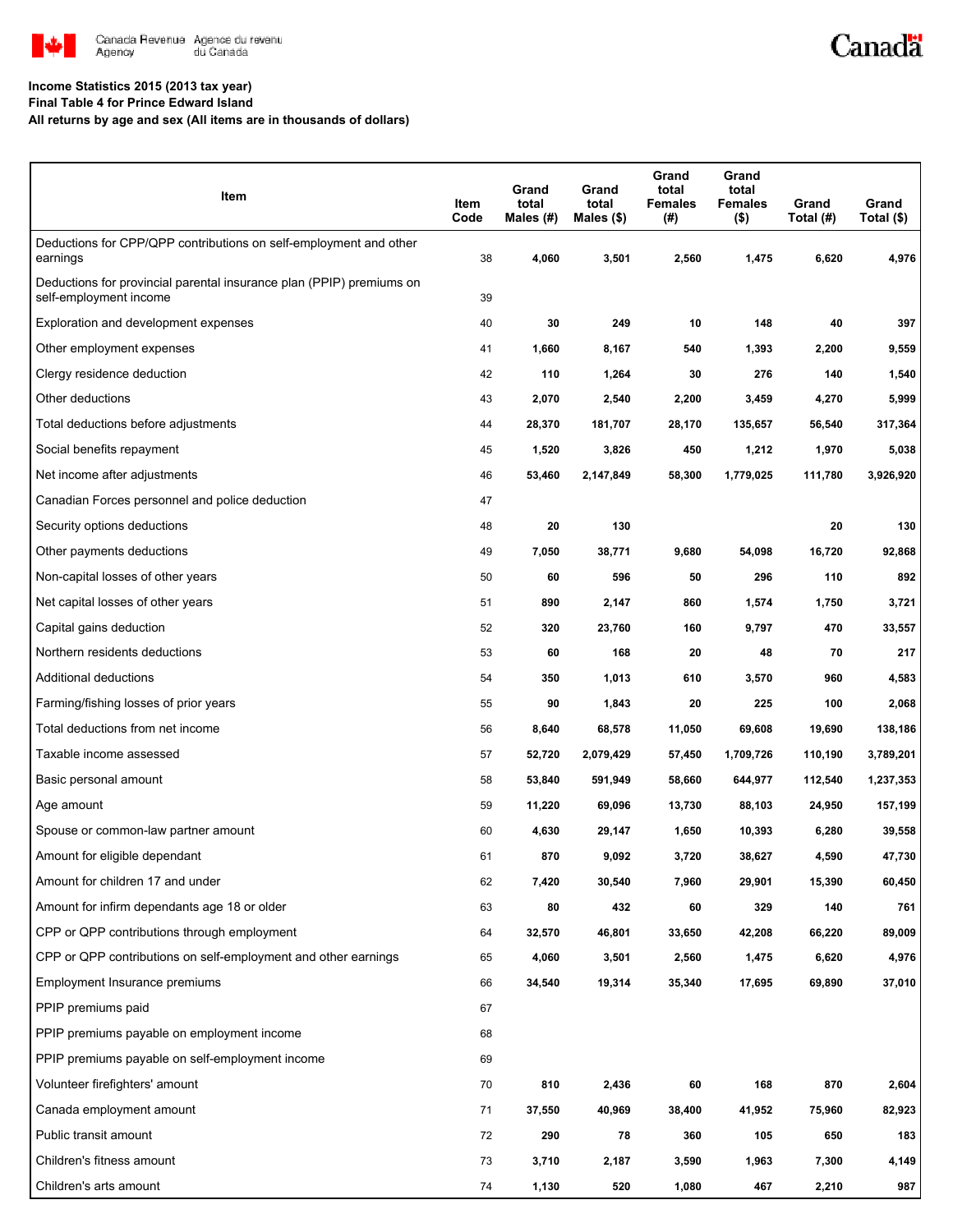**Income Statistics 2015 (2013 tax year)**
**Final Table 4 for Prince Edward Island**
**All returns by age and sex (All items are in thousands of dollars)**

| Item | Item Code | Grand total Males (#) | Grand total Males ($) | Grand total Females (#) | Grand total Females ($) | Grand Total (#) | Grand Total ($) |
|---|---|---|---|---|---|---|---|
| Deductions for CPP/QPP contributions on self-employment and other earnings | 38 | 4,060 | 3,501 | 2,560 | 1,475 | 6,620 | 4,976 |
| Deductions for provincial parental insurance plan (PPIP) premiums on self-employment income | 39 | | | | | | |
| Exploration and development expenses | 40 | 30 | 249 | 10 | 148 | 40 | 397 |
| Other employment expenses | 41 | 1,660 | 8,167 | 540 | 1,393 | 2,200 | 9,559 |
| Clergy residence deduction | 42 | 110 | 1,264 | 30 | 276 | 140 | 1,540 |
| Other deductions | 43 | 2,070 | 2,540 | 2,200 | 3,459 | 4,270 | 5,999 |
| Total deductions before adjustments | 44 | 28,370 | 181,707 | 28,170 | 135,657 | 56,540 | 317,364 |
| Social benefits repayment | 45 | 1,520 | 3,826 | 450 | 1,212 | 1,970 | 5,038 |
| Net income after adjustments | 46 | 53,460 | 2,147,849 | 58,300 | 1,779,025 | 111,780 | 3,926,920 |
| Canadian Forces personnel and police deduction | 47 | | | | | | |
| Security options deductions | 48 | 20 | 130 | | | 20 | 130 |
| Other payments deductions | 49 | 7,050 | 38,771 | 9,680 | 54,098 | 16,720 | 92,868 |
| Non-capital losses of other years | 50 | 60 | 596 | 50 | 296 | 110 | 892 |
| Net capital losses of other years | 51 | 890 | 2,147 | 860 | 1,574 | 1,750 | 3,721 |
| Capital gains deduction | 52 | 320 | 23,760 | 160 | 9,797 | 470 | 33,557 |
| Northern residents deductions | 53 | 60 | 168 | 20 | 48 | 70 | 217 |
| Additional deductions | 54 | 350 | 1,013 | 610 | 3,570 | 960 | 4,583 |
| Farming/fishing losses of prior years | 55 | 90 | 1,843 | 20 | 225 | 100 | 2,068 |
| Total deductions from net income | 56 | 8,640 | 68,578 | 11,050 | 69,608 | 19,690 | 138,186 |
| Taxable income assessed | 57 | 52,720 | 2,079,429 | 57,450 | 1,709,726 | 110,190 | 3,789,201 |
| Basic personal amount | 58 | 53,840 | 591,949 | 58,660 | 644,977 | 112,540 | 1,237,353 |
| Age amount | 59 | 11,220 | 69,096 | 13,730 | 88,103 | 24,950 | 157,199 |
| Spouse or common-law partner amount | 60 | 4,630 | 29,147 | 1,650 | 10,393 | 6,280 | 39,558 |
| Amount for eligible dependant | 61 | 870 | 9,092 | 3,720 | 38,627 | 4,590 | 47,730 |
| Amount for children 17 and under | 62 | 7,420 | 30,540 | 7,960 | 29,901 | 15,390 | 60,450 |
| Amount for infirm dependants age 18 or older | 63 | 80 | 432 | 60 | 329 | 140 | 761 |
| CPP or QPP contributions through employment | 64 | 32,570 | 46,801 | 33,650 | 42,208 | 66,220 | 89,009 |
| CPP or QPP contributions on self-employment and other earnings | 65 | 4,060 | 3,501 | 2,560 | 1,475 | 6,620 | 4,976 |
| Employment Insurance premiums | 66 | 34,540 | 19,314 | 35,340 | 17,695 | 69,890 | 37,010 |
| PPIP premiums paid | 67 | | | | | | |
| PPIP premiums payable on employment income | 68 | | | | | | |
| PPIP premiums payable on self-employment income | 69 | | | | | | |
| Volunteer firefighters' amount | 70 | 810 | 2,436 | 60 | 168 | 870 | 2,604 |
| Canada employment amount | 71 | 37,550 | 40,969 | 38,400 | 41,952 | 75,960 | 82,923 |
| Public transit amount | 72 | 290 | 78 | 360 | 105 | 650 | 183 |
| Children's fitness amount | 73 | 3,710 | 2,187 | 3,590 | 1,963 | 7,300 | 4,149 |
| Children's arts amount | 74 | 1,130 | 520 | 1,080 | 467 | 2,210 | 987 |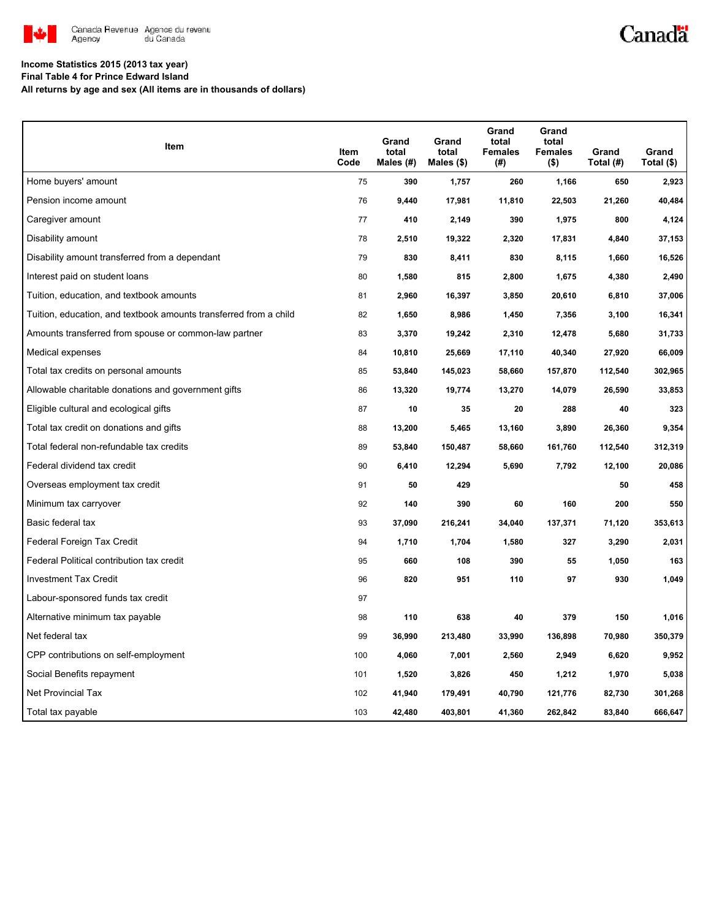Canada Revenue Agency / Agence du revenu du Canada

Canada

**Income Statistics 2015 (2013 tax year)**
**Final Table 4 for Prince Edward Island**
**All returns by age and sex (All items are in thousands of dollars)**

| Item | Item Code | Grand total Males (#) | Grand total Males ($) | Grand total Females (#) | Grand total Females ($) | Grand Total (#) | Grand Total ($) |
|---|---|---|---|---|---|---|---|
| Home buyers' amount | 75 | 390 | 1,757 | 260 | 1,166 | 650 | 2,923 |
| Pension income amount | 76 | 9,440 | 17,981 | 11,810 | 22,503 | 21,260 | 40,484 |
| Caregiver amount | 77 | 410 | 2,149 | 390 | 1,975 | 800 | 4,124 |
| Disability amount | 78 | 2,510 | 19,322 | 2,320 | 17,831 | 4,840 | 37,153 |
| Disability amount transferred from a dependant | 79 | 830 | 8,411 | 830 | 8,115 | 1,660 | 16,526 |
| Interest paid on student loans | 80 | 1,580 | 815 | 2,800 | 1,675 | 4,380 | 2,490 |
| Tuition, education, and textbook amounts | 81 | 2,960 | 16,397 | 3,850 | 20,610 | 6,810 | 37,006 |
| Tuition, education, and textbook amounts transferred from a child | 82 | 1,650 | 8,986 | 1,450 | 7,356 | 3,100 | 16,341 |
| Amounts transferred from spouse or common-law partner | 83 | 3,370 | 19,242 | 2,310 | 12,478 | 5,680 | 31,733 |
| Medical expenses | 84 | 10,810 | 25,669 | 17,110 | 40,340 | 27,920 | 66,009 |
| Total tax credits on personal amounts | 85 | 53,840 | 145,023 | 58,660 | 157,870 | 112,540 | 302,965 |
| Allowable charitable donations and government gifts | 86 | 13,320 | 19,774 | 13,270 | 14,079 | 26,590 | 33,853 |
| Eligible cultural and ecological gifts | 87 | 10 | 35 | 20 | 288 | 40 | 323 |
| Total tax credit on donations and gifts | 88 | 13,200 | 5,465 | 13,160 | 3,890 | 26,360 | 9,354 |
| Total federal non-refundable tax credits | 89 | 53,840 | 150,487 | 58,660 | 161,760 | 112,540 | 312,319 |
| Federal dividend tax credit | 90 | 6,410 | 12,294 | 5,690 | 7,792 | 12,100 | 20,086 |
| Overseas employment tax credit | 91 | 50 | 429 | | | 50 | 458 |
| Minimum tax carryover | 92 | 140 | 390 | 60 | 160 | 200 | 550 |
| Basic federal tax | 93 | 37,090 | 216,241 | 34,040 | 137,371 | 71,120 | 353,613 |
| Federal Foreign Tax Credit | 94 | 1,710 | 1,704 | 1,580 | 327 | 3,290 | 2,031 |
| Federal Political contribution tax credit | 95 | 660 | 108 | 390 | 55 | 1,050 | 163 |
| Investment Tax Credit | 96 | 820 | 951 | 110 | 97 | 930 | 1,049 |
| Labour-sponsored funds tax credit | 97 | | | | | | |
| Alternative minimum tax payable | 98 | 110 | 638 | 40 | 379 | 150 | 1,016 |
| Net federal tax | 99 | 36,990 | 213,480 | 33,990 | 136,898 | 70,980 | 350,379 |
| CPP contributions on self-employment | 100 | 4,060 | 7,001 | 2,560 | 2,949 | 6,620 | 9,952 |
| Social Benefits repayment | 101 | 1,520 | 3,826 | 450 | 1,212 | 1,970 | 5,038 |
| Net Provincial Tax | 102 | 41,940 | 179,491 | 40,790 | 121,776 | 82,730 | 301,268 |
| Total tax payable | 103 | 42,480 | 403,801 | 41,360 | 262,842 | 83,840 | 666,647 |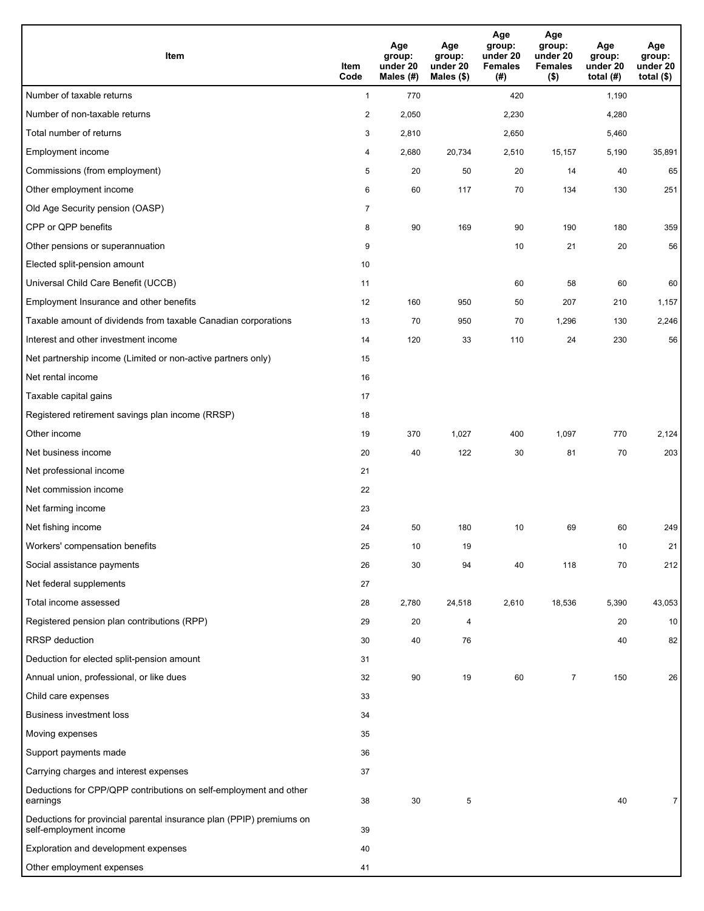| Item | Item Code | Age group: under 20 Males (#) | Age group: under 20 Males ($) | Age group: under 20 Females (#) | Age group: under 20 Females ($) | Age group: under 20 total (#) | Age group: under 20 total ($) |
|---|---|---|---|---|---|---|---|
| Number of taxable returns | 1 | 770 | | 420 | | 1,190 | |
| Number of non-taxable returns | 2 | 2,050 | | 2,230 | | 4,280 | |
| Total number of returns | 3 | 2,810 | | 2,650 | | 5,460 | |
| Employment income | 4 | 2,680 | 20,734 | 2,510 | 15,157 | 5,190 | 35,891 |
| Commissions (from employment) | 5 | 20 | 50 | 20 | 14 | 40 | 65 |
| Other employment income | 6 | 60 | 117 | 70 | 134 | 130 | 251 |
| Old Age Security pension (OASP) | 7 | | | | | | |
| CPP or QPP benefits | 8 | 90 | 169 | 90 | 190 | 180 | 359 |
| Other pensions or superannuation | 9 | | | 10 | 21 | 20 | 56 |
| Elected split-pension amount | 10 | | | | | | |
| Universal Child Care Benefit (UCCB) | 11 | | | 60 | 58 | 60 | 60 |
| Employment Insurance and other benefits | 12 | 160 | 950 | 50 | 207 | 210 | 1,157 |
| Taxable amount of dividends from taxable Canadian corporations | 13 | 70 | 950 | 70 | 1,296 | 130 | 2,246 |
| Interest and other investment income | 14 | 120 | 33 | 110 | 24 | 230 | 56 |
| Net partnership income (Limited or non-active partners only) | 15 | | | | | | |
| Net rental income | 16 | | | | | | |
| Taxable capital gains | 17 | | | | | | |
| Registered retirement savings plan income (RRSP) | 18 | | | | | | |
| Other income | 19 | 370 | 1,027 | 400 | 1,097 | 770 | 2,124 |
| Net business income | 20 | 40 | 122 | 30 | 81 | 70 | 203 |
| Net professional income | 21 | | | | | | |
| Net commission income | 22 | | | | | | |
| Net farming income | 23 | | | | | | |
| Net fishing income | 24 | 50 | 180 | 10 | 69 | 60 | 249 |
| Workers' compensation benefits | 25 | 10 | 19 | | | 10 | 21 |
| Social assistance payments | 26 | 30 | 94 | 40 | 118 | 70 | 212 |
| Net federal supplements | 27 | | | | | | |
| Total income assessed | 28 | 2,780 | 24,518 | 2,610 | 18,536 | 5,390 | 43,053 |
| Registered pension plan contributions (RPP) | 29 | 20 | 4 | | | 20 | 10 |
| RRSP deduction | 30 | 40 | 76 | | | 40 | 82 |
| Deduction for elected split-pension amount | 31 | | | | | | |
| Annual union, professional, or like dues | 32 | 90 | 19 | 60 | 7 | 150 | 26 |
| Child care expenses | 33 | | | | | | |
| Business investment loss | 34 | | | | | | |
| Moving expenses | 35 | | | | | | |
| Support payments made | 36 | | | | | | |
| Carrying charges and interest expenses | 37 | | | | | | |
| Deductions for CPP/QPP contributions on self-employment and other earnings | 38 | 30 | 5 | | | 40 | 7 |
| Deductions for provincial parental insurance plan (PPIP) premiums on self-employment income | 39 | | | | | | |
| Exploration and development expenses | 40 | | | | | | |
| Other employment expenses | 41 | | | | | | |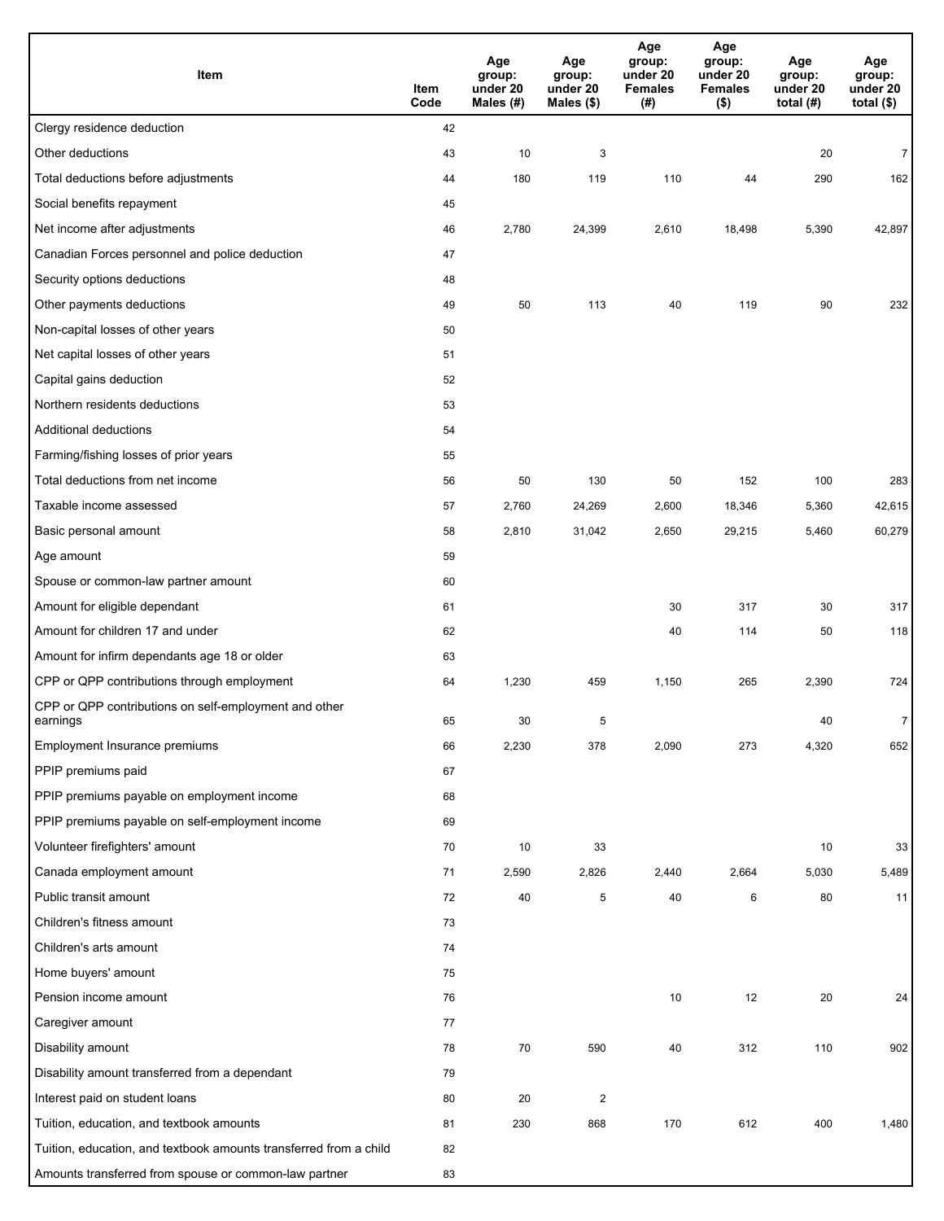| Item | Item Code | Age group: under 20 Males (#) | Age group: under 20 Males ($) | Age group: under 20 Females (#) | Age group: under 20 Females ($) | Age group: under 20 total (#) | Age group: under 20 total ($) |
|---|---|---|---|---|---|---|---|
| Clergy residence deduction | 42 | | | | | | |
| Other deductions | 43 | 10 | 3 | | | 20 | 7 |
| Total deductions before adjustments | 44 | 180 | 119 | 110 | 44 | 290 | 162 |
| Social benefits repayment | 45 | | | | | | |
| Net income after adjustments | 46 | 2,780 | 24,399 | 2,610 | 18,498 | 5,390 | 42,897 |
| Canadian Forces personnel and police deduction | 47 | | | | | | |
| Security options deductions | 48 | | | | | | |
| Other payments deductions | 49 | 50 | 113 | 40 | 119 | 90 | 232 |
| Non-capital losses of other years | 50 | | | | | | |
| Net capital losses of other years | 51 | | | | | | |
| Capital gains deduction | 52 | | | | | | |
| Northern residents deductions | 53 | | | | | | |
| Additional deductions | 54 | | | | | | |
| Farming/fishing losses of prior years | 55 | | | | | | |
| Total deductions from net income | 56 | 50 | 130 | 50 | 152 | 100 | 283 |
| Taxable income assessed | 57 | 2,760 | 24,269 | 2,600 | 18,346 | 5,360 | 42,615 |
| Basic personal amount | 58 | 2,810 | 31,042 | 2,650 | 29,215 | 5,460 | 60,279 |
| Age amount | 59 | | | | | | |
| Spouse or common-law partner amount | 60 | | | | | | |
| Amount for eligible dependant | 61 | | | 30 | 317 | 30 | 317 |
| Amount for children 17 and under | 62 | | | 40 | 114 | 50 | 118 |
| Amount for infirm dependants age 18 or older | 63 | | | | | | |
| CPP or QPP contributions through employment | 64 | 1,230 | 459 | 1,150 | 265 | 2,390 | 724 |
| CPP or QPP contributions on self-employment and other earnings | 65 | 30 | 5 | | | 40 | 7 |
| Employment Insurance premiums | 66 | 2,230 | 378 | 2,090 | 273 | 4,320 | 652 |
| PPIP premiums paid | 67 | | | | | | |
| PPIP premiums payable on employment income | 68 | | | | | | |
| PPIP premiums payable on self-employment income | 69 | | | | | | |
| Volunteer firefighters' amount | 70 | 10 | 33 | | | 10 | 33 |
| Canada employment amount | 71 | 2,590 | 2,826 | 2,440 | 2,664 | 5,030 | 5,489 |
| Public transit amount | 72 | 40 | 5 | 40 | 6 | 80 | 11 |
| Children's fitness amount | 73 | | | | | | |
| Children's arts amount | 74 | | | | | | |
| Home buyers' amount | 75 | | | | | | |
| Pension income amount | 76 | | | 10 | 12 | 20 | 24 |
| Caregiver amount | 77 | | | | | | |
| Disability amount | 78 | 70 | 590 | 40 | 312 | 110 | 902 |
| Disability amount transferred from a dependant | 79 | | | | | | |
| Interest paid on student loans | 80 | 20 | 2 | | | | |
| Tuition, education, and textbook amounts | 81 | 230 | 868 | 170 | 612 | 400 | 1,480 |
| Tuition, education, and textbook amounts transferred from a child | 82 | | | | | | |
| Amounts transferred from spouse or common-law partner | 83 | | | | | | |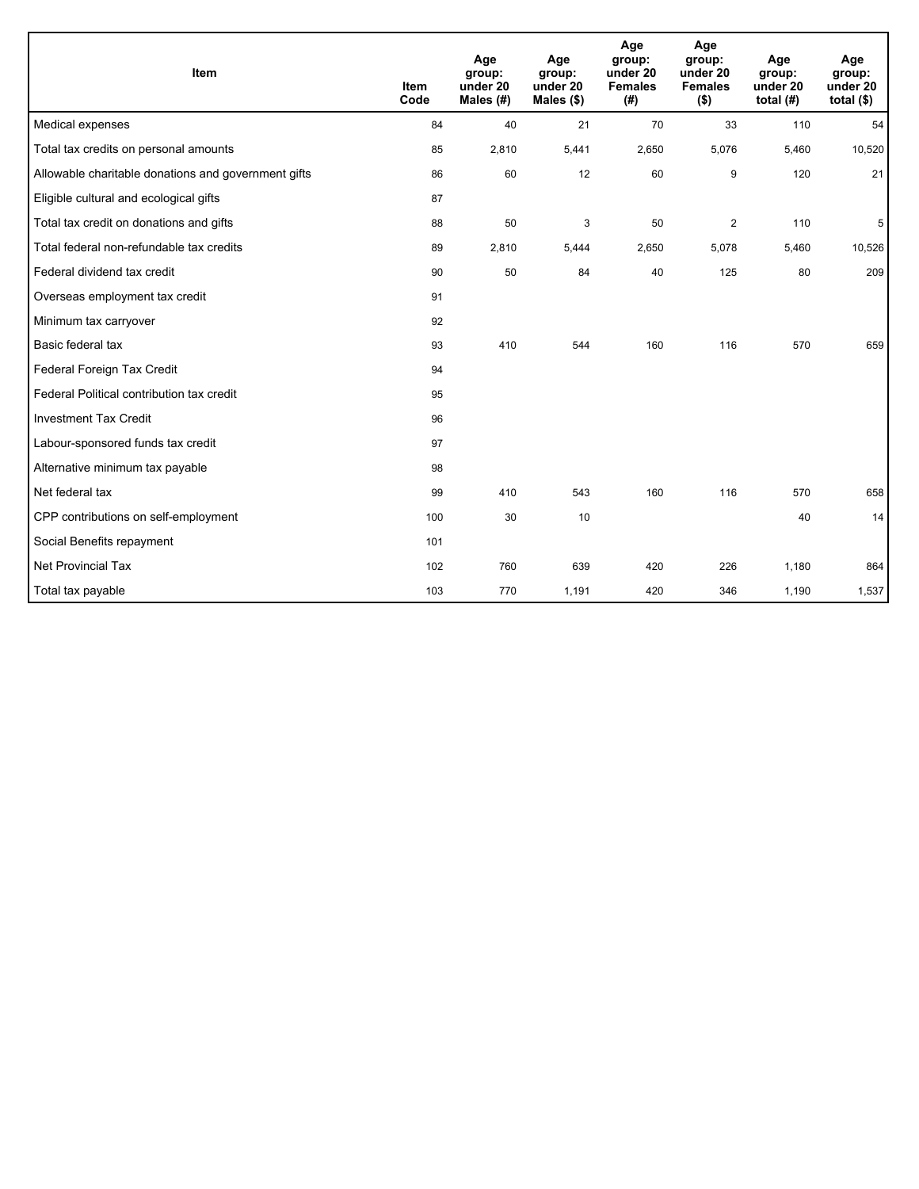| Item | Item Code | Age group: under 20 Males (#) | Age group: under 20 Males ($) | Age group: under 20 Females (#) | Age group: under 20 Females ($) | Age group: under 20 total (#) | Age group: under 20 total ($) |
|---|---|---|---|---|---|---|---|
| Medical expenses | 84 | 40 | 21 | 70 | 33 | 110 | 54 |
| Total tax credits on personal amounts | 85 | 2,810 | 5,441 | 2,650 | 5,076 | 5,460 | 10,520 |
| Allowable charitable donations and government gifts | 86 | 60 | 12 | 60 | 9 | 120 | 21 |
| Eligible cultural and ecological gifts | 87 | | | | | | |
| Total tax credit on donations and gifts | 88 | 50 | 3 | 50 | 2 | 110 | 5 |
| Total federal non-refundable tax credits | 89 | 2,810 | 5,444 | 2,650 | 5,078 | 5,460 | 10,526 |
| Federal dividend tax credit | 90 | 50 | 84 | 40 | 125 | 80 | 209 |
| Overseas employment tax credit | 91 | | | | | | |
| Minimum tax carryover | 92 | | | | | | |
| Basic federal tax | 93 | 410 | 544 | 160 | 116 | 570 | 659 |
| Federal Foreign Tax Credit | 94 | | | | | | |
| Federal Political contribution tax credit | 95 | | | | | | |
| Investment Tax Credit | 96 | | | | | | |
| Labour-sponsored funds tax credit | 97 | | | | | | |
| Alternative minimum tax payable | 98 | | | | | | |
| Net federal tax | 99 | 410 | 543 | 160 | 116 | 570 | 658 |
| CPP contributions on self-employment | 100 | 30 | 10 | | | 40 | 14 |
| Social Benefits repayment | 101 | | | | | | |
| Net Provincial Tax | 102 | 760 | 639 | 420 | 226 | 1,180 | 864 |
| Total tax payable | 103 | 770 | 1,191 | 420 | 346 | 1,190 | 1,537 |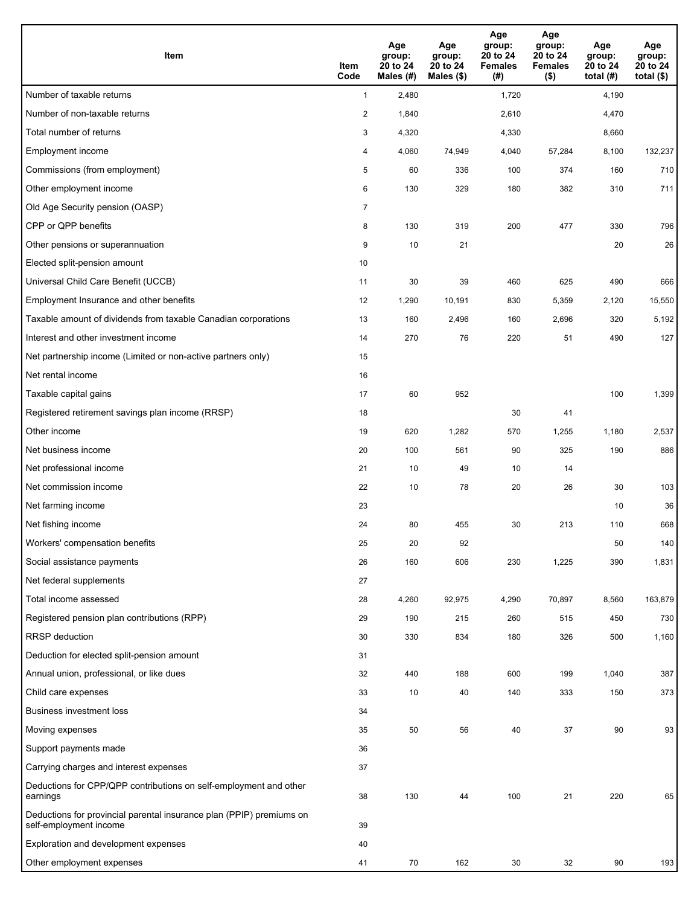| Item | Item Code | Age group: 20 to 24 Males (#) | Age group: 20 to 24 Males ($) | Age group: 20 to 24 Females (#) | Age group: 20 to 24 Females ($) | Age group: 20 to 24 total (#) | Age group: 20 to 24 total ($) |
|---|---|---|---|---|---|---|---|
| Number of taxable returns | 1 | 2,480 | | 1,720 | | 4,190 | |
| Number of non-taxable returns | 2 | 1,840 | | 2,610 | | 4,470 | |
| Total number of returns | 3 | 4,320 | | 4,330 | | 8,660 | |
| Employment income | 4 | 4,060 | 74,949 | 4,040 | 57,284 | 8,100 | 132,237 |
| Commissions (from employment) | 5 | 60 | 336 | 100 | 374 | 160 | 710 |
| Other employment income | 6 | 130 | 329 | 180 | 382 | 310 | 711 |
| Old Age Security pension (OASP) | 7 | | | | | | |
| CPP or QPP benefits | 8 | 130 | 319 | 200 | 477 | 330 | 796 |
| Other pensions or superannuation | 9 | 10 | 21 | | | 20 | 26 |
| Elected split-pension amount | 10 | | | | | | |
| Universal Child Care Benefit (UCCB) | 11 | 30 | 39 | 460 | 625 | 490 | 666 |
| Employment Insurance and other benefits | 12 | 1,290 | 10,191 | 830 | 5,359 | 2,120 | 15,550 |
| Taxable amount of dividends from taxable Canadian corporations | 13 | 160 | 2,496 | 160 | 2,696 | 320 | 5,192 |
| Interest and other investment income | 14 | 270 | 76 | 220 | 51 | 490 | 127 |
| Net partnership income (Limited or non-active partners only) | 15 | | | | | | |
| Net rental income | 16 | | | | | | |
| Taxable capital gains | 17 | 60 | 952 | | | 100 | 1,399 |
| Registered retirement savings plan income (RRSP) | 18 | | | 30 | 41 | | |
| Other income | 19 | 620 | 1,282 | 570 | 1,255 | 1,180 | 2,537 |
| Net business income | 20 | 100 | 561 | 90 | 325 | 190 | 886 |
| Net professional income | 21 | 10 | 49 | 10 | 14 | | |
| Net commission income | 22 | 10 | 78 | 20 | 26 | 30 | 103 |
| Net farming income | 23 | | | | | 10 | 36 |
| Net fishing income | 24 | 80 | 455 | 30 | 213 | 110 | 668 |
| Workers' compensation benefits | 25 | 20 | 92 | | | 50 | 140 |
| Social assistance payments | 26 | 160 | 606 | 230 | 1,225 | 390 | 1,831 |
| Net federal supplements | 27 | | | | | | |
| Total income assessed | 28 | 4,260 | 92,975 | 4,290 | 70,897 | 8,560 | 163,879 |
| Registered pension plan contributions (RPP) | 29 | 190 | 215 | 260 | 515 | 450 | 730 |
| RRSP deduction | 30 | 330 | 834 | 180 | 326 | 500 | 1,160 |
| Deduction for elected split-pension amount | 31 | | | | | | |
| Annual union, professional, or like dues | 32 | 440 | 188 | 600 | 199 | 1,040 | 387 |
| Child care expenses | 33 | 10 | 40 | 140 | 333 | 150 | 373 |
| Business investment loss | 34 | | | | | | |
| Moving expenses | 35 | 50 | 56 | 40 | 37 | 90 | 93 |
| Support payments made | 36 | | | | | | |
| Carrying charges and interest expenses | 37 | | | | | | |
| Deductions for CPP/QPP contributions on self-employment and other earnings | 38 | 130 | 44 | 100 | 21 | 220 | 65 |
| Deductions for provincial parental insurance plan (PPIP) premiums on self-employment income | 39 | | | | | | |
| Exploration and development expenses | 40 | | | | | | |
| Other employment expenses | 41 | 70 | 162 | 30 | 32 | 90 | 193 |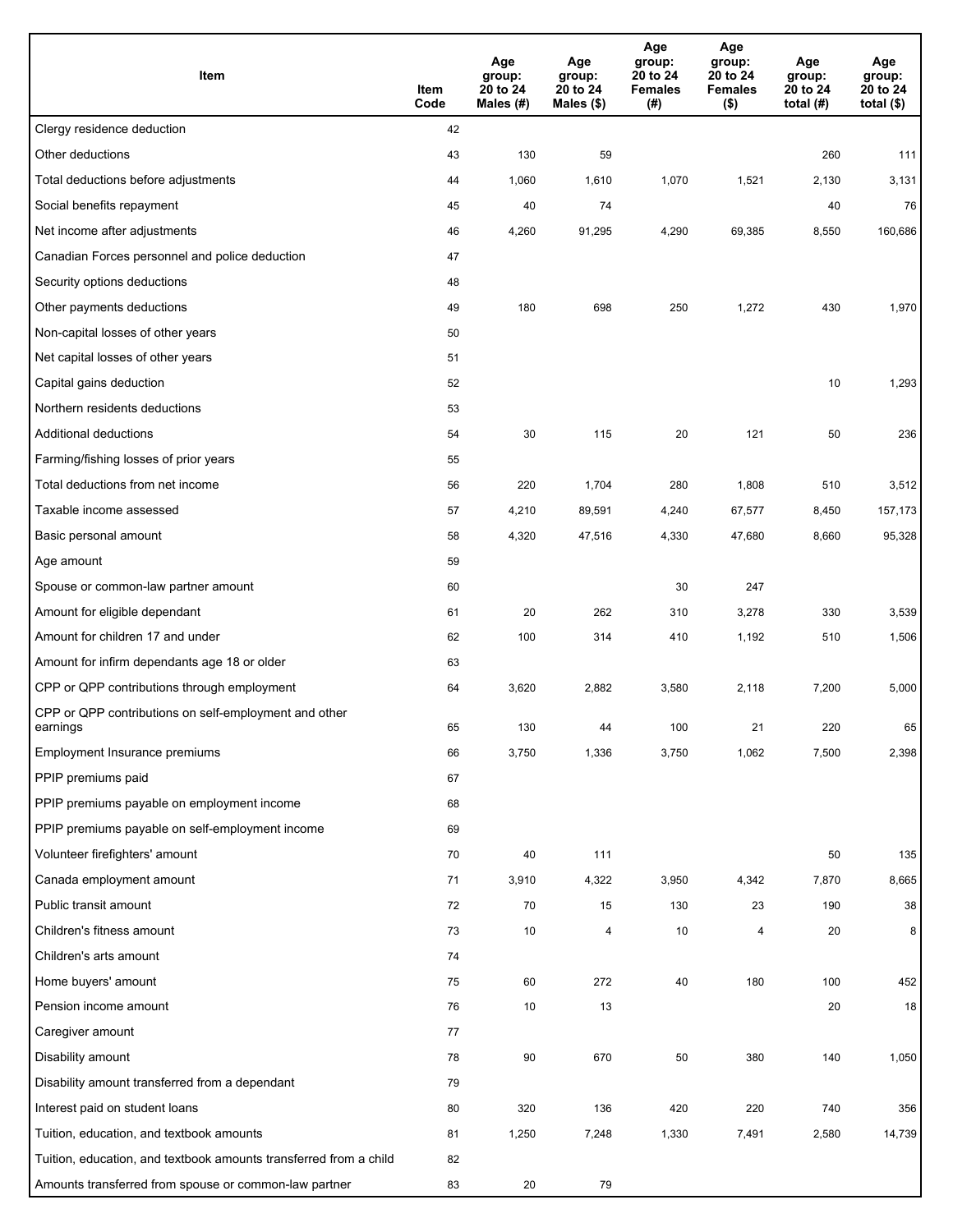| Item | Item Code | Age group: 20 to 24 Males (#) | Age group: 20 to 24 Males ($) | Age group: 20 to 24 Females (#) | Age group: 20 to 24 Females ($) | Age group: 20 to 24 total (#) | Age group: 20 to 24 total ($) |
|---|---|---|---|---|---|---|---|
| Clergy residence deduction | 42 | | | | | | |
| Other deductions | 43 | 130 | 59 | | | 260 | 111 |
| Total deductions before adjustments | 44 | 1,060 | 1,610 | 1,070 | 1,521 | 2,130 | 3,131 |
| Social benefits repayment | 45 | 40 | 74 | | | 40 | 76 |
| Net income after adjustments | 46 | 4,260 | 91,295 | 4,290 | 69,385 | 8,550 | 160,686 |
| Canadian Forces personnel and police deduction | 47 | | | | | | |
| Security options deductions | 48 | | | | | | |
| Other payments deductions | 49 | 180 | 698 | 250 | 1,272 | 430 | 1,970 |
| Non-capital losses of other years | 50 | | | | | | |
| Net capital losses of other years | 51 | | | | | | |
| Capital gains deduction | 52 | | | | | 10 | 1,293 |
| Northern residents deductions | 53 | | | | | | |
| Additional deductions | 54 | 30 | 115 | 20 | 121 | 50 | 236 |
| Farming/fishing losses of prior years | 55 | | | | | | |
| Total deductions from net income | 56 | 220 | 1,704 | 280 | 1,808 | 510 | 3,512 |
| Taxable income assessed | 57 | 4,210 | 89,591 | 4,240 | 67,577 | 8,450 | 157,173 |
| Basic personal amount | 58 | 4,320 | 47,516 | 4,330 | 47,680 | 8,660 | 95,328 |
| Age amount | 59 | | | | | | |
| Spouse or common-law partner amount | 60 | | | 30 | 247 | | |
| Amount for eligible dependant | 61 | 20 | 262 | 310 | 3,278 | 330 | 3,539 |
| Amount for children 17 and under | 62 | 100 | 314 | 410 | 1,192 | 510 | 1,506 |
| Amount for infirm dependants age 18 or older | 63 | | | | | | |
| CPP or QPP contributions through employment | 64 | 3,620 | 2,882 | 3,580 | 2,118 | 7,200 | 5,000 |
| CPP or QPP contributions on self-employment and other earnings | 65 | 130 | 44 | 100 | 21 | 220 | 65 |
| Employment Insurance premiums | 66 | 3,750 | 1,336 | 3,750 | 1,062 | 7,500 | 2,398 |
| PPIP premiums paid | 67 | | | | | | |
| PPIP premiums payable on employment income | 68 | | | | | | |
| PPIP premiums payable on self-employment income | 69 | | | | | | |
| Volunteer firefighters' amount | 70 | 40 | 111 | | | 50 | 135 |
| Canada employment amount | 71 | 3,910 | 4,322 | 3,950 | 4,342 | 7,870 | 8,665 |
| Public transit amount | 72 | 70 | 15 | 130 | 23 | 190 | 38 |
| Children's fitness amount | 73 | 10 | 4 | 10 | 4 | 20 | 8 |
| Children's arts amount | 74 | | | | | | |
| Home buyers' amount | 75 | 60 | 272 | 40 | 180 | 100 | 452 |
| Pension income amount | 76 | 10 | 13 | | | 20 | 18 |
| Caregiver amount | 77 | | | | | | |
| Disability amount | 78 | 90 | 670 | 50 | 380 | 140 | 1,050 |
| Disability amount transferred from a dependant | 79 | | | | | | |
| Interest paid on student loans | 80 | 320 | 136 | 420 | 220 | 740 | 356 |
| Tuition, education, and textbook amounts | 81 | 1,250 | 7,248 | 1,330 | 7,491 | 2,580 | 14,739 |
| Tuition, education, and textbook amounts transferred from a child | 82 | | | | | | |
| Amounts transferred from spouse or common-law partner | 83 | 20 | 79 | | | | |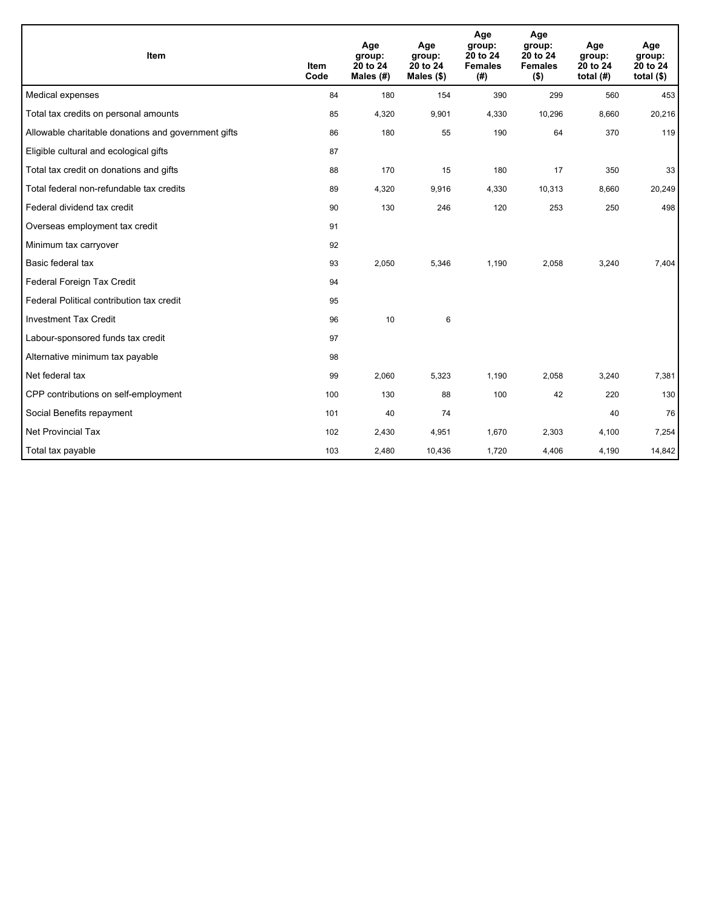| Item | Item Code | Age group: 20 to 24 Males (#) | Age group: 20 to 24 Males ($) | Age group: 20 to 24 Females (#) | Age group: 20 to 24 Females ($) | Age group: 20 to 24 total (#) | Age group: 20 to 24 total ($) |
|---|---|---|---|---|---|---|---|
| Medical expenses | 84 | 180 | 154 | 390 | 299 | 560 | 453 |
| Total tax credits on personal amounts | 85 | 4,320 | 9,901 | 4,330 | 10,296 | 8,660 | 20,216 |
| Allowable charitable donations and government gifts | 86 | 180 | 55 | 190 | 64 | 370 | 119 |
| Eligible cultural and ecological gifts | 87 | | | | | | |
| Total tax credit on donations and gifts | 88 | 170 | 15 | 180 | 17 | 350 | 33 |
| Total federal non-refundable tax credits | 89 | 4,320 | 9,916 | 4,330 | 10,313 | 8,660 | 20,249 |
| Federal dividend tax credit | 90 | 130 | 246 | 120 | 253 | 250 | 498 |
| Overseas employment tax credit | 91 | | | | | | |
| Minimum tax carryover | 92 | | | | | | |
| Basic federal tax | 93 | 2,050 | 5,346 | 1,190 | 2,058 | 3,240 | 7,404 |
| Federal Foreign Tax Credit | 94 | | | | | | |
| Federal Political contribution tax credit | 95 | | | | | | |
| Investment Tax Credit | 96 | 10 | 6 | | | | |
| Labour-sponsored funds tax credit | 97 | | | | | | |
| Alternative minimum tax payable | 98 | | | | | | |
| Net federal tax | 99 | 2,060 | 5,323 | 1,190 | 2,058 | 3,240 | 7,381 |
| CPP contributions on self-employment | 100 | 130 | 88 | 100 | 42 | 220 | 130 |
| Social Benefits repayment | 101 | 40 | 74 | | | 40 | 76 |
| Net Provincial Tax | 102 | 2,430 | 4,951 | 1,670 | 2,303 | 4,100 | 7,254 |
| Total tax payable | 103 | 2,480 | 10,436 | 1,720 | 4,406 | 4,190 | 14,842 |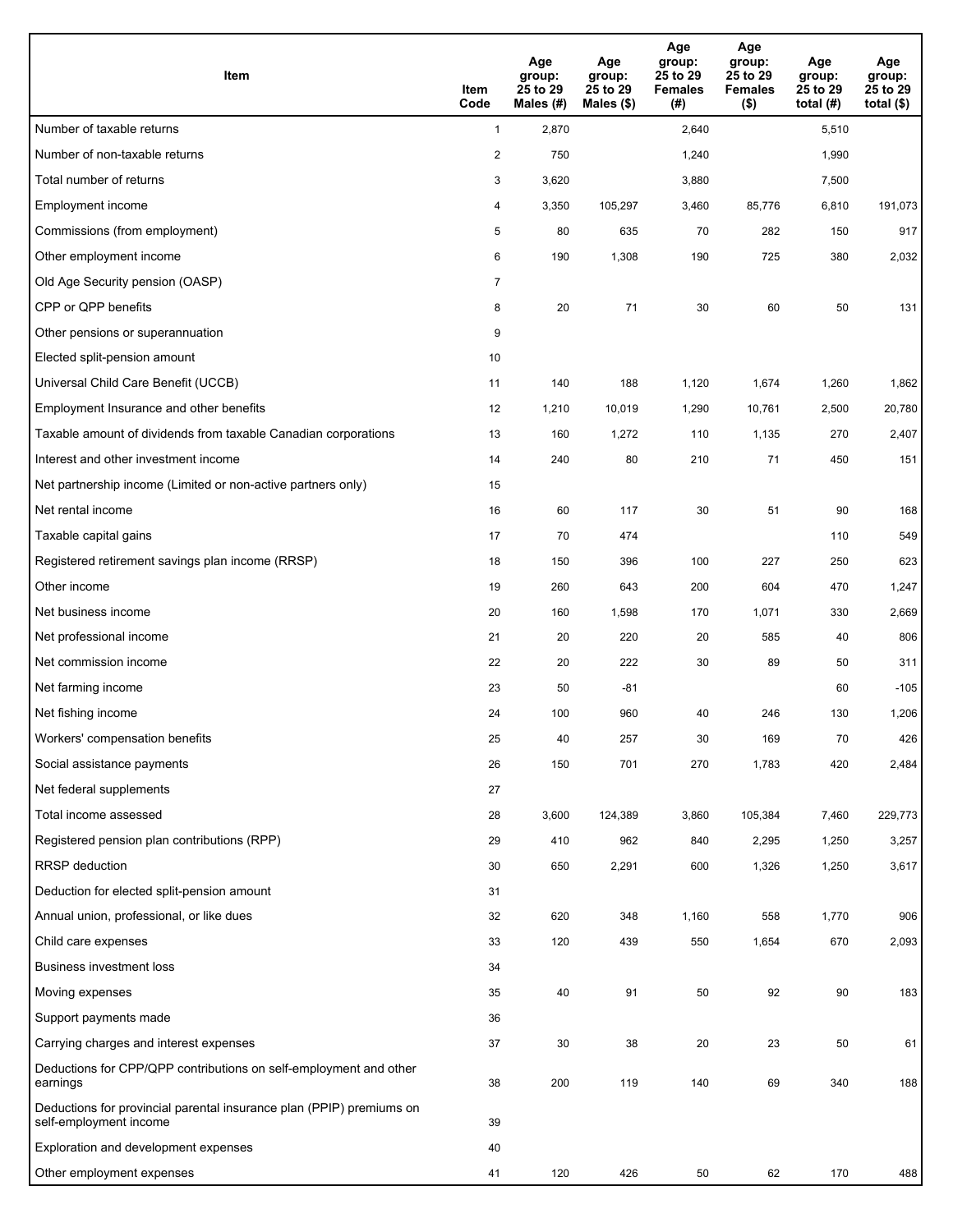| Item | Item Code | Age group: 25 to 29 Males (#) | Age group: 25 to 29 Males ($) | Age group: 25 to 29 Females (#) | Age group: 25 to 29 Females ($) | Age group: 25 to 29 total (#) | Age group: 25 to 29 total ($) |
|---|---|---|---|---|---|---|---|
| Number of taxable returns | 1 | 2,870 | | 2,640 | | 5,510 | |
| Number of non-taxable returns | 2 | 750 | | 1,240 | | 1,990 | |
| Total number of returns | 3 | 3,620 | | 3,880 | | 7,500 | |
| Employment income | 4 | 3,350 | 105,297 | 3,460 | 85,776 | 6,810 | 191,073 |
| Commissions (from employment) | 5 | 80 | 635 | 70 | 282 | 150 | 917 |
| Other employment income | 6 | 190 | 1,308 | 190 | 725 | 380 | 2,032 |
| Old Age Security pension (OASP) | 7 | | | | | | |
| CPP or QPP benefits | 8 | 20 | 71 | 30 | 60 | 50 | 131 |
| Other pensions or superannuation | 9 | | | | | | |
| Elected split-pension amount | 10 | | | | | | |
| Universal Child Care Benefit (UCCB) | 11 | 140 | 188 | 1,120 | 1,674 | 1,260 | 1,862 |
| Employment Insurance and other benefits | 12 | 1,210 | 10,019 | 1,290 | 10,761 | 2,500 | 20,780 |
| Taxable amount of dividends from taxable Canadian corporations | 13 | 160 | 1,272 | 110 | 1,135 | 270 | 2,407 |
| Interest and other investment income | 14 | 240 | 80 | 210 | 71 | 450 | 151 |
| Net partnership income (Limited or non-active partners only) | 15 | | | | | | |
| Net rental income | 16 | 60 | 117 | 30 | 51 | 90 | 168 |
| Taxable capital gains | 17 | 70 | 474 | | | 110 | 549 |
| Registered retirement savings plan income (RRSP) | 18 | 150 | 396 | 100 | 227 | 250 | 623 |
| Other income | 19 | 260 | 643 | 200 | 604 | 470 | 1,247 |
| Net business income | 20 | 160 | 1,598 | 170 | 1,071 | 330 | 2,669 |
| Net professional income | 21 | 20 | 220 | 20 | 585 | 40 | 806 |
| Net commission income | 22 | 20 | 222 | 30 | 89 | 50 | 311 |
| Net farming income | 23 | 50 | -81 | | | 60 | -105 |
| Net fishing income | 24 | 100 | 960 | 40 | 246 | 130 | 1,206 |
| Workers' compensation benefits | 25 | 40 | 257 | 30 | 169 | 70 | 426 |
| Social assistance payments | 26 | 150 | 701 | 270 | 1,783 | 420 | 2,484 |
| Net federal supplements | 27 | | | | | | |
| Total income assessed | 28 | 3,600 | 124,389 | 3,860 | 105,384 | 7,460 | 229,773 |
| Registered pension plan contributions (RPP) | 29 | 410 | 962 | 840 | 2,295 | 1,250 | 3,257 |
| RRSP deduction | 30 | 650 | 2,291 | 600 | 1,326 | 1,250 | 3,617 |
| Deduction for elected split-pension amount | 31 | | | | | | |
| Annual union, professional, or like dues | 32 | 620 | 348 | 1,160 | 558 | 1,770 | 906 |
| Child care expenses | 33 | 120 | 439 | 550 | 1,654 | 670 | 2,093 |
| Business investment loss | 34 | | | | | | |
| Moving expenses | 35 | 40 | 91 | 50 | 92 | 90 | 183 |
| Support payments made | 36 | | | | | | |
| Carrying charges and interest expenses | 37 | 30 | 38 | 20 | 23 | 50 | 61 |
| Deductions for CPP/QPP contributions on self-employment and other earnings | 38 | 200 | 119 | 140 | 69 | 340 | 188 |
| Deductions for provincial parental insurance plan (PPIP) premiums on self-employment income | 39 | | | | | | |
| Exploration and development expenses | 40 | | | | | | |
| Other employment expenses | 41 | 120 | 426 | 50 | 62 | 170 | 488 |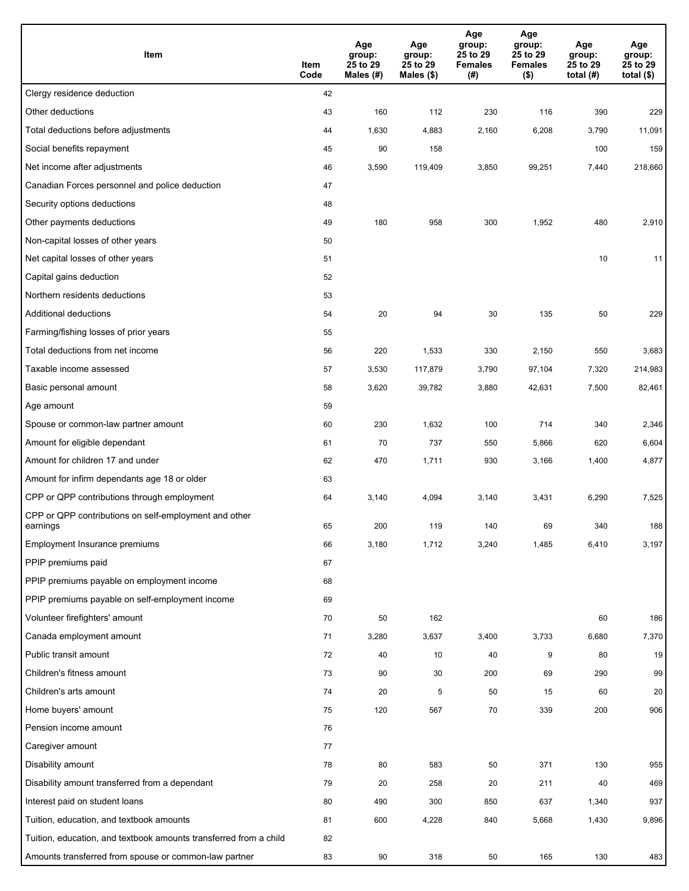| Item | Item Code | Age group: 25 to 29 Males (#) | Age group: 25 to 29 Males ($) | Age group: 25 to 29 Females (#) | Age group: 25 to 29 Females ($) | Age group: 25 to 29 total (#) | Age group: 25 to 29 total ($) |
|---|---|---|---|---|---|---|---|
| Clergy residence deduction | 42 | | | | | | |
| Other deductions | 43 | 160 | 112 | 230 | 116 | 390 | 229 |
| Total deductions before adjustments | 44 | 1,630 | 4,883 | 2,160 | 6,208 | 3,790 | 11,091 |
| Social benefits repayment | 45 | 90 | 158 | | | 100 | 159 |
| Net income after adjustments | 46 | 3,590 | 119,409 | 3,850 | 99,251 | 7,440 | 218,660 |
| Canadian Forces personnel and police deduction | 47 | | | | | | |
| Security options deductions | 48 | | | | | | |
| Other payments deductions | 49 | 180 | 958 | 300 | 1,952 | 480 | 2,910 |
| Non-capital losses of other years | 50 | | | | | | |
| Net capital losses of other years | 51 | | | | | 10 | 11 |
| Capital gains deduction | 52 | | | | | | |
| Northern residents deductions | 53 | | | | | | |
| Additional deductions | 54 | 20 | 94 | 30 | 135 | 50 | 229 |
| Farming/fishing losses of prior years | 55 | | | | | | |
| Total deductions from net income | 56 | 220 | 1,533 | 330 | 2,150 | 550 | 3,683 |
| Taxable income assessed | 57 | 3,530 | 117,879 | 3,790 | 97,104 | 7,320 | 214,983 |
| Basic personal amount | 58 | 3,620 | 39,782 | 3,880 | 42,631 | 7,500 | 82,461 |
| Age amount | 59 | | | | | | |
| Spouse or common-law partner amount | 60 | 230 | 1,632 | 100 | 714 | 340 | 2,346 |
| Amount for eligible dependant | 61 | 70 | 737 | 550 | 5,866 | 620 | 6,604 |
| Amount for children 17 and under | 62 | 470 | 1,711 | 930 | 3,166 | 1,400 | 4,877 |
| Amount for infirm dependants age 18 or older | 63 | | | | | | |
| CPP or QPP contributions through employment | 64 | 3,140 | 4,094 | 3,140 | 3,431 | 6,290 | 7,525 |
| CPP or QPP contributions on self-employment and other earnings | 65 | 200 | 119 | 140 | 69 | 340 | 188 |
| Employment Insurance premiums | 66 | 3,180 | 1,712 | 3,240 | 1,485 | 6,410 | 3,197 |
| PPIP premiums paid | 67 | | | | | | |
| PPIP premiums payable on employment income | 68 | | | | | | |
| PPIP premiums payable on self-employment income | 69 | | | | | | |
| Volunteer firefighters' amount | 70 | 50 | 162 | | | 60 | 186 |
| Canada employment amount | 71 | 3,280 | 3,637 | 3,400 | 3,733 | 6,680 | 7,370 |
| Public transit amount | 72 | 40 | 10 | 40 | 9 | 80 | 19 |
| Children's fitness amount | 73 | 90 | 30 | 200 | 69 | 290 | 99 |
| Children's arts amount | 74 | 20 | 5 | 50 | 15 | 60 | 20 |
| Home buyers' amount | 75 | 120 | 567 | 70 | 339 | 200 | 906 |
| Pension income amount | 76 | | | | | | |
| Caregiver amount | 77 | | | | | | |
| Disability amount | 78 | 80 | 583 | 50 | 371 | 130 | 955 |
| Disability amount transferred from a dependant | 79 | 20 | 258 | 20 | 211 | 40 | 469 |
| Interest paid on student loans | 80 | 490 | 300 | 850 | 637 | 1,340 | 937 |
| Tuition, education, and textbook amounts | 81 | 600 | 4,228 | 840 | 5,668 | 1,430 | 9,896 |
| Tuition, education, and textbook amounts transferred from a child | 82 | | | | | | |
| Amounts transferred from spouse or common-law partner | 83 | 90 | 318 | 50 | 165 | 130 | 483 |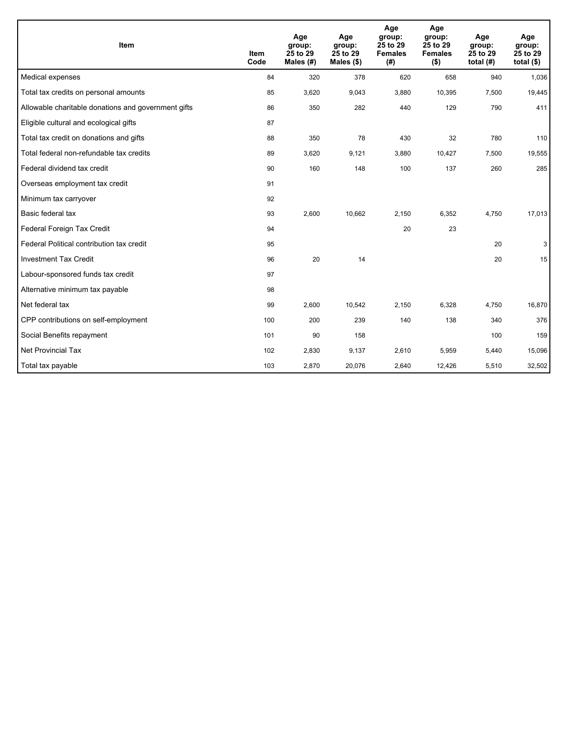| Item | Item Code | Age group: 25 to 29 Males (#) | Age group: 25 to 29 Males ($) | Age group: 25 to 29 Females (#) | Age group: 25 to 29 Females ($) | Age group: 25 to 29 total (#) | Age group: 25 to 29 total ($) |
|---|---|---|---|---|---|---|---|
| Medical expenses | 84 | 320 | 378 | 620 | 658 | 940 | 1,036 |
| Total tax credits on personal amounts | 85 | 3,620 | 9,043 | 3,880 | 10,395 | 7,500 | 19,445 |
| Allowable charitable donations and government gifts | 86 | 350 | 282 | 440 | 129 | 790 | 411 |
| Eligible cultural and ecological gifts | 87 | | | | | | |
| Total tax credit on donations and gifts | 88 | 350 | 78 | 430 | 32 | 780 | 110 |
| Total federal non-refundable tax credits | 89 | 3,620 | 9,121 | 3,880 | 10,427 | 7,500 | 19,555 |
| Federal dividend tax credit | 90 | 160 | 148 | 100 | 137 | 260 | 285 |
| Overseas employment tax credit | 91 | | | | | | |
| Minimum tax carryover | 92 | | | | | | |
| Basic federal tax | 93 | 2,600 | 10,662 | 2,150 | 6,352 | 4,750 | 17,013 |
| Federal Foreign Tax Credit | 94 | | | 20 | 23 | | |
| Federal Political contribution tax credit | 95 | | | | | 20 | 3 |
| Investment Tax Credit | 96 | 20 | 14 | | | 20 | 15 |
| Labour-sponsored funds tax credit | 97 | | | | | | |
| Alternative minimum tax payable | 98 | | | | | | |
| Net federal tax | 99 | 2,600 | 10,542 | 2,150 | 6,328 | 4,750 | 16,870 |
| CPP contributions on self-employment | 100 | 200 | 239 | 140 | 138 | 340 | 376 |
| Social Benefits repayment | 101 | 90 | 158 | | | 100 | 159 |
| Net Provincial Tax | 102 | 2,830 | 9,137 | 2,610 | 5,959 | 5,440 | 15,096 |
| Total tax payable | 103 | 2,870 | 20,076 | 2,640 | 12,426 | 5,510 | 32,502 |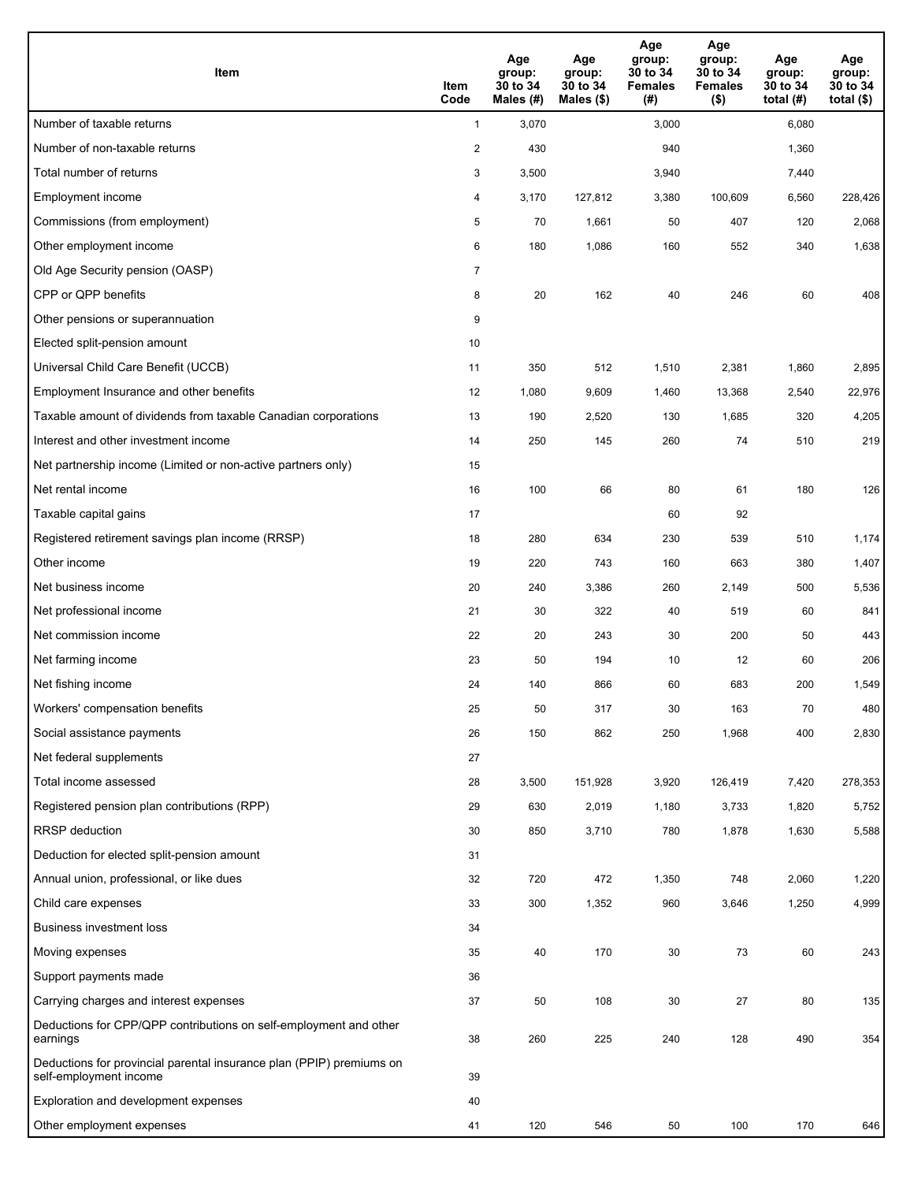| Item | Item Code | Age group: 30 to 34 Males (#) | Age group: 30 to 34 Males ($) | Age group: 30 to 34 Females (#) | Age group: 30 to 34 Females ($) | Age group: 30 to 34 total (#) | Age group: 30 to 34 total ($) |
|---|---|---|---|---|---|---|---|
| Number of taxable returns | 1 | 3,070 | | 3,000 | | 6,080 | |
| Number of non-taxable returns | 2 | 430 | | 940 | | 1,360 | |
| Total number of returns | 3 | 3,500 | | 3,940 | | 7,440 | |
| Employment income | 4 | 3,170 | 127,812 | 3,380 | 100,609 | 6,560 | 228,426 |
| Commissions (from employment) | 5 | 70 | 1,661 | 50 | 407 | 120 | 2,068 |
| Other employment income | 6 | 180 | 1,086 | 160 | 552 | 340 | 1,638 |
| Old Age Security pension (OASP) | 7 | | | | | | |
| CPP or QPP benefits | 8 | 20 | 162 | 40 | 246 | 60 | 408 |
| Other pensions or superannuation | 9 | | | | | | |
| Elected split-pension amount | 10 | | | | | | |
| Universal Child Care Benefit (UCCB) | 11 | 350 | 512 | 1,510 | 2,381 | 1,860 | 2,895 |
| Employment Insurance and other benefits | 12 | 1,080 | 9,609 | 1,460 | 13,368 | 2,540 | 22,976 |
| Taxable amount of dividends from taxable Canadian corporations | 13 | 190 | 2,520 | 130 | 1,685 | 320 | 4,205 |
| Interest and other investment income | 14 | 250 | 145 | 260 | 74 | 510 | 219 |
| Net partnership income (Limited or non-active partners only) | 15 | | | | | | |
| Net rental income | 16 | 100 | 66 | 80 | 61 | 180 | 126 |
| Taxable capital gains | 17 | | | 60 | 92 | | |
| Registered retirement savings plan income (RRSP) | 18 | 280 | 634 | 230 | 539 | 510 | 1,174 |
| Other income | 19 | 220 | 743 | 160 | 663 | 380 | 1,407 |
| Net business income | 20 | 240 | 3,386 | 260 | 2,149 | 500 | 5,536 |
| Net professional income | 21 | 30 | 322 | 40 | 519 | 60 | 841 |
| Net commission income | 22 | 20 | 243 | 30 | 200 | 50 | 443 |
| Net farming income | 23 | 50 | 194 | 10 | 12 | 60 | 206 |
| Net fishing income | 24 | 140 | 866 | 60 | 683 | 200 | 1,549 |
| Workers' compensation benefits | 25 | 50 | 317 | 30 | 163 | 70 | 480 |
| Social assistance payments | 26 | 150 | 862 | 250 | 1,968 | 400 | 2,830 |
| Net federal supplements | 27 | | | | | | |
| Total income assessed | 28 | 3,500 | 151,928 | 3,920 | 126,419 | 7,420 | 278,353 |
| Registered pension plan contributions (RPP) | 29 | 630 | 2,019 | 1,180 | 3,733 | 1,820 | 5,752 |
| RRSP deduction | 30 | 850 | 3,710 | 780 | 1,878 | 1,630 | 5,588 |
| Deduction for elected split-pension amount | 31 | | | | | | |
| Annual union, professional, or like dues | 32 | 720 | 472 | 1,350 | 748 | 2,060 | 1,220 |
| Child care expenses | 33 | 300 | 1,352 | 960 | 3,646 | 1,250 | 4,999 |
| Business investment loss | 34 | | | | | | |
| Moving expenses | 35 | 40 | 170 | 30 | 73 | 60 | 243 |
| Support payments made | 36 | | | | | | |
| Carrying charges and interest expenses | 37 | 50 | 108 | 30 | 27 | 80 | 135 |
| Deductions for CPP/QPP contributions on self-employment and other earnings | 38 | 260 | 225 | 240 | 128 | 490 | 354 |
| Deductions for provincial parental insurance plan (PPIP) premiums on self-employment income | 39 | | | | | | |
| Exploration and development expenses | 40 | | | | | | |
| Other employment expenses | 41 | 120 | 546 | 50 | 100 | 170 | 646 |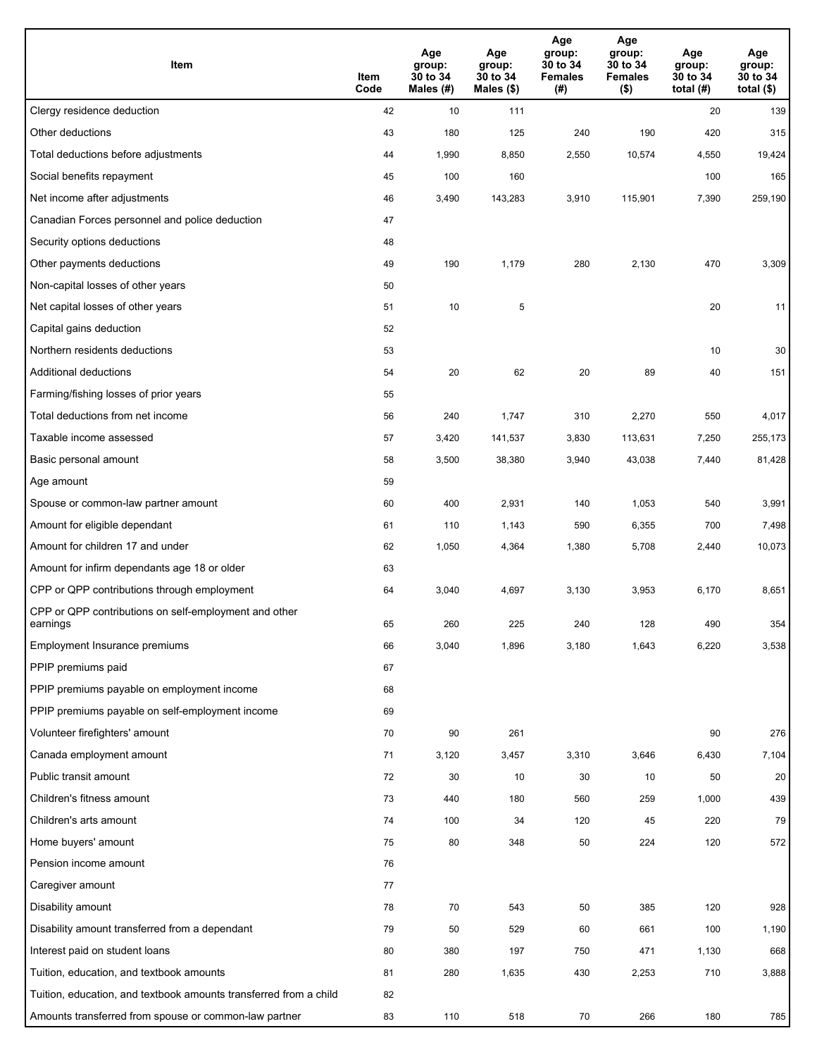| Item | Item Code | Age group: 30 to 34 Males (#) | Age group: 30 to 34 Males ($) | Age group: 30 to 34 Females (#) | Age group: 30 to 34 Females ($) | Age group: 30 to 34 total (#) | Age group: 30 to 34 total ($) |
|---|---|---|---|---|---|---|---|
| Clergy residence deduction | 42 | 10 | 111 | | | 20 | 139 |
| Other deductions | 43 | 180 | 125 | 240 | 190 | 420 | 315 |
| Total deductions before adjustments | 44 | 1,990 | 8,850 | 2,550 | 10,574 | 4,550 | 19,424 |
| Social benefits repayment | 45 | 100 | 160 | | | 100 | 165 |
| Net income after adjustments | 46 | 3,490 | 143,283 | 3,910 | 115,901 | 7,390 | 259,190 |
| Canadian Forces personnel and police deduction | 47 | | | | | | |
| Security options deductions | 48 | | | | | | |
| Other payments deductions | 49 | 190 | 1,179 | 280 | 2,130 | 470 | 3,309 |
| Non-capital losses of other years | 50 | | | | | | |
| Net capital losses of other years | 51 | 10 | 5 | | | 20 | 11 |
| Capital gains deduction | 52 | | | | | | |
| Northern residents deductions | 53 | | | | | 10 | 30 |
| Additional deductions | 54 | 20 | 62 | 20 | 89 | 40 | 151 |
| Farming/fishing losses of prior years | 55 | | | | | | |
| Total deductions from net income | 56 | 240 | 1,747 | 310 | 2,270 | 550 | 4,017 |
| Taxable income assessed | 57 | 3,420 | 141,537 | 3,830 | 113,631 | 7,250 | 255,173 |
| Basic personal amount | 58 | 3,500 | 38,380 | 3,940 | 43,038 | 7,440 | 81,428 |
| Age amount | 59 | | | | | | |
| Spouse or common-law partner amount | 60 | 400 | 2,931 | 140 | 1,053 | 540 | 3,991 |
| Amount for eligible dependant | 61 | 110 | 1,143 | 590 | 6,355 | 700 | 7,498 |
| Amount for children 17 and under | 62 | 1,050 | 4,364 | 1,380 | 5,708 | 2,440 | 10,073 |
| Amount for infirm dependants age 18 or older | 63 | | | | | | |
| CPP or QPP contributions through employment | 64 | 3,040 | 4,697 | 3,130 | 3,953 | 6,170 | 8,651 |
| CPP or QPP contributions on self-employment and other earnings | 65 | 260 | 225 | 240 | 128 | 490 | 354 |
| Employment Insurance premiums | 66 | 3,040 | 1,896 | 3,180 | 1,643 | 6,220 | 3,538 |
| PPIP premiums paid | 67 | | | | | | |
| PPIP premiums payable on employment income | 68 | | | | | | |
| PPIP premiums payable on self-employment income | 69 | | | | | | |
| Volunteer firefighters' amount | 70 | 90 | 261 | | | 90 | 276 |
| Canada employment amount | 71 | 3,120 | 3,457 | 3,310 | 3,646 | 6,430 | 7,104 |
| Public transit amount | 72 | 30 | 10 | 30 | 10 | 50 | 20 |
| Children's fitness amount | 73 | 440 | 180 | 560 | 259 | 1,000 | 439 |
| Children's arts amount | 74 | 100 | 34 | 120 | 45 | 220 | 79 |
| Home buyers' amount | 75 | 80 | 348 | 50 | 224 | 120 | 572 |
| Pension income amount | 76 | | | | | | |
| Caregiver amount | 77 | | | | | | |
| Disability amount | 78 | 70 | 543 | 50 | 385 | 120 | 928 |
| Disability amount transferred from a dependant | 79 | 50 | 529 | 60 | 661 | 100 | 1,190 |
| Interest paid on student loans | 80 | 380 | 197 | 750 | 471 | 1,130 | 668 |
| Tuition, education, and textbook amounts | 81 | 280 | 1,635 | 430 | 2,253 | 710 | 3,888 |
| Tuition, education, and textbook amounts transferred from a child | 82 | | | | | | |
| Amounts transferred from spouse or common-law partner | 83 | 110 | 518 | 70 | 266 | 180 | 785 |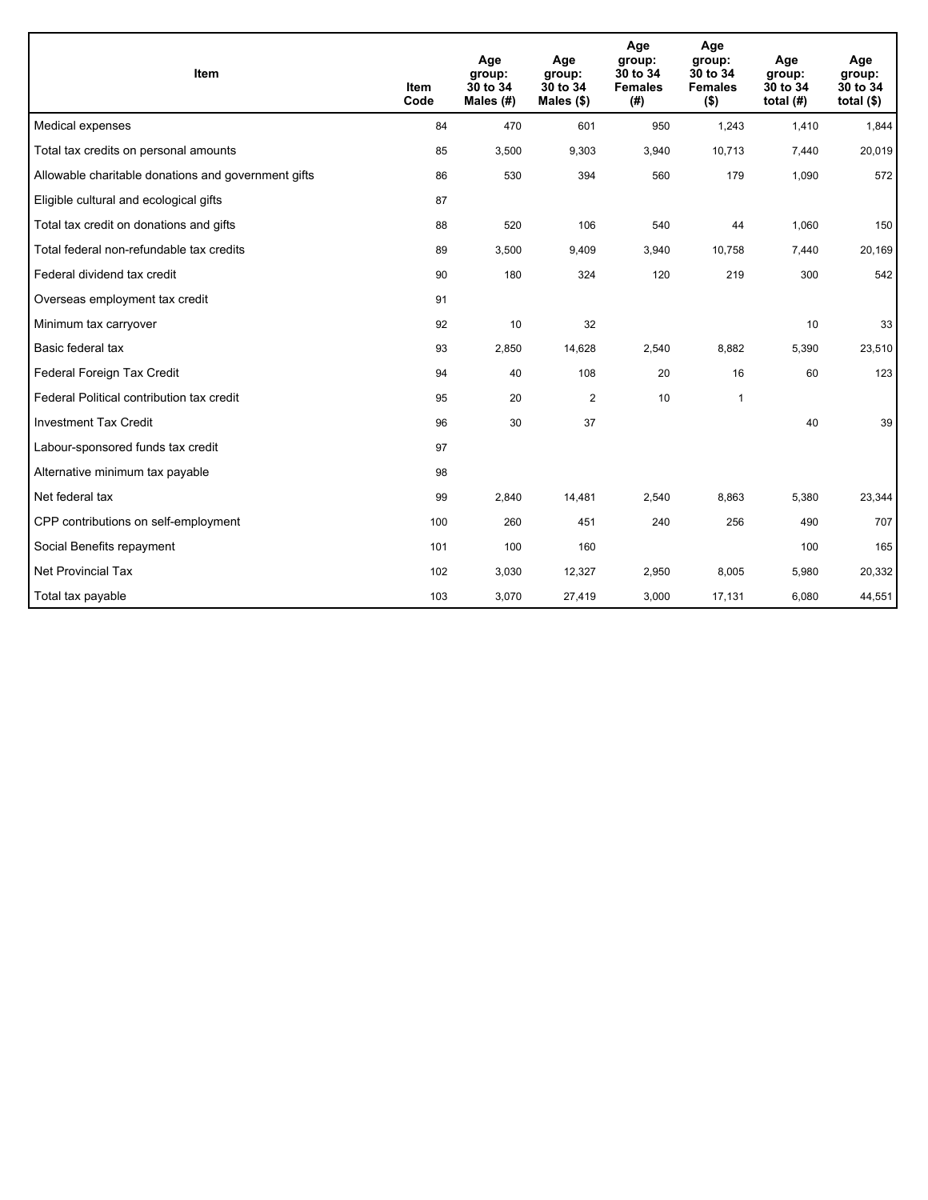| Item | Item Code | Age group: 30 to 34 Males (#) | Age group: 30 to 34 Males ($) | Age group: 30 to 34 Females (#) | Age group: 30 to 34 Females ($) | Age group: 30 to 34 total (#) | Age group: 30 to 34 total ($) |
|---|---|---|---|---|---|---|---|
| Medical expenses | 84 | 470 | 601 | 950 | 1,243 | 1,410 | 1,844 |
| Total tax credits on personal amounts | 85 | 3,500 | 9,303 | 3,940 | 10,713 | 7,440 | 20,019 |
| Allowable charitable donations and government gifts | 86 | 530 | 394 | 560 | 179 | 1,090 | 572 |
| Eligible cultural and ecological gifts | 87 | | | | | | |
| Total tax credit on donations and gifts | 88 | 520 | 106 | 540 | 44 | 1,060 | 150 |
| Total federal non-refundable tax credits | 89 | 3,500 | 9,409 | 3,940 | 10,758 | 7,440 | 20,169 |
| Federal dividend tax credit | 90 | 180 | 324 | 120 | 219 | 300 | 542 |
| Overseas employment tax credit | 91 | | | | | | |
| Minimum tax carryover | 92 | 10 | 32 | | | 10 | 33 |
| Basic federal tax | 93 | 2,850 | 14,628 | 2,540 | 8,882 | 5,390 | 23,510 |
| Federal Foreign Tax Credit | 94 | 40 | 108 | 20 | 16 | 60 | 123 |
| Federal Political contribution tax credit | 95 | 20 | 2 | 10 | 1 | | |
| Investment Tax Credit | 96 | 30 | 37 | | | 40 | 39 |
| Labour-sponsored funds tax credit | 97 | | | | | | |
| Alternative minimum tax payable | 98 | | | | | | |
| Net federal tax | 99 | 2,840 | 14,481 | 2,540 | 8,863 | 5,380 | 23,344 |
| CPP contributions on self-employment | 100 | 260 | 451 | 240 | 256 | 490 | 707 |
| Social Benefits repayment | 101 | 100 | 160 | | | 100 | 165 |
| Net Provincial Tax | 102 | 3,030 | 12,327 | 2,950 | 8,005 | 5,980 | 20,332 |
| Total tax payable | 103 | 3,070 | 27,419 | 3,000 | 17,131 | 6,080 | 44,551 |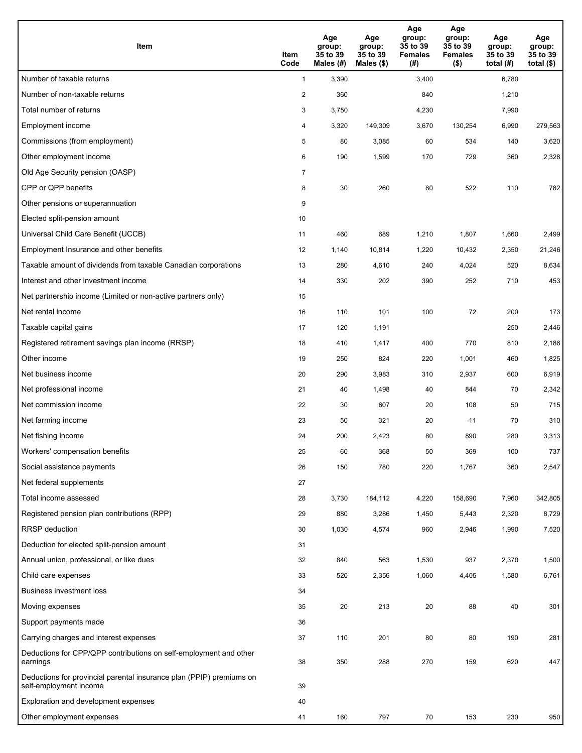| Item | Item Code | Age group: 35 to 39 Males (#) | Age group: 35 to 39 Males ($) | Age group: 35 to 39 Females (#) | Age group: 35 to 39 Females ($) | Age group: 35 to 39 total (#) | Age group: 35 to 39 total ($) |
|---|---|---|---|---|---|---|---|
| Number of taxable returns | 1 | 3,390 | | 3,400 | | 6,780 | |
| Number of non-taxable returns | 2 | 360 | | 840 | | 1,210 | |
| Total number of returns | 3 | 3,750 | | 4,230 | | 7,990 | |
| Employment income | 4 | 3,320 | 149,309 | 3,670 | 130,254 | 6,990 | 279,563 |
| Commissions (from employment) | 5 | 80 | 3,085 | 60 | 534 | 140 | 3,620 |
| Other employment income | 6 | 190 | 1,599 | 170 | 729 | 360 | 2,328 |
| Old Age Security pension (OASP) | 7 | | | | | | |
| CPP or QPP benefits | 8 | 30 | 260 | 80 | 522 | 110 | 782 |
| Other pensions or superannuation | 9 | | | | | | |
| Elected split-pension amount | 10 | | | | | | |
| Universal Child Care Benefit (UCCB) | 11 | 460 | 689 | 1,210 | 1,807 | 1,660 | 2,499 |
| Employment Insurance and other benefits | 12 | 1,140 | 10,814 | 1,220 | 10,432 | 2,350 | 21,246 |
| Taxable amount of dividends from taxable Canadian corporations | 13 | 280 | 4,610 | 240 | 4,024 | 520 | 8,634 |
| Interest and other investment income | 14 | 330 | 202 | 390 | 252 | 710 | 453 |
| Net partnership income (Limited or non-active partners only) | 15 | | | | | | |
| Net rental income | 16 | 110 | 101 | 100 | 72 | 200 | 173 |
| Taxable capital gains | 17 | 120 | 1,191 | | | 250 | 2,446 |
| Registered retirement savings plan income (RRSP) | 18 | 410 | 1,417 | 400 | 770 | 810 | 2,186 |
| Other income | 19 | 250 | 824 | 220 | 1,001 | 460 | 1,825 |
| Net business income | 20 | 290 | 3,983 | 310 | 2,937 | 600 | 6,919 |
| Net professional income | 21 | 40 | 1,498 | 40 | 844 | 70 | 2,342 |
| Net commission income | 22 | 30 | 607 | 20 | 108 | 50 | 715 |
| Net farming income | 23 | 50 | 321 | 20 | -11 | 70 | 310 |
| Net fishing income | 24 | 200 | 2,423 | 80 | 890 | 280 | 3,313 |
| Workers' compensation benefits | 25 | 60 | 368 | 50 | 369 | 100 | 737 |
| Social assistance payments | 26 | 150 | 780 | 220 | 1,767 | 360 | 2,547 |
| Net federal supplements | 27 | | | | | | |
| Total income assessed | 28 | 3,730 | 184,112 | 4,220 | 158,690 | 7,960 | 342,805 |
| Registered pension plan contributions (RPP) | 29 | 880 | 3,286 | 1,450 | 5,443 | 2,320 | 8,729 |
| RRSP deduction | 30 | 1,030 | 4,574 | 960 | 2,946 | 1,990 | 7,520 |
| Deduction for elected split-pension amount | 31 | | | | | | |
| Annual union, professional, or like dues | 32 | 840 | 563 | 1,530 | 937 | 2,370 | 1,500 |
| Child care expenses | 33 | 520 | 2,356 | 1,060 | 4,405 | 1,580 | 6,761 |
| Business investment loss | 34 | | | | | | |
| Moving expenses | 35 | 20 | 213 | 20 | 88 | 40 | 301 |
| Support payments made | 36 | | | | | | |
| Carrying charges and interest expenses | 37 | 110 | 201 | 80 | 80 | 190 | 281 |
| Deductions for CPP/QPP contributions on self-employment and other earnings | 38 | 350 | 288 | 270 | 159 | 620 | 447 |
| Deductions for provincial parental insurance plan (PPIP) premiums on self-employment income | 39 | | | | | | |
| Exploration and development expenses | 40 | | | | | | |
| Other employment expenses | 41 | 160 | 797 | 70 | 153 | 230 | 950 |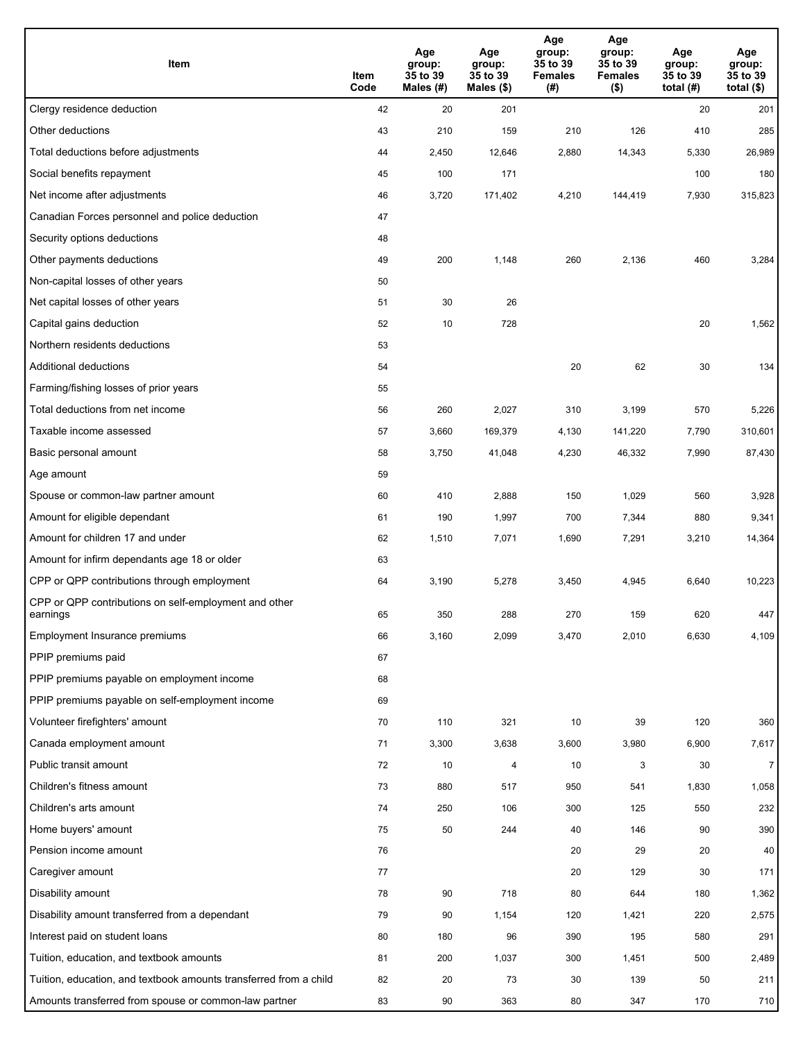| Item | Item Code | Age group: 35 to 39 Males (#) | Age group: 35 to 39 Males ($) | Age group: 35 to 39 Females (#) | Age group: 35 to 39 Females ($) | Age group: 35 to 39 total (#) | Age group: 35 to 39 total ($) |
|---|---|---|---|---|---|---|---|
| Clergy residence deduction | 42 | 20 | 201 | | | 20 | 201 |
| Other deductions | 43 | 210 | 159 | 210 | 126 | 410 | 285 |
| Total deductions before adjustments | 44 | 2,450 | 12,646 | 2,880 | 14,343 | 5,330 | 26,989 |
| Social benefits repayment | 45 | 100 | 171 | | | 100 | 180 |
| Net income after adjustments | 46 | 3,720 | 171,402 | 4,210 | 144,419 | 7,930 | 315,823 |
| Canadian Forces personnel and police deduction | 47 | | | | | | |
| Security options deductions | 48 | | | | | | |
| Other payments deductions | 49 | 200 | 1,148 | 260 | 2,136 | 460 | 3,284 |
| Non-capital losses of other years | 50 | | | | | | |
| Net capital losses of other years | 51 | 30 | 26 | | | | |
| Capital gains deduction | 52 | 10 | 728 | | | 20 | 1,562 |
| Northern residents deductions | 53 | | | | | | |
| Additional deductions | 54 | | | 20 | 62 | 30 | 134 |
| Farming/fishing losses of prior years | 55 | | | | | | |
| Total deductions from net income | 56 | 260 | 2,027 | 310 | 3,199 | 570 | 5,226 |
| Taxable income assessed | 57 | 3,660 | 169,379 | 4,130 | 141,220 | 7,790 | 310,601 |
| Basic personal amount | 58 | 3,750 | 41,048 | 4,230 | 46,332 | 7,990 | 87,430 |
| Age amount | 59 | | | | | | |
| Spouse or common-law partner amount | 60 | 410 | 2,888 | 150 | 1,029 | 560 | 3,928 |
| Amount for eligible dependant | 61 | 190 | 1,997 | 700 | 7,344 | 880 | 9,341 |
| Amount for children 17 and under | 62 | 1,510 | 7,071 | 1,690 | 7,291 | 3,210 | 14,364 |
| Amount for infirm dependants age 18 or older | 63 | | | | | | |
| CPP or QPP contributions through employment | 64 | 3,190 | 5,278 | 3,450 | 4,945 | 6,640 | 10,223 |
| CPP or QPP contributions on self-employment and other earnings | 65 | 350 | 288 | 270 | 159 | 620 | 447 |
| Employment Insurance premiums | 66 | 3,160 | 2,099 | 3,470 | 2,010 | 6,630 | 4,109 |
| PPIP premiums paid | 67 | | | | | | |
| PPIP premiums payable on employment income | 68 | | | | | | |
| PPIP premiums payable on self-employment income | 69 | | | | | | |
| Volunteer firefighters' amount | 70 | 110 | 321 | 10 | 39 | 120 | 360 |
| Canada employment amount | 71 | 3,300 | 3,638 | 3,600 | 3,980 | 6,900 | 7,617 |
| Public transit amount | 72 | 10 | 4 | 10 | 3 | 30 | 7 |
| Children's fitness amount | 73 | 880 | 517 | 950 | 541 | 1,830 | 1,058 |
| Children's arts amount | 74 | 250 | 106 | 300 | 125 | 550 | 232 |
| Home buyers' amount | 75 | 50 | 244 | 40 | 146 | 90 | 390 |
| Pension income amount | 76 | | | 20 | 29 | 20 | 40 |
| Caregiver amount | 77 | | | 20 | 129 | 30 | 171 |
| Disability amount | 78 | 90 | 718 | 80 | 644 | 180 | 1,362 |
| Disability amount transferred from a dependant | 79 | 90 | 1,154 | 120 | 1,421 | 220 | 2,575 |
| Interest paid on student loans | 80 | 180 | 96 | 390 | 195 | 580 | 291 |
| Tuition, education, and textbook amounts | 81 | 200 | 1,037 | 300 | 1,451 | 500 | 2,489 |
| Tuition, education, and textbook amounts transferred from a child | 82 | 20 | 73 | 30 | 139 | 50 | 211 |
| Amounts transferred from spouse or common-law partner | 83 | 90 | 363 | 80 | 347 | 170 | 710 |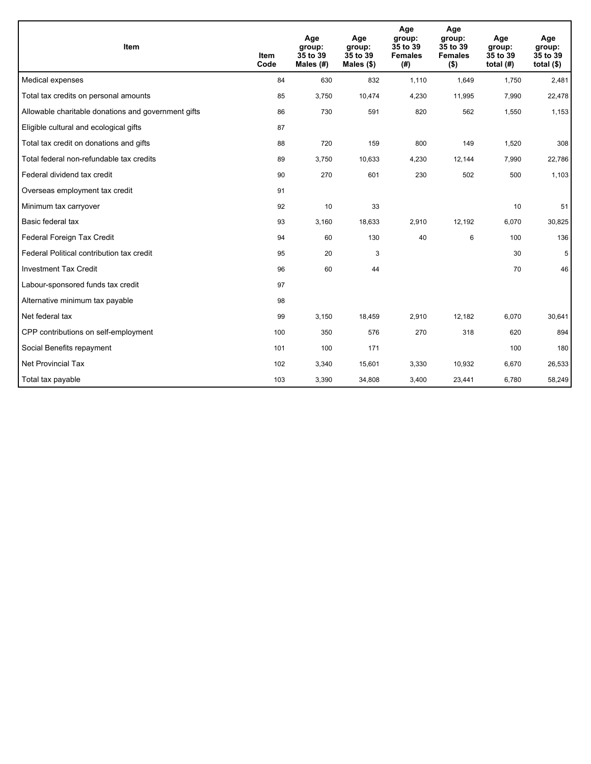| Item | Item Code | Age group: 35 to 39 Males (#) | Age group: 35 to 39 Males ($) | Age group: 35 to 39 Females (#) | Age group: 35 to 39 Females ($) | Age group: 35 to 39 total (#) | Age group: 35 to 39 total ($) |
|---|---|---|---|---|---|---|---|
| Medical expenses | 84 | 630 | 832 | 1,110 | 1,649 | 1,750 | 2,481 |
| Total tax credits on personal amounts | 85 | 3,750 | 10,474 | 4,230 | 11,995 | 7,990 | 22,478 |
| Allowable charitable donations and government gifts | 86 | 730 | 591 | 820 | 562 | 1,550 | 1,153 |
| Eligible cultural and ecological gifts | 87 | | | | | | |
| Total tax credit on donations and gifts | 88 | 720 | 159 | 800 | 149 | 1,520 | 308 |
| Total federal non-refundable tax credits | 89 | 3,750 | 10,633 | 4,230 | 12,144 | 7,990 | 22,786 |
| Federal dividend tax credit | 90 | 270 | 601 | 230 | 502 | 500 | 1,103 |
| Overseas employment tax credit | 91 | | | | | | |
| Minimum tax carryover | 92 | 10 | 33 | | | 10 | 51 |
| Basic federal tax | 93 | 3,160 | 18,633 | 2,910 | 12,192 | 6,070 | 30,825 |
| Federal Foreign Tax Credit | 94 | 60 | 130 | 40 | 6 | 100 | 136 |
| Federal Political contribution tax credit | 95 | 20 | 3 | | | 30 | 5 |
| Investment Tax Credit | 96 | 60 | 44 | | | 70 | 46 |
| Labour-sponsored funds tax credit | 97 | | | | | | |
| Alternative minimum tax payable | 98 | | | | | | |
| Net federal tax | 99 | 3,150 | 18,459 | 2,910 | 12,182 | 6,070 | 30,641 |
| CPP contributions on self-employment | 100 | 350 | 576 | 270 | 318 | 620 | 894 |
| Social Benefits repayment | 101 | 100 | 171 | | | 100 | 180 |
| Net Provincial Tax | 102 | 3,340 | 15,601 | 3,330 | 10,932 | 6,670 | 26,533 |
| Total tax payable | 103 | 3,390 | 34,808 | 3,400 | 23,441 | 6,780 | 58,249 |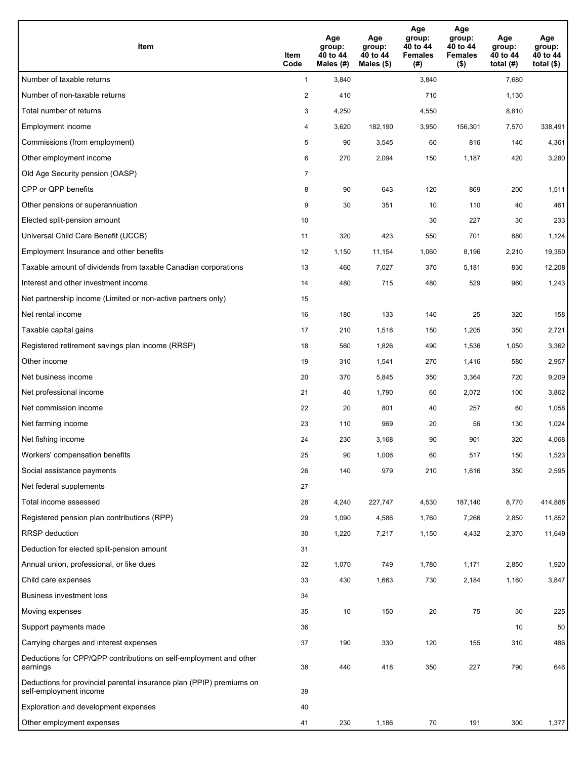| Item | Item Code | Age group: 40 to 44 Males (#) | Age group: 40 to 44 Males ($) | Age group: 40 to 44 Females (#) | Age group: 40 to 44 Females ($) | Age group: 40 to 44 total (#) | Age group: 40 to 44 total ($) |
|---|---|---|---|---|---|---|---|
| Number of taxable returns | 1 | 3,840 | | 3,840 | | 7,680 | |
| Number of non-taxable returns | 2 | 410 | | 710 | | 1,130 | |
| Total number of returns | 3 | 4,250 | | 4,550 | | 8,810 | |
| Employment income | 4 | 3,620 | 182,190 | 3,950 | 156,301 | 7,570 | 338,491 |
| Commissions (from employment) | 5 | 90 | 3,545 | 60 | 816 | 140 | 4,361 |
| Other employment income | 6 | 270 | 2,094 | 150 | 1,187 | 420 | 3,280 |
| Old Age Security pension (OASP) | 7 | | | | | | |
| CPP or QPP benefits | 8 | 90 | 643 | 120 | 869 | 200 | 1,511 |
| Other pensions or superannuation | 9 | 30 | 351 | 10 | 110 | 40 | 461 |
| Elected split-pension amount | 10 | | | 30 | 227 | 30 | 233 |
| Universal Child Care Benefit (UCCB) | 11 | 320 | 423 | 550 | 701 | 880 | 1,124 |
| Employment Insurance and other benefits | 12 | 1,150 | 11,154 | 1,060 | 8,196 | 2,210 | 19,350 |
| Taxable amount of dividends from taxable Canadian corporations | 13 | 460 | 7,027 | 370 | 5,181 | 830 | 12,208 |
| Interest and other investment income | 14 | 480 | 715 | 480 | 529 | 960 | 1,243 |
| Net partnership income (Limited or non-active partners only) | 15 | | | | | | |
| Net rental income | 16 | 180 | 133 | 140 | 25 | 320 | 158 |
| Taxable capital gains | 17 | 210 | 1,516 | 150 | 1,205 | 350 | 2,721 |
| Registered retirement savings plan income (RRSP) | 18 | 560 | 1,826 | 490 | 1,536 | 1,050 | 3,362 |
| Other income | 19 | 310 | 1,541 | 270 | 1,416 | 580 | 2,957 |
| Net business income | 20 | 370 | 5,845 | 350 | 3,364 | 720 | 9,209 |
| Net professional income | 21 | 40 | 1,790 | 60 | 2,072 | 100 | 3,862 |
| Net commission income | 22 | 20 | 801 | 40 | 257 | 60 | 1,058 |
| Net farming income | 23 | 110 | 969 | 20 | 56 | 130 | 1,024 |
| Net fishing income | 24 | 230 | 3,168 | 90 | 901 | 320 | 4,068 |
| Workers' compensation benefits | 25 | 90 | 1,006 | 60 | 517 | 150 | 1,523 |
| Social assistance payments | 26 | 140 | 979 | 210 | 1,616 | 350 | 2,595 |
| Net federal supplements | 27 | | | | | | |
| Total income assessed | 28 | 4,240 | 227,747 | 4,530 | 187,140 | 8,770 | 414,888 |
| Registered pension plan contributions (RPP) | 29 | 1,090 | 4,586 | 1,760 | 7,266 | 2,850 | 11,852 |
| RRSP deduction | 30 | 1,220 | 7,217 | 1,150 | 4,432 | 2,370 | 11,649 |
| Deduction for elected split-pension amount | 31 | | | | | | |
| Annual union, professional, or like dues | 32 | 1,070 | 749 | 1,780 | 1,171 | 2,850 | 1,920 |
| Child care expenses | 33 | 430 | 1,663 | 730 | 2,184 | 1,160 | 3,847 |
| Business investment loss | 34 | | | | | | |
| Moving expenses | 35 | 10 | 150 | 20 | 75 | 30 | 225 |
| Support payments made | 36 | | | | | 10 | 50 |
| Carrying charges and interest expenses | 37 | 190 | 330 | 120 | 155 | 310 | 486 |
| Deductions for CPP/QPP contributions on self-employment and other earnings | 38 | 440 | 418 | 350 | 227 | 790 | 646 |
| Deductions for provincial parental insurance plan (PPIP) premiums on self-employment income | 39 | | | | | | |
| Exploration and development expenses | 40 | | | | | | |
| Other employment expenses | 41 | 230 | 1,186 | 70 | 191 | 300 | 1,377 |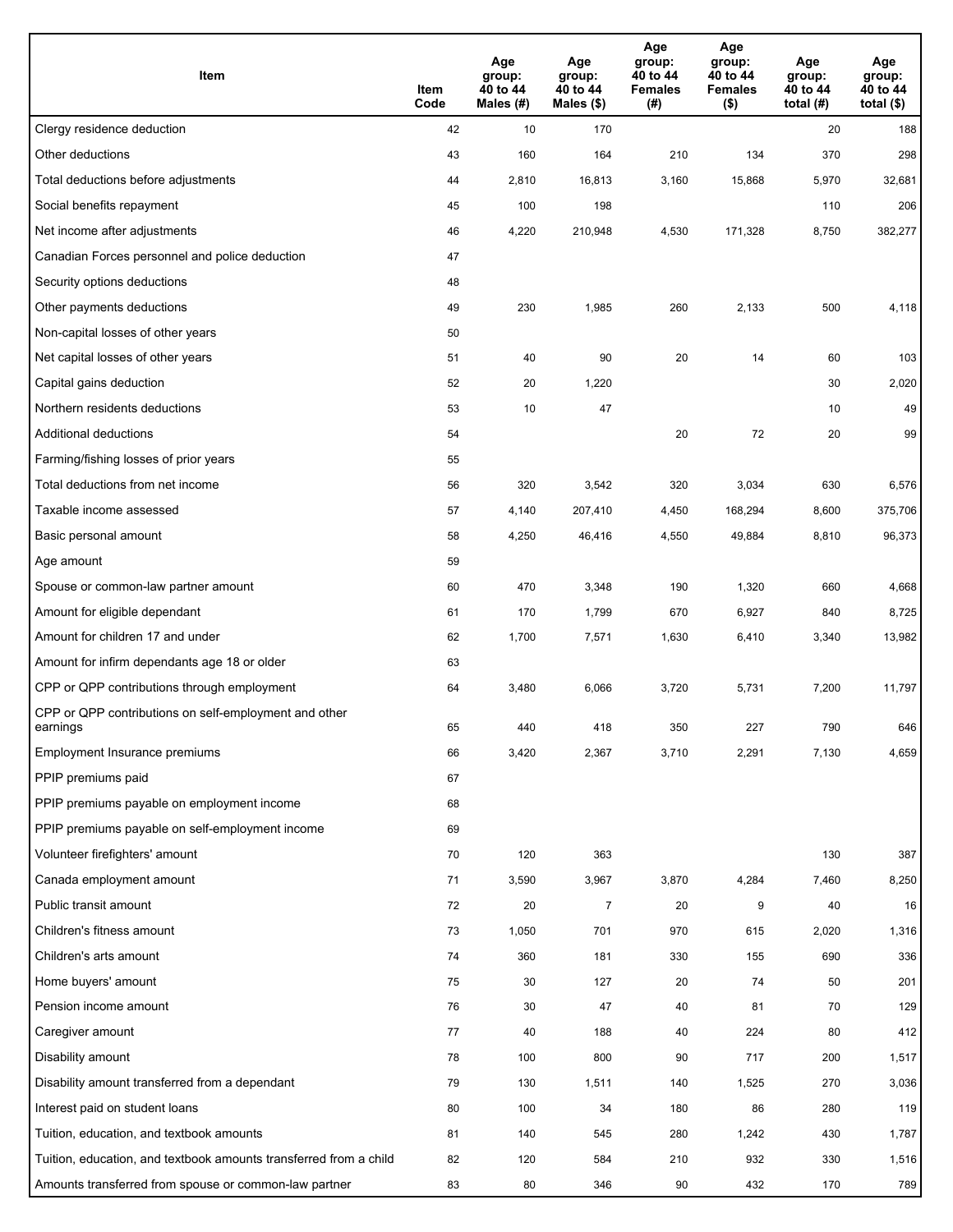| Item | Item Code | Age group: 40 to 44 Males (#) | Age group: 40 to 44 Males ($) | Age group: 40 to 44 Females (#) | Age group: 40 to 44 Females ($) | Age group: 40 to 44 total (#) | Age group: 40 to 44 total ($) |
|---|---|---|---|---|---|---|---|
| Clergy residence deduction | 42 | 10 | 170 | | | 20 | 188 |
| Other deductions | 43 | 160 | 164 | 210 | 134 | 370 | 298 |
| Total deductions before adjustments | 44 | 2,810 | 16,813 | 3,160 | 15,868 | 5,970 | 32,681 |
| Social benefits repayment | 45 | 100 | 198 | | | 110 | 206 |
| Net income after adjustments | 46 | 4,220 | 210,948 | 4,530 | 171,328 | 8,750 | 382,277 |
| Canadian Forces personnel and police deduction | 47 | | | | | | |
| Security options deductions | 48 | | | | | | |
| Other payments deductions | 49 | 230 | 1,985 | 260 | 2,133 | 500 | 4,118 |
| Non-capital losses of other years | 50 | | | | | | |
| Net capital losses of other years | 51 | 40 | 90 | 20 | 14 | 60 | 103 |
| Capital gains deduction | 52 | 20 | 1,220 | | | 30 | 2,020 |
| Northern residents deductions | 53 | 10 | 47 | | | 10 | 49 |
| Additional deductions | 54 | | | 20 | 72 | 20 | 99 |
| Farming/fishing losses of prior years | 55 | | | | | | |
| Total deductions from net income | 56 | 320 | 3,542 | 320 | 3,034 | 630 | 6,576 |
| Taxable income assessed | 57 | 4,140 | 207,410 | 4,450 | 168,294 | 8,600 | 375,706 |
| Basic personal amount | 58 | 4,250 | 46,416 | 4,550 | 49,884 | 8,810 | 96,373 |
| Age amount | 59 | | | | | | |
| Spouse or common-law partner amount | 60 | 470 | 3,348 | 190 | 1,320 | 660 | 4,668 |
| Amount for eligible dependant | 61 | 170 | 1,799 | 670 | 6,927 | 840 | 8,725 |
| Amount for children 17 and under | 62 | 1,700 | 7,571 | 1,630 | 6,410 | 3,340 | 13,982 |
| Amount for infirm dependants age 18 or older | 63 | | | | | | |
| CPP or QPP contributions through employment | 64 | 3,480 | 6,066 | 3,720 | 5,731 | 7,200 | 11,797 |
| CPP or QPP contributions on self-employment and other earnings | 65 | 440 | 418 | 350 | 227 | 790 | 646 |
| Employment Insurance premiums | 66 | 3,420 | 2,367 | 3,710 | 2,291 | 7,130 | 4,659 |
| PPIP premiums paid | 67 | | | | | | |
| PPIP premiums payable on employment income | 68 | | | | | | |
| PPIP premiums payable on self-employment income | 69 | | | | | | |
| Volunteer firefighters' amount | 70 | 120 | 363 | | | 130 | 387 |
| Canada employment amount | 71 | 3,590 | 3,967 | 3,870 | 4,284 | 7,460 | 8,250 |
| Public transit amount | 72 | 20 | 7 | 20 | 9 | 40 | 16 |
| Children's fitness amount | 73 | 1,050 | 701 | 970 | 615 | 2,020 | 1,316 |
| Children's arts amount | 74 | 360 | 181 | 330 | 155 | 690 | 336 |
| Home buyers' amount | 75 | 30 | 127 | 20 | 74 | 50 | 201 |
| Pension income amount | 76 | 30 | 47 | 40 | 81 | 70 | 129 |
| Caregiver amount | 77 | 40 | 188 | 40 | 224 | 80 | 412 |
| Disability amount | 78 | 100 | 800 | 90 | 717 | 200 | 1,517 |
| Disability amount transferred from a dependant | 79 | 130 | 1,511 | 140 | 1,525 | 270 | 3,036 |
| Interest paid on student loans | 80 | 100 | 34 | 180 | 86 | 280 | 119 |
| Tuition, education, and textbook amounts | 81 | 140 | 545 | 280 | 1,242 | 430 | 1,787 |
| Tuition, education, and textbook amounts transferred from a child | 82 | 120 | 584 | 210 | 932 | 330 | 1,516 |
| Amounts transferred from spouse or common-law partner | 83 | 80 | 346 | 90 | 432 | 170 | 789 |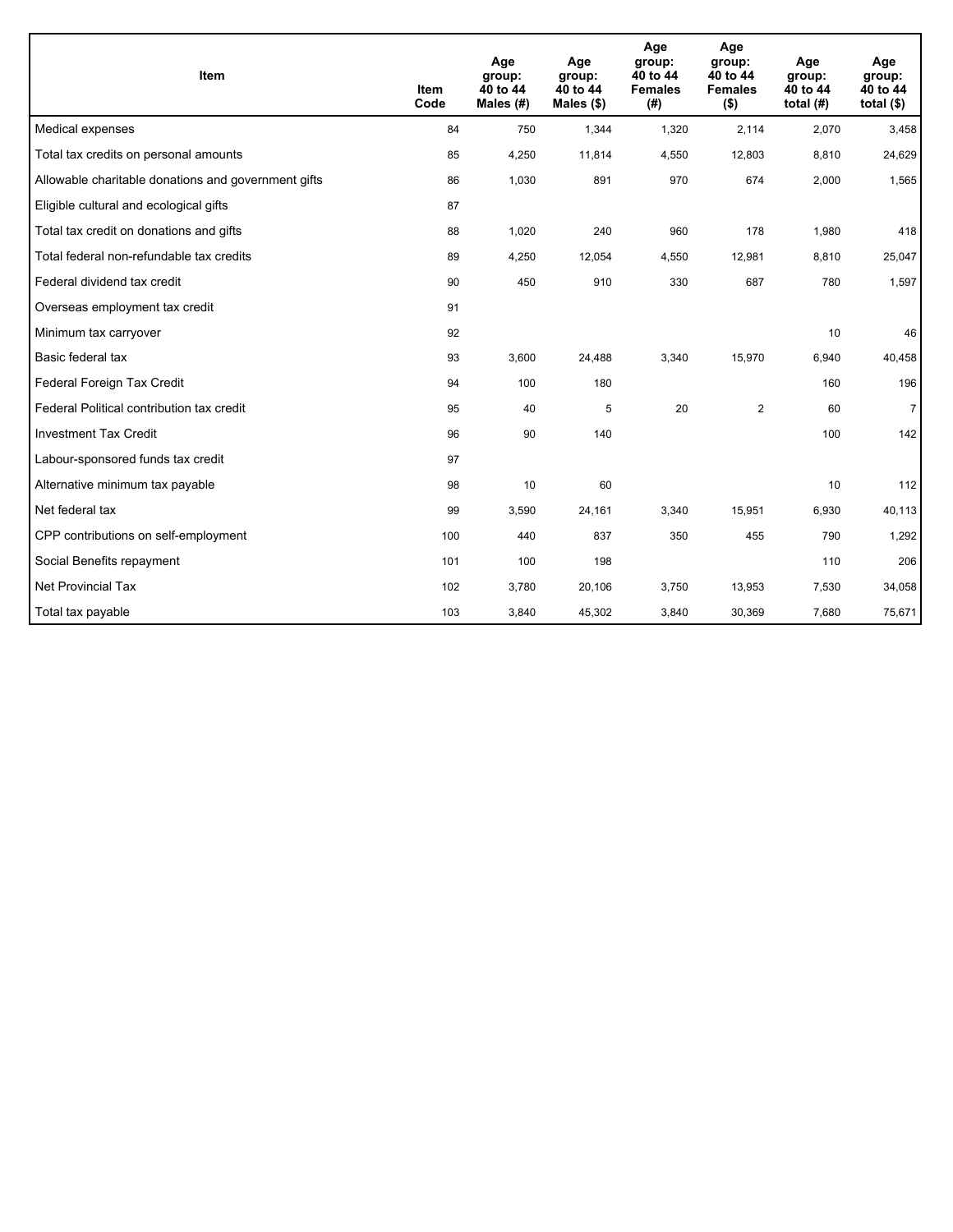| Item | Item Code | Age group: 40 to 44 Males (#) | Age group: 40 to 44 Males ($) | Age group: 40 to 44 Females (#) | Age group: 40 to 44 Females ($) | Age group: 40 to 44 total (#) | Age group: 40 to 44 total ($) |
|---|---|---|---|---|---|---|---|
| Medical expenses | 84 | 750 | 1,344 | 1,320 | 2,114 | 2,070 | 3,458 |
| Total tax credits on personal amounts | 85 | 4,250 | 11,814 | 4,550 | 12,803 | 8,810 | 24,629 |
| Allowable charitable donations and government gifts | 86 | 1,030 | 891 | 970 | 674 | 2,000 | 1,565 |
| Eligible cultural and ecological gifts | 87 | | | | | | |
| Total tax credit on donations and gifts | 88 | 1,020 | 240 | 960 | 178 | 1,980 | 418 |
| Total federal non-refundable tax credits | 89 | 4,250 | 12,054 | 4,550 | 12,981 | 8,810 | 25,047 |
| Federal dividend tax credit | 90 | 450 | 910 | 330 | 687 | 780 | 1,597 |
| Overseas employment tax credit | 91 | | | | | | |
| Minimum tax carryover | 92 | | | | | 10 | 46 |
| Basic federal tax | 93 | 3,600 | 24,488 | 3,340 | 15,970 | 6,940 | 40,458 |
| Federal Foreign Tax Credit | 94 | 100 | 180 | | | 160 | 196 |
| Federal Political contribution tax credit | 95 | 40 | 5 | 20 | 2 | 60 | 7 |
| Investment Tax Credit | 96 | 90 | 140 | | | 100 | 142 |
| Labour-sponsored funds tax credit | 97 | | | | | | |
| Alternative minimum tax payable | 98 | 10 | 60 | | | 10 | 112 |
| Net federal tax | 99 | 3,590 | 24,161 | 3,340 | 15,951 | 6,930 | 40,113 |
| CPP contributions on self-employment | 100 | 440 | 837 | 350 | 455 | 790 | 1,292 |
| Social Benefits repayment | 101 | 100 | 198 | | | 110 | 206 |
| Net Provincial Tax | 102 | 3,780 | 20,106 | 3,750 | 13,953 | 7,530 | 34,058 |
| Total tax payable | 103 | 3,840 | 45,302 | 3,840 | 30,369 | 7,680 | 75,671 |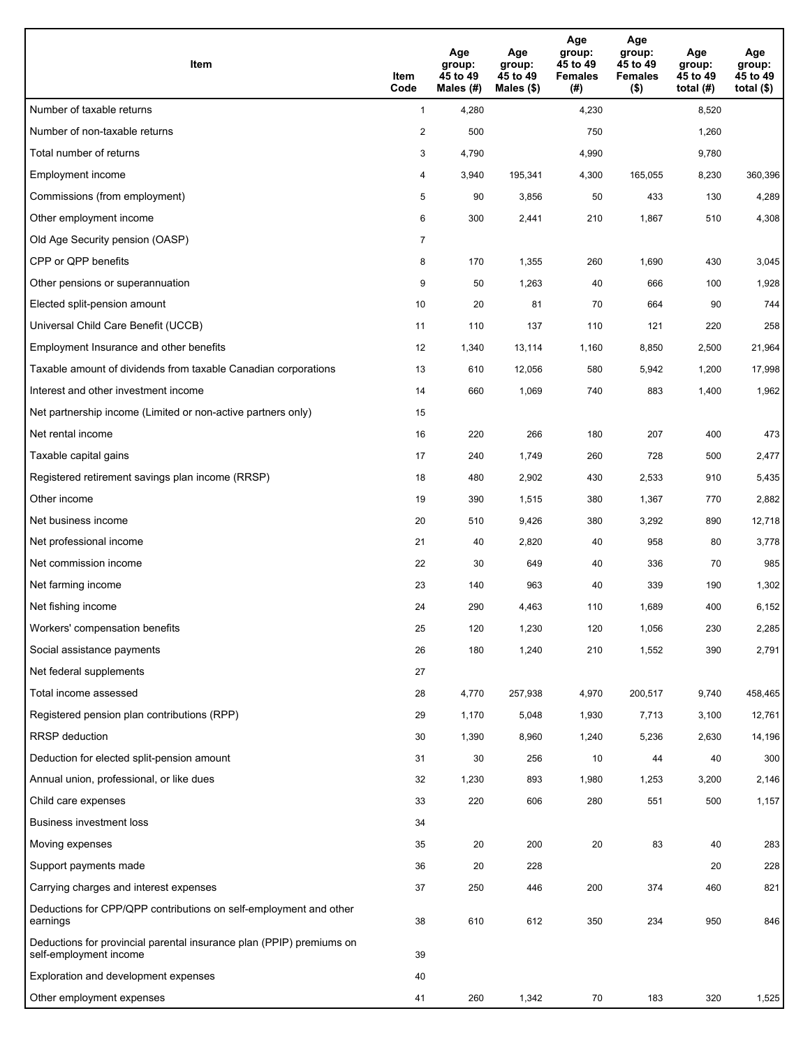| Item | Item Code | Age group: 45 to 49 Males (#) | Age group: 45 to 49 Males ($) | Age group: 45 to 49 Females (#) | Age group: 45 to 49 Females ($) | Age group: 45 to 49 total (#) | Age group: 45 to 49 total ($) |
|---|---|---|---|---|---|---|---|
| Number of taxable returns | 1 | 4,280 | | 4,230 | | 8,520 | |
| Number of non-taxable returns | 2 | 500 | | 750 | | 1,260 | |
| Total number of returns | 3 | 4,790 | | 4,990 | | 9,780 | |
| Employment income | 4 | 3,940 | 195,341 | 4,300 | 165,055 | 8,230 | 360,396 |
| Commissions (from employment) | 5 | 90 | 3,856 | 50 | 433 | 130 | 4,289 |
| Other employment income | 6 | 300 | 2,441 | 210 | 1,867 | 510 | 4,308 |
| Old Age Security pension (OASP) | 7 | | | | | | |
| CPP or QPP benefits | 8 | 170 | 1,355 | 260 | 1,690 | 430 | 3,045 |
| Other pensions or superannuation | 9 | 50 | 1,263 | 40 | 666 | 100 | 1,928 |
| Elected split-pension amount | 10 | 20 | 81 | 70 | 664 | 90 | 744 |
| Universal Child Care Benefit (UCCB) | 11 | 110 | 137 | 110 | 121 | 220 | 258 |
| Employment Insurance and other benefits | 12 | 1,340 | 13,114 | 1,160 | 8,850 | 2,500 | 21,964 |
| Taxable amount of dividends from taxable Canadian corporations | 13 | 610 | 12,056 | 580 | 5,942 | 1,200 | 17,998 |
| Interest and other investment income | 14 | 660 | 1,069 | 740 | 883 | 1,400 | 1,962 |
| Net partnership income (Limited or non-active partners only) | 15 | | | | | | |
| Net rental income | 16 | 220 | 266 | 180 | 207 | 400 | 473 |
| Taxable capital gains | 17 | 240 | 1,749 | 260 | 728 | 500 | 2,477 |
| Registered retirement savings plan income (RRSP) | 18 | 480 | 2,902 | 430 | 2,533 | 910 | 5,435 |
| Other income | 19 | 390 | 1,515 | 380 | 1,367 | 770 | 2,882 |
| Net business income | 20 | 510 | 9,426 | 380 | 3,292 | 890 | 12,718 |
| Net professional income | 21 | 40 | 2,820 | 40 | 958 | 80 | 3,778 |
| Net commission income | 22 | 30 | 649 | 40 | 336 | 70 | 985 |
| Net farming income | 23 | 140 | 963 | 40 | 339 | 190 | 1,302 |
| Net fishing income | 24 | 290 | 4,463 | 110 | 1,689 | 400 | 6,152 |
| Workers' compensation benefits | 25 | 120 | 1,230 | 120 | 1,056 | 230 | 2,285 |
| Social assistance payments | 26 | 180 | 1,240 | 210 | 1,552 | 390 | 2,791 |
| Net federal supplements | 27 | | | | | | |
| Total income assessed | 28 | 4,770 | 257,938 | 4,970 | 200,517 | 9,740 | 458,465 |
| Registered pension plan contributions (RPP) | 29 | 1,170 | 5,048 | 1,930 | 7,713 | 3,100 | 12,761 |
| RRSP deduction | 30 | 1,390 | 8,960 | 1,240 | 5,236 | 2,630 | 14,196 |
| Deduction for elected split-pension amount | 31 | 30 | 256 | 10 | 44 | 40 | 300 |
| Annual union, professional, or like dues | 32 | 1,230 | 893 | 1,980 | 1,253 | 3,200 | 2,146 |
| Child care expenses | 33 | 220 | 606 | 280 | 551 | 500 | 1,157 |
| Business investment loss | 34 | | | | | | |
| Moving expenses | 35 | 20 | 200 | 20 | 83 | 40 | 283 |
| Support payments made | 36 | 20 | 228 | | | 20 | 228 |
| Carrying charges and interest expenses | 37 | 250 | 446 | 200 | 374 | 460 | 821 |
| Deductions for CPP/QPP contributions on self-employment and other earnings | 38 | 610 | 612 | 350 | 234 | 950 | 846 |
| Deductions for provincial parental insurance plan (PPIP) premiums on self-employment income | 39 | | | | | | |
| Exploration and development expenses | 40 | | | | | | |
| Other employment expenses | 41 | 260 | 1,342 | 70 | 183 | 320 | 1,525 |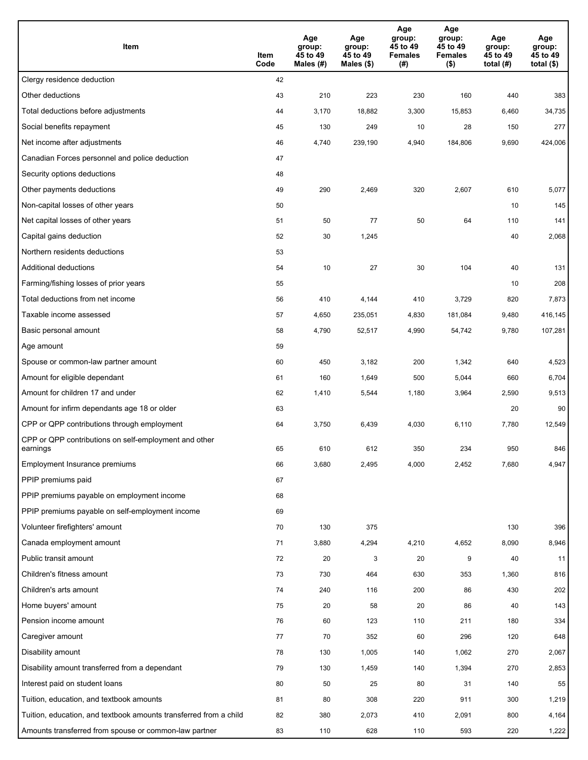| Item | Item Code | Age group: 45 to 49 Males (#) | Age group: 45 to 49 Males ($) | Age group: 45 to 49 Females (#) | Age group: 45 to 49 Females ($) | Age group: 45 to 49 total (#) | Age group: 45 to 49 total ($) |
|---|---|---|---|---|---|---|---|
| Clergy residence deduction | 42 | | | | | | |
| Other deductions | 43 | 210 | 223 | 230 | 160 | 440 | 383 |
| Total deductions before adjustments | 44 | 3,170 | 18,882 | 3,300 | 15,853 | 6,460 | 34,735 |
| Social benefits repayment | 45 | 130 | 249 | 10 | 28 | 150 | 277 |
| Net income after adjustments | 46 | 4,740 | 239,190 | 4,940 | 184,806 | 9,690 | 424,006 |
| Canadian Forces personnel and police deduction | 47 | | | | | | |
| Security options deductions | 48 | | | | | | |
| Other payments deductions | 49 | 290 | 2,469 | 320 | 2,607 | 610 | 5,077 |
| Non-capital losses of other years | 50 | | | | | 10 | 145 |
| Net capital losses of other years | 51 | 50 | 77 | 50 | 64 | 110 | 141 |
| Capital gains deduction | 52 | 30 | 1,245 | | | 40 | 2,068 |
| Northern residents deductions | 53 | | | | | | |
| Additional deductions | 54 | 10 | 27 | 30 | 104 | 40 | 131 |
| Farming/fishing losses of prior years | 55 | | | | | 10 | 208 |
| Total deductions from net income | 56 | 410 | 4,144 | 410 | 3,729 | 820 | 7,873 |
| Taxable income assessed | 57 | 4,650 | 235,051 | 4,830 | 181,084 | 9,480 | 416,145 |
| Basic personal amount | 58 | 4,790 | 52,517 | 4,990 | 54,742 | 9,780 | 107,281 |
| Age amount | 59 | | | | | | |
| Spouse or common-law partner amount | 60 | 450 | 3,182 | 200 | 1,342 | 640 | 4,523 |
| Amount for eligible dependant | 61 | 160 | 1,649 | 500 | 5,044 | 660 | 6,704 |
| Amount for children 17 and under | 62 | 1,410 | 5,544 | 1,180 | 3,964 | 2,590 | 9,513 |
| Amount for infirm dependants age 18 or older | 63 | | | | | 20 | 90 |
| CPP or QPP contributions through employment | 64 | 3,750 | 6,439 | 4,030 | 6,110 | 7,780 | 12,549 |
| CPP or QPP contributions on self-employment and other earnings | 65 | 610 | 612 | 350 | 234 | 950 | 846 |
| Employment Insurance premiums | 66 | 3,680 | 2,495 | 4,000 | 2,452 | 7,680 | 4,947 |
| PPIP premiums paid | 67 | | | | | | |
| PPIP premiums payable on employment income | 68 | | | | | | |
| PPIP premiums payable on self-employment income | 69 | | | | | | |
| Volunteer firefighters' amount | 70 | 130 | 375 | | | 130 | 396 |
| Canada employment amount | 71 | 3,880 | 4,294 | 4,210 | 4,652 | 8,090 | 8,946 |
| Public transit amount | 72 | 20 | 3 | 20 | 9 | 40 | 11 |
| Children's fitness amount | 73 | 730 | 464 | 630 | 353 | 1,360 | 816 |
| Children's arts amount | 74 | 240 | 116 | 200 | 86 | 430 | 202 |
| Home buyers' amount | 75 | 20 | 58 | 20 | 86 | 40 | 143 |
| Pension income amount | 76 | 60 | 123 | 110 | 211 | 180 | 334 |
| Caregiver amount | 77 | 70 | 352 | 60 | 296 | 120 | 648 |
| Disability amount | 78 | 130 | 1,005 | 140 | 1,062 | 270 | 2,067 |
| Disability amount transferred from a dependant | 79 | 130 | 1,459 | 140 | 1,394 | 270 | 2,853 |
| Interest paid on student loans | 80 | 50 | 25 | 80 | 31 | 140 | 55 |
| Tuition, education, and textbook amounts | 81 | 80 | 308 | 220 | 911 | 300 | 1,219 |
| Tuition, education, and textbook amounts transferred from a child | 82 | 380 | 2,073 | 410 | 2,091 | 800 | 4,164 |
| Amounts transferred from spouse or common-law partner | 83 | 110 | 628 | 110 | 593 | 220 | 1,222 |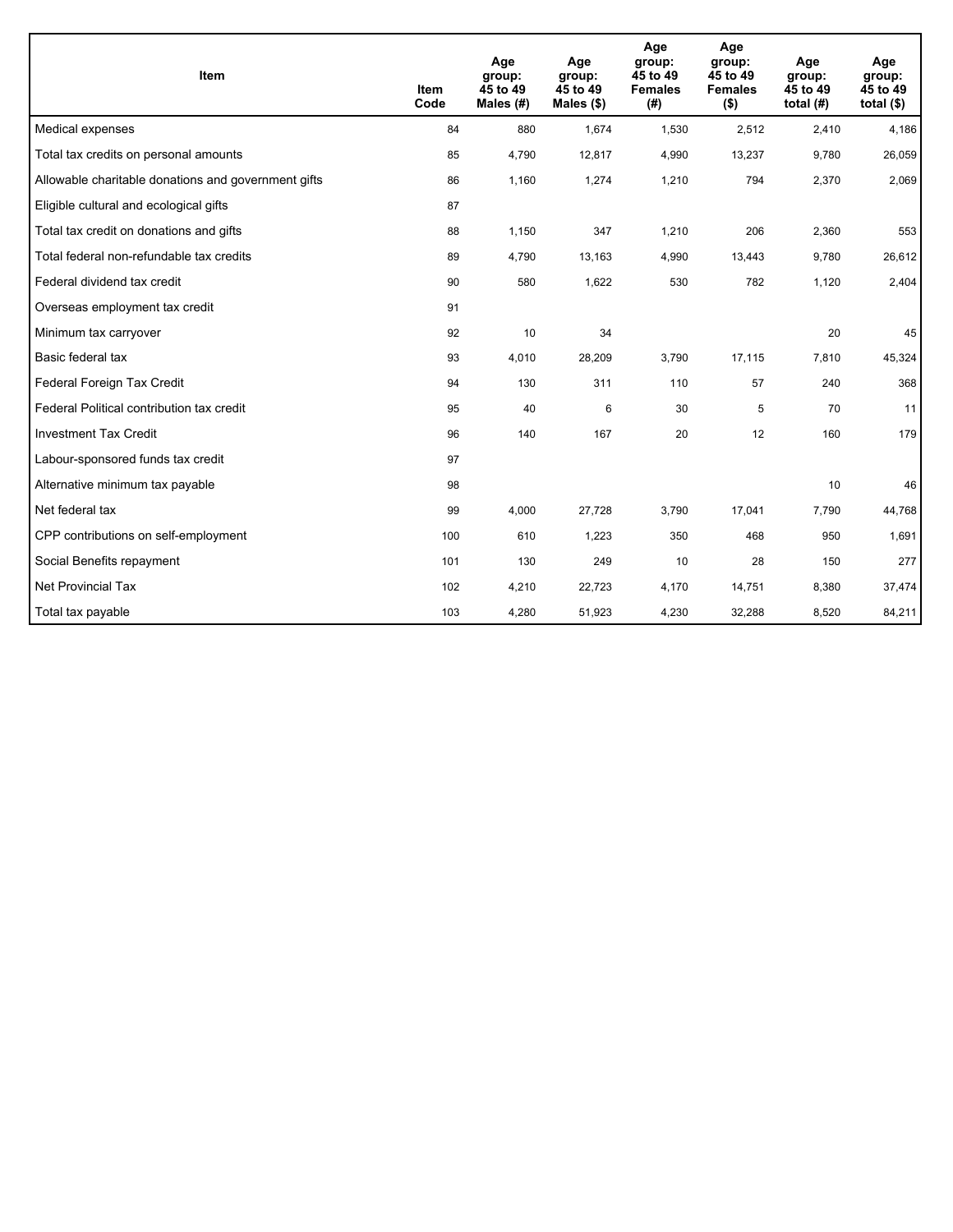| Item | Item Code | Age group: 45 to 49 Males (#) | Age group: 45 to 49 Males ($) | Age group: 45 to 49 Females (#) | Age group: 45 to 49 Females ($) | Age group: 45 to 49 total (#) | Age group: 45 to 49 total ($) |
|---|---|---|---|---|---|---|---|
| Medical expenses | 84 | 880 | 1,674 | 1,530 | 2,512 | 2,410 | 4,186 |
| Total tax credits on personal amounts | 85 | 4,790 | 12,817 | 4,990 | 13,237 | 9,780 | 26,059 |
| Allowable charitable donations and government gifts | 86 | 1,160 | 1,274 | 1,210 | 794 | 2,370 | 2,069 |
| Eligible cultural and ecological gifts | 87 | | | | | | |
| Total tax credit on donations and gifts | 88 | 1,150 | 347 | 1,210 | 206 | 2,360 | 553 |
| Total federal non-refundable tax credits | 89 | 4,790 | 13,163 | 4,990 | 13,443 | 9,780 | 26,612 |
| Federal dividend tax credit | 90 | 580 | 1,622 | 530 | 782 | 1,120 | 2,404 |
| Overseas employment tax credit | 91 | | | | | | |
| Minimum tax carryover | 92 | 10 | 34 | | | 20 | 45 |
| Basic federal tax | 93 | 4,010 | 28,209 | 3,790 | 17,115 | 7,810 | 45,324 |
| Federal Foreign Tax Credit | 94 | 130 | 311 | 110 | 57 | 240 | 368 |
| Federal Political contribution tax credit | 95 | 40 | 6 | 30 | 5 | 70 | 11 |
| Investment Tax Credit | 96 | 140 | 167 | 20 | 12 | 160 | 179 |
| Labour-sponsored funds tax credit | 97 | | | | | | |
| Alternative minimum tax payable | 98 | | | | | 10 | 46 |
| Net federal tax | 99 | 4,000 | 27,728 | 3,790 | 17,041 | 7,790 | 44,768 |
| CPP contributions on self-employment | 100 | 610 | 1,223 | 350 | 468 | 950 | 1,691 |
| Social Benefits repayment | 101 | 130 | 249 | 10 | 28 | 150 | 277 |
| Net Provincial Tax | 102 | 4,210 | 22,723 | 4,170 | 14,751 | 8,380 | 37,474 |
| Total tax payable | 103 | 4,280 | 51,923 | 4,230 | 32,288 | 8,520 | 84,211 |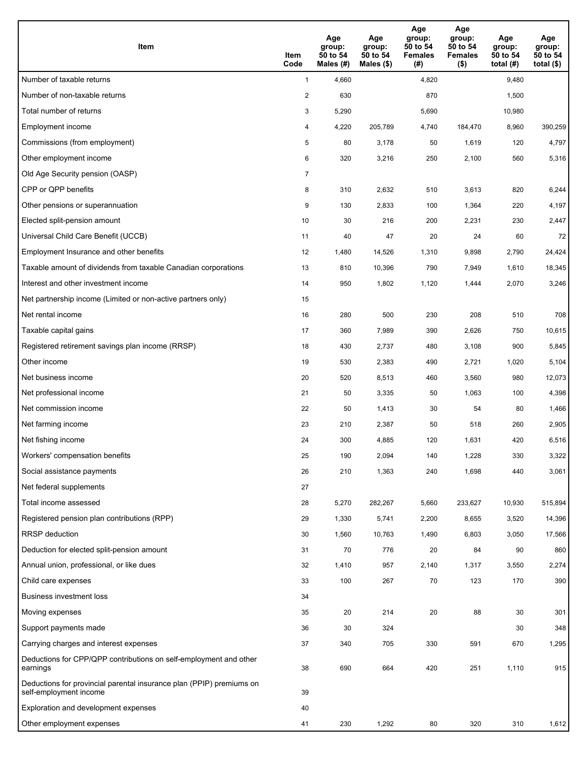| Item | Item Code | Age group: 50 to 54 Males (#) | Age group: 50 to 54 Males ($) | Age group: 50 to 54 Females (#) | Age group: 50 to 54 Females ($) | Age group: 50 to 54 total (#) | Age group: 50 to 54 total ($) |
|---|---|---|---|---|---|---|---|
| Number of taxable returns | 1 | 4,660 | | 4,820 | | 9,480 | |
| Number of non-taxable returns | 2 | 630 | | 870 | | 1,500 | |
| Total number of returns | 3 | 5,290 | | 5,690 | | 10,980 | |
| Employment income | 4 | 4,220 | 205,789 | 4,740 | 184,470 | 8,960 | 390,259 |
| Commissions (from employment) | 5 | 80 | 3,178 | 50 | 1,619 | 120 | 4,797 |
| Other employment income | 6 | 320 | 3,216 | 250 | 2,100 | 560 | 5,316 |
| Old Age Security pension (OASP) | 7 | | | | | | |
| CPP or QPP benefits | 8 | 310 | 2,632 | 510 | 3,613 | 820 | 6,244 |
| Other pensions or superannuation | 9 | 130 | 2,833 | 100 | 1,364 | 220 | 4,197 |
| Elected split-pension amount | 10 | 30 | 216 | 200 | 2,231 | 230 | 2,447 |
| Universal Child Care Benefit (UCCB) | 11 | 40 | 47 | 20 | 24 | 60 | 72 |
| Employment Insurance and other benefits | 12 | 1,480 | 14,526 | 1,310 | 9,898 | 2,790 | 24,424 |
| Taxable amount of dividends from taxable Canadian corporations | 13 | 810 | 10,396 | 790 | 7,949 | 1,610 | 18,345 |
| Interest and other investment income | 14 | 950 | 1,802 | 1,120 | 1,444 | 2,070 | 3,246 |
| Net partnership income (Limited or non-active partners only) | 15 | | | | | | |
| Net rental income | 16 | 280 | 500 | 230 | 208 | 510 | 708 |
| Taxable capital gains | 17 | 360 | 7,989 | 390 | 2,626 | 750 | 10,615 |
| Registered retirement savings plan income (RRSP) | 18 | 430 | 2,737 | 480 | 3,108 | 900 | 5,845 |
| Other income | 19 | 530 | 2,383 | 490 | 2,721 | 1,020 | 5,104 |
| Net business income | 20 | 520 | 8,513 | 460 | 3,560 | 980 | 12,073 |
| Net professional income | 21 | 50 | 3,335 | 50 | 1,063 | 100 | 4,398 |
| Net commission income | 22 | 50 | 1,413 | 30 | 54 | 80 | 1,466 |
| Net farming income | 23 | 210 | 2,387 | 50 | 518 | 260 | 2,905 |
| Net fishing income | 24 | 300 | 4,885 | 120 | 1,631 | 420 | 6,516 |
| Workers' compensation benefits | 25 | 190 | 2,094 | 140 | 1,228 | 330 | 3,322 |
| Social assistance payments | 26 | 210 | 1,363 | 240 | 1,698 | 440 | 3,061 |
| Net federal supplements | 27 | | | | | | |
| Total income assessed | 28 | 5,270 | 282,267 | 5,660 | 233,627 | 10,930 | 515,894 |
| Registered pension plan contributions (RPP) | 29 | 1,330 | 5,741 | 2,200 | 8,655 | 3,520 | 14,396 |
| RRSP deduction | 30 | 1,560 | 10,763 | 1,490 | 6,803 | 3,050 | 17,566 |
| Deduction for elected split-pension amount | 31 | 70 | 776 | 20 | 84 | 90 | 860 |
| Annual union, professional, or like dues | 32 | 1,410 | 957 | 2,140 | 1,317 | 3,550 | 2,274 |
| Child care expenses | 33 | 100 | 267 | 70 | 123 | 170 | 390 |
| Business investment loss | 34 | | | | | | |
| Moving expenses | 35 | 20 | 214 | 20 | 88 | 30 | 301 |
| Support payments made | 36 | 30 | 324 | | | 30 | 348 |
| Carrying charges and interest expenses | 37 | 340 | 705 | 330 | 591 | 670 | 1,295 |
| Deductions for CPP/QPP contributions on self-employment and other earnings | 38 | 690 | 664 | 420 | 251 | 1,110 | 915 |
| Deductions for provincial parental insurance plan (PPIP) premiums on self-employment income | 39 | | | | | | |
| Exploration and development expenses | 40 | | | | | | |
| Other employment expenses | 41 | 230 | 1,292 | 80 | 320 | 310 | 1,612 |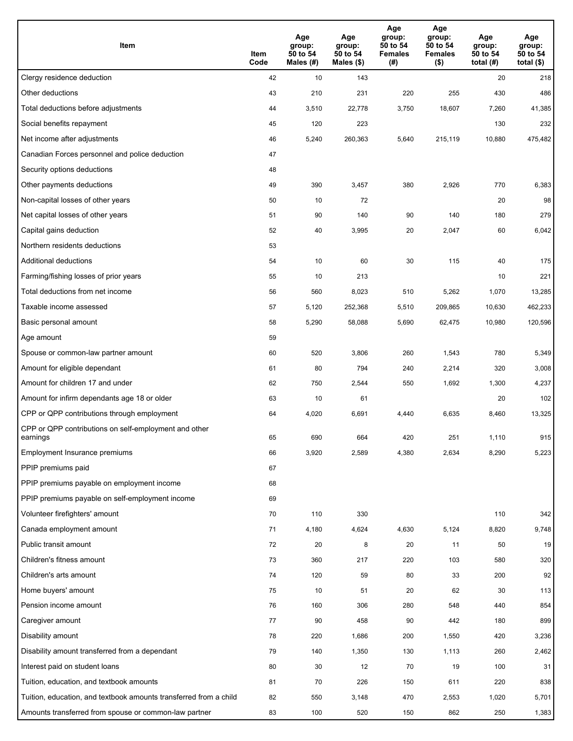| Item | Item Code | Age group: 50 to 54 Males (#) | Age group: 50 to 54 Males ($) | Age group: 50 to 54 Females (#) | Age group: 50 to 54 Females ($) | Age group: 50 to 54 total (#) | Age group: 50 to 54 total ($) |
|---|---|---|---|---|---|---|---|
| Clergy residence deduction | 42 | 10 | 143 | | | 20 | 218 |
| Other deductions | 43 | 210 | 231 | 220 | 255 | 430 | 486 |
| Total deductions before adjustments | 44 | 3,510 | 22,778 | 3,750 | 18,607 | 7,260 | 41,385 |
| Social benefits repayment | 45 | 120 | 223 | | | 130 | 232 |
| Net income after adjustments | 46 | 5,240 | 260,363 | 5,640 | 215,119 | 10,880 | 475,482 |
| Canadian Forces personnel and police deduction | 47 | | | | | | |
| Security options deductions | 48 | | | | | | |
| Other payments deductions | 49 | 390 | 3,457 | 380 | 2,926 | 770 | 6,383 |
| Non-capital losses of other years | 50 | 10 | 72 | | | 20 | 98 |
| Net capital losses of other years | 51 | 90 | 140 | 90 | 140 | 180 | 279 |
| Capital gains deduction | 52 | 40 | 3,995 | 20 | 2,047 | 60 | 6,042 |
| Northern residents deductions | 53 | | | | | | |
| Additional deductions | 54 | 10 | 60 | 30 | 115 | 40 | 175 |
| Farming/fishing losses of prior years | 55 | 10 | 213 | | | 10 | 221 |
| Total deductions from net income | 56 | 560 | 8,023 | 510 | 5,262 | 1,070 | 13,285 |
| Taxable income assessed | 57 | 5,120 | 252,368 | 5,510 | 209,865 | 10,630 | 462,233 |
| Basic personal amount | 58 | 5,290 | 58,088 | 5,690 | 62,475 | 10,980 | 120,596 |
| Age amount | 59 | | | | | | |
| Spouse or common-law partner amount | 60 | 520 | 3,806 | 260 | 1,543 | 780 | 5,349 |
| Amount for eligible dependant | 61 | 80 | 794 | 240 | 2,214 | 320 | 3,008 |
| Amount for children 17 and under | 62 | 750 | 2,544 | 550 | 1,692 | 1,300 | 4,237 |
| Amount for infirm dependants age 18 or older | 63 | 10 | 61 | | | 20 | 102 |
| CPP or QPP contributions through employment | 64 | 4,020 | 6,691 | 4,440 | 6,635 | 8,460 | 13,325 |
| CPP or QPP contributions on self-employment and other earnings | 65 | 690 | 664 | 420 | 251 | 1,110 | 915 |
| Employment Insurance premiums | 66 | 3,920 | 2,589 | 4,380 | 2,634 | 8,290 | 5,223 |
| PPIP premiums paid | 67 | | | | | | |
| PPIP premiums payable on employment income | 68 | | | | | | |
| PPIP premiums payable on self-employment income | 69 | | | | | | |
| Volunteer firefighters' amount | 70 | 110 | 330 | | | 110 | 342 |
| Canada employment amount | 71 | 4,180 | 4,624 | 4,630 | 5,124 | 8,820 | 9,748 |
| Public transit amount | 72 | 20 | 8 | 20 | 11 | 50 | 19 |
| Children's fitness amount | 73 | 360 | 217 | 220 | 103 | 580 | 320 |
| Children's arts amount | 74 | 120 | 59 | 80 | 33 | 200 | 92 |
| Home buyers' amount | 75 | 10 | 51 | 20 | 62 | 30 | 113 |
| Pension income amount | 76 | 160 | 306 | 280 | 548 | 440 | 854 |
| Caregiver amount | 77 | 90 | 458 | 90 | 442 | 180 | 899 |
| Disability amount | 78 | 220 | 1,686 | 200 | 1,550 | 420 | 3,236 |
| Disability amount transferred from a dependant | 79 | 140 | 1,350 | 130 | 1,113 | 260 | 2,462 |
| Interest paid on student loans | 80 | 30 | 12 | 70 | 19 | 100 | 31 |
| Tuition, education, and textbook amounts | 81 | 70 | 226 | 150 | 611 | 220 | 838 |
| Tuition, education, and textbook amounts transferred from a child | 82 | 550 | 3,148 | 470 | 2,553 | 1,020 | 5,701 |
| Amounts transferred from spouse or common-law partner | 83 | 100 | 520 | 150 | 862 | 250 | 1,383 |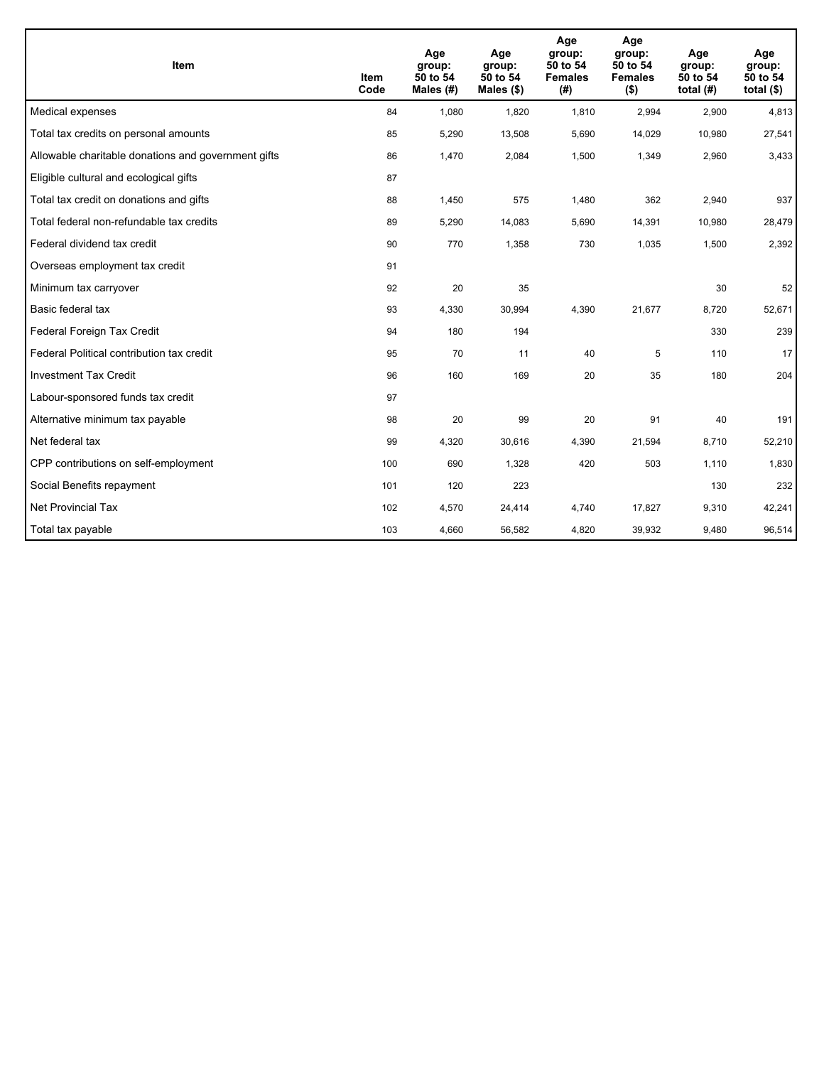| Item | Item Code | Age group: 50 to 54 Males (#) | Age group: 50 to 54 Males ($) | Age group: 50 to 54 Females (#) | Age group: 50 to 54 Females ($) | Age group: 50 to 54 total (#) | Age group: 50 to 54 total ($) |
|---|---|---|---|---|---|---|---|
| Medical expenses | 84 | 1,080 | 1,820 | 1,810 | 2,994 | 2,900 | 4,813 |
| Total tax credits on personal amounts | 85 | 5,290 | 13,508 | 5,690 | 14,029 | 10,980 | 27,541 |
| Allowable charitable donations and government gifts | 86 | 1,470 | 2,084 | 1,500 | 1,349 | 2,960 | 3,433 |
| Eligible cultural and ecological gifts | 87 | | | | | | |
| Total tax credit on donations and gifts | 88 | 1,450 | 575 | 1,480 | 362 | 2,940 | 937 |
| Total federal non-refundable tax credits | 89 | 5,290 | 14,083 | 5,690 | 14,391 | 10,980 | 28,479 |
| Federal dividend tax credit | 90 | 770 | 1,358 | 730 | 1,035 | 1,500 | 2,392 |
| Overseas employment tax credit | 91 | | | | | | |
| Minimum tax carryover | 92 | 20 | 35 | | | 30 | 52 |
| Basic federal tax | 93 | 4,330 | 30,994 | 4,390 | 21,677 | 8,720 | 52,671 |
| Federal Foreign Tax Credit | 94 | 180 | 194 | | | 330 | 239 |
| Federal Political contribution tax credit | 95 | 70 | 11 | 40 | 5 | 110 | 17 |
| Investment Tax Credit | 96 | 160 | 169 | 20 | 35 | 180 | 204 |
| Labour-sponsored funds tax credit | 97 | | | | | | |
| Alternative minimum tax payable | 98 | 20 | 99 | 20 | 91 | 40 | 191 |
| Net federal tax | 99 | 4,320 | 30,616 | 4,390 | 21,594 | 8,710 | 52,210 |
| CPP contributions on self-employment | 100 | 690 | 1,328 | 420 | 503 | 1,110 | 1,830 |
| Social Benefits repayment | 101 | 120 | 223 | | | 130 | 232 |
| Net Provincial Tax | 102 | 4,570 | 24,414 | 4,740 | 17,827 | 9,310 | 42,241 |
| Total tax payable | 103 | 4,660 | 56,582 | 4,820 | 39,932 | 9,480 | 96,514 |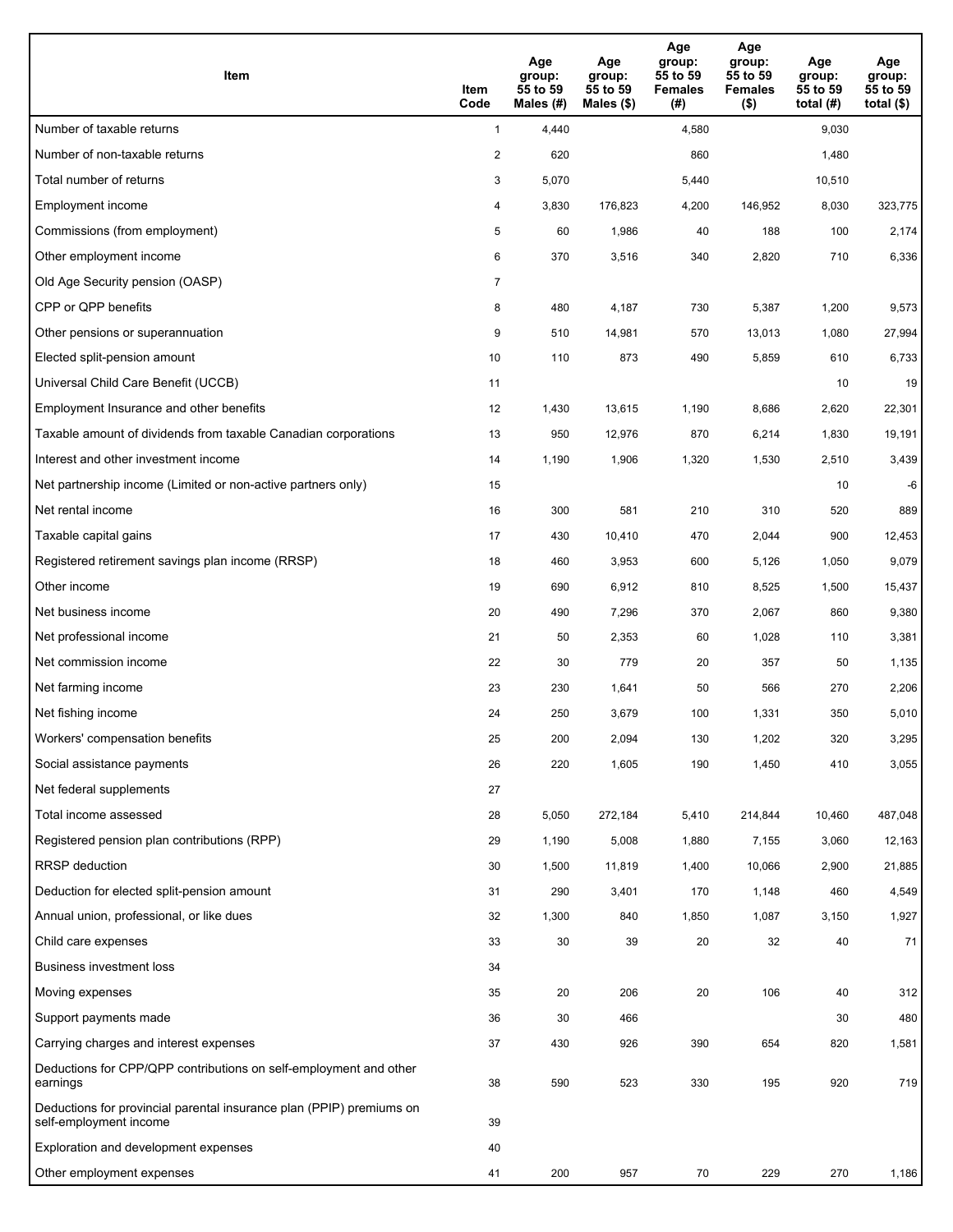| Item | Item Code | Age group: 55 to 59 Males (#) | Age group: 55 to 59 Males ($) | Age group: 55 to 59 Females (#) | Age group: 55 to 59 Females ($) | Age group: 55 to 59 total (#) | Age group: 55 to 59 total ($) |
|---|---|---|---|---|---|---|---|
| Number of taxable returns | 1 | 4,440 | | 4,580 | | 9,030 | |
| Number of non-taxable returns | 2 | 620 | | 860 | | 1,480 | |
| Total number of returns | 3 | 5,070 | | 5,440 | | 10,510 | |
| Employment income | 4 | 3,830 | 176,823 | 4,200 | 146,952 | 8,030 | 323,775 |
| Commissions (from employment) | 5 | 60 | 1,986 | 40 | 188 | 100 | 2,174 |
| Other employment income | 6 | 370 | 3,516 | 340 | 2,820 | 710 | 6,336 |
| Old Age Security pension (OASP) | 7 | | | | | | |
| CPP or QPP benefits | 8 | 480 | 4,187 | 730 | 5,387 | 1,200 | 9,573 |
| Other pensions or superannuation | 9 | 510 | 14,981 | 570 | 13,013 | 1,080 | 27,994 |
| Elected split-pension amount | 10 | 110 | 873 | 490 | 5,859 | 610 | 6,733 |
| Universal Child Care Benefit (UCCB) | 11 | | | | | 10 | 19 |
| Employment Insurance and other benefits | 12 | 1,430 | 13,615 | 1,190 | 8,686 | 2,620 | 22,301 |
| Taxable amount of dividends from taxable Canadian corporations | 13 | 950 | 12,976 | 870 | 6,214 | 1,830 | 19,191 |
| Interest and other investment income | 14 | 1,190 | 1,906 | 1,320 | 1,530 | 2,510 | 3,439 |
| Net partnership income (Limited or non-active partners only) | 15 | | | | | 10 | -6 |
| Net rental income | 16 | 300 | 581 | 210 | 310 | 520 | 889 |
| Taxable capital gains | 17 | 430 | 10,410 | 470 | 2,044 | 900 | 12,453 |
| Registered retirement savings plan income (RRSP) | 18 | 460 | 3,953 | 600 | 5,126 | 1,050 | 9,079 |
| Other income | 19 | 690 | 6,912 | 810 | 8,525 | 1,500 | 15,437 |
| Net business income | 20 | 490 | 7,296 | 370 | 2,067 | 860 | 9,380 |
| Net professional income | 21 | 50 | 2,353 | 60 | 1,028 | 110 | 3,381 |
| Net commission income | 22 | 30 | 779 | 20 | 357 | 50 | 1,135 |
| Net farming income | 23 | 230 | 1,641 | 50 | 566 | 270 | 2,206 |
| Net fishing income | 24 | 250 | 3,679 | 100 | 1,331 | 350 | 5,010 |
| Workers' compensation benefits | 25 | 200 | 2,094 | 130 | 1,202 | 320 | 3,295 |
| Social assistance payments | 26 | 220 | 1,605 | 190 | 1,450 | 410 | 3,055 |
| Net federal supplements | 27 | | | | | | |
| Total income assessed | 28 | 5,050 | 272,184 | 5,410 | 214,844 | 10,460 | 487,048 |
| Registered pension plan contributions (RPP) | 29 | 1,190 | 5,008 | 1,880 | 7,155 | 3,060 | 12,163 |
| RRSP deduction | 30 | 1,500 | 11,819 | 1,400 | 10,066 | 2,900 | 21,885 |
| Deduction for elected split-pension amount | 31 | 290 | 3,401 | 170 | 1,148 | 460 | 4,549 |
| Annual union, professional, or like dues | 32 | 1,300 | 840 | 1,850 | 1,087 | 3,150 | 1,927 |
| Child care expenses | 33 | 30 | 39 | 20 | 32 | 40 | 71 |
| Business investment loss | 34 | | | | | | |
| Moving expenses | 35 | 20 | 206 | 20 | 106 | 40 | 312 |
| Support payments made | 36 | 30 | 466 | | | 30 | 480 |
| Carrying charges and interest expenses | 37 | 430 | 926 | 390 | 654 | 820 | 1,581 |
| Deductions for CPP/QPP contributions on self-employment and other earnings | 38 | 590 | 523 | 330 | 195 | 920 | 719 |
| Deductions for provincial parental insurance plan (PPIP) premiums on self-employment income | 39 | | | | | | |
| Exploration and development expenses | 40 | | | | | | |
| Other employment expenses | 41 | 200 | 957 | 70 | 229 | 270 | 1,186 |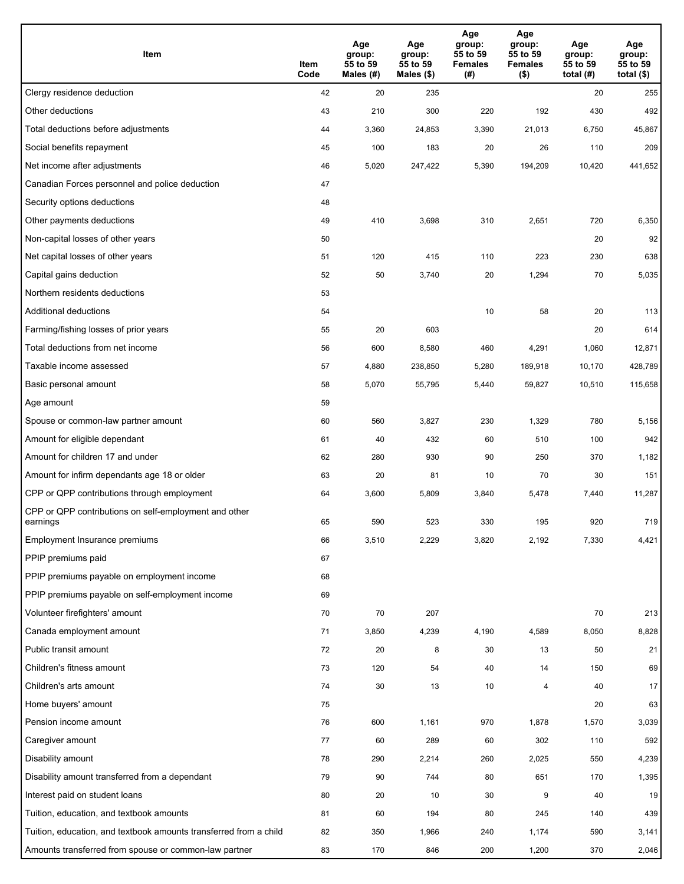| Item | Item Code | Age group: 55 to 59 Males (#) | Age group: 55 to 59 Males ($) | Age group: 55 to 59 Females (#) | Age group: 55 to 59 Females ($) | Age group: 55 to 59 total (#) | Age group: 55 to 59 total ($) |
|---|---|---|---|---|---|---|---|
| Clergy residence deduction | 42 | 20 | 235 | | | 20 | 255 |
| Other deductions | 43 | 210 | 300 | 220 | 192 | 430 | 492 |
| Total deductions before adjustments | 44 | 3,360 | 24,853 | 3,390 | 21,013 | 6,750 | 45,867 |
| Social benefits repayment | 45 | 100 | 183 | 20 | 26 | 110 | 209 |
| Net income after adjustments | 46 | 5,020 | 247,422 | 5,390 | 194,209 | 10,420 | 441,652 |
| Canadian Forces personnel and police deduction | 47 | | | | | | |
| Security options deductions | 48 | | | | | | |
| Other payments deductions | 49 | 410 | 3,698 | 310 | 2,651 | 720 | 6,350 |
| Non-capital losses of other years | 50 | | | | | 20 | 92 |
| Net capital losses of other years | 51 | 120 | 415 | 110 | 223 | 230 | 638 |
| Capital gains deduction | 52 | 50 | 3,740 | 20 | 1,294 | 70 | 5,035 |
| Northern residents deductions | 53 | | | | | | |
| Additional deductions | 54 | | | 10 | 58 | 20 | 113 |
| Farming/fishing losses of prior years | 55 | 20 | 603 | | | 20 | 614 |
| Total deductions from net income | 56 | 600 | 8,580 | 460 | 4,291 | 1,060 | 12,871 |
| Taxable income assessed | 57 | 4,880 | 238,850 | 5,280 | 189,918 | 10,170 | 428,789 |
| Basic personal amount | 58 | 5,070 | 55,795 | 5,440 | 59,827 | 10,510 | 115,658 |
| Age amount | 59 | | | | | | |
| Spouse or common-law partner amount | 60 | 560 | 3,827 | 230 | 1,329 | 780 | 5,156 |
| Amount for eligible dependant | 61 | 40 | 432 | 60 | 510 | 100 | 942 |
| Amount for children 17 and under | 62 | 280 | 930 | 90 | 250 | 370 | 1,182 |
| Amount for infirm dependants age 18 or older | 63 | 20 | 81 | 10 | 70 | 30 | 151 |
| CPP or QPP contributions through employment | 64 | 3,600 | 5,809 | 3,840 | 5,478 | 7,440 | 11,287 |
| CPP or QPP contributions on self-employment and other earnings | 65 | 590 | 523 | 330 | 195 | 920 | 719 |
| Employment Insurance premiums | 66 | 3,510 | 2,229 | 3,820 | 2,192 | 7,330 | 4,421 |
| PPIP premiums paid | 67 | | | | | | |
| PPIP premiums payable on employment income | 68 | | | | | | |
| PPIP premiums payable on self-employment income | 69 | | | | | | |
| Volunteer firefighters' amount | 70 | 70 | 207 | | | 70 | 213 |
| Canada employment amount | 71 | 3,850 | 4,239 | 4,190 | 4,589 | 8,050 | 8,828 |
| Public transit amount | 72 | 20 | 8 | 30 | 13 | 50 | 21 |
| Children's fitness amount | 73 | 120 | 54 | 40 | 14 | 150 | 69 |
| Children's arts amount | 74 | 30 | 13 | 10 | 4 | 40 | 17 |
| Home buyers' amount | 75 | | | | | 20 | 63 |
| Pension income amount | 76 | 600 | 1,161 | 970 | 1,878 | 1,570 | 3,039 |
| Caregiver amount | 77 | 60 | 289 | 60 | 302 | 110 | 592 |
| Disability amount | 78 | 290 | 2,214 | 260 | 2,025 | 550 | 4,239 |
| Disability amount transferred from a dependant | 79 | 90 | 744 | 80 | 651 | 170 | 1,395 |
| Interest paid on student loans | 80 | 20 | 10 | 30 | 9 | 40 | 19 |
| Tuition, education, and textbook amounts | 81 | 60 | 194 | 80 | 245 | 140 | 439 |
| Tuition, education, and textbook amounts transferred from a child | 82 | 350 | 1,966 | 240 | 1,174 | 590 | 3,141 |
| Amounts transferred from spouse or common-law partner | 83 | 170 | 846 | 200 | 1,200 | 370 | 2,046 |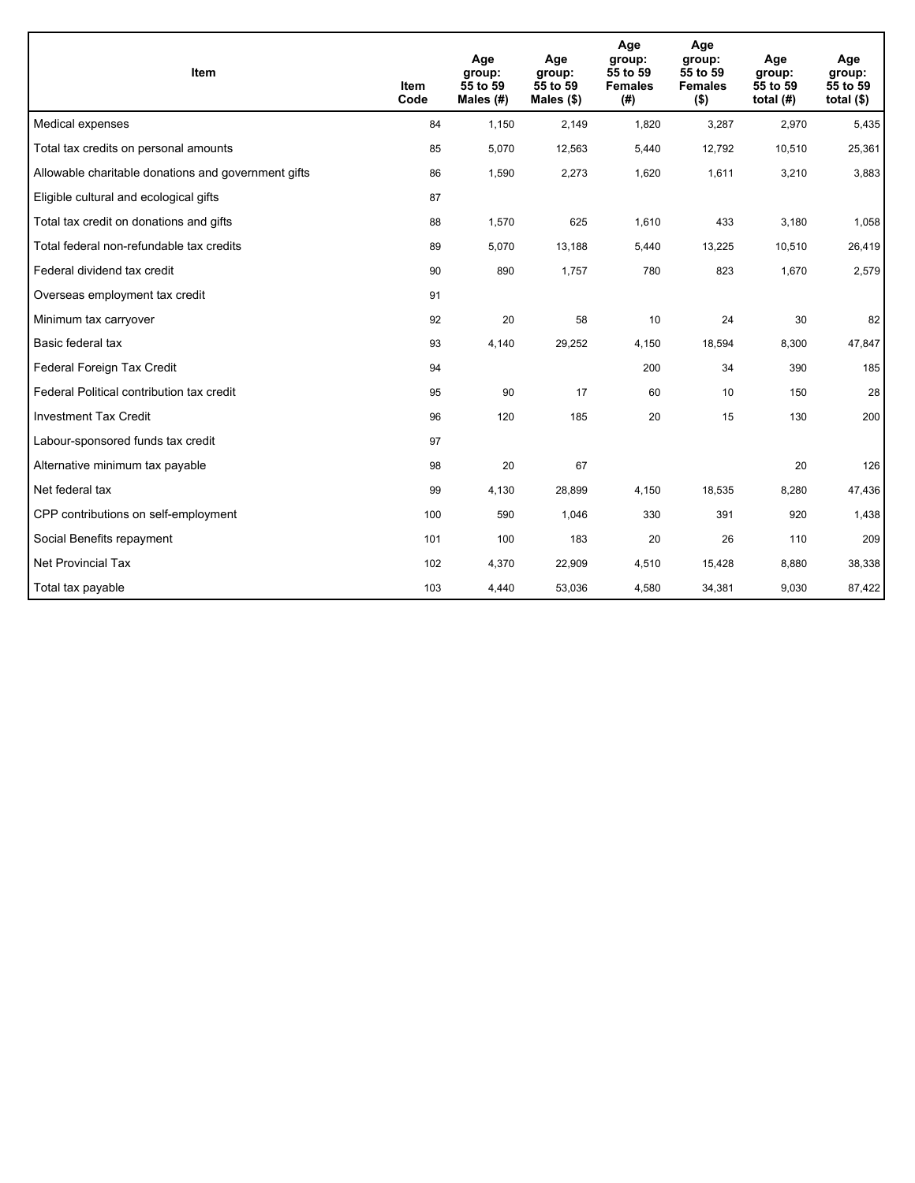| Item | Item Code | Age group: 55 to 59 Males (#) | Age group: 55 to 59 Males ($) | Age group: 55 to 59 Females (#) | Age group: 55 to 59 Females ($) | Age group: 55 to 59 total (#) | Age group: 55 to 59 total ($) |
|---|---|---|---|---|---|---|---|
| Medical expenses | 84 | 1,150 | 2,149 | 1,820 | 3,287 | 2,970 | 5,435 |
| Total tax credits on personal amounts | 85 | 5,070 | 12,563 | 5,440 | 12,792 | 10,510 | 25,361 |
| Allowable charitable donations and government gifts | 86 | 1,590 | 2,273 | 1,620 | 1,611 | 3,210 | 3,883 |
| Eligible cultural and ecological gifts | 87 | | | | | | |
| Total tax credit on donations and gifts | 88 | 1,570 | 625 | 1,610 | 433 | 3,180 | 1,058 |
| Total federal non-refundable tax credits | 89 | 5,070 | 13,188 | 5,440 | 13,225 | 10,510 | 26,419 |
| Federal dividend tax credit | 90 | 890 | 1,757 | 780 | 823 | 1,670 | 2,579 |
| Overseas employment tax credit | 91 | | | | | | |
| Minimum tax carryover | 92 | 20 | 58 | 10 | 24 | 30 | 82 |
| Basic federal tax | 93 | 4,140 | 29,252 | 4,150 | 18,594 | 8,300 | 47,847 |
| Federal Foreign Tax Credit | 94 | | | 200 | 34 | 390 | 185 |
| Federal Political contribution tax credit | 95 | 90 | 17 | 60 | 10 | 150 | 28 |
| Investment Tax Credit | 96 | 120 | 185 | 20 | 15 | 130 | 200 |
| Labour-sponsored funds tax credit | 97 | | | | | | |
| Alternative minimum tax payable | 98 | 20 | 67 | | | 20 | 126 |
| Net federal tax | 99 | 4,130 | 28,899 | 4,150 | 18,535 | 8,280 | 47,436 |
| CPP contributions on self-employment | 100 | 590 | 1,046 | 330 | 391 | 920 | 1,438 |
| Social Benefits repayment | 101 | 100 | 183 | 20 | 26 | 110 | 209 |
| Net Provincial Tax | 102 | 4,370 | 22,909 | 4,510 | 15,428 | 8,880 | 38,338 |
| Total tax payable | 103 | 4,440 | 53,036 | 4,580 | 34,381 | 9,030 | 87,422 |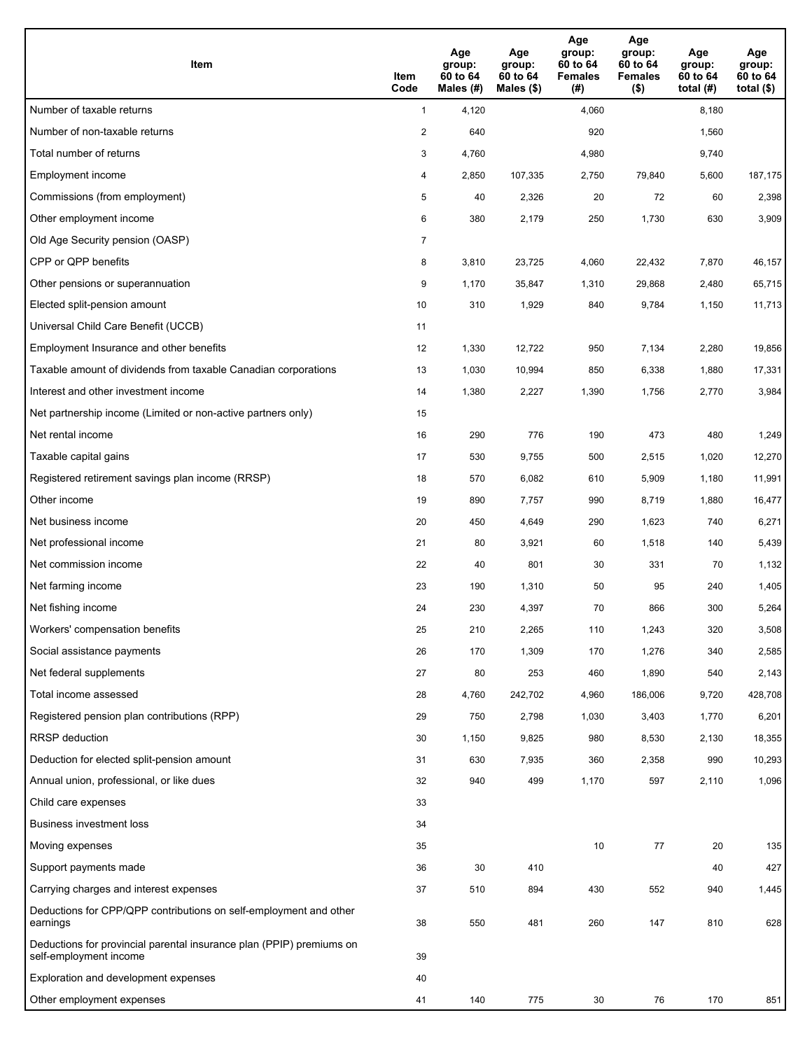| Item | Item Code | Age group: 60 to 64 Males (#) | Age group: 60 to 64 Males ($) | Age group: 60 to 64 Females (#) | Age group: 60 to 64 Females ($) | Age group: 60 to 64 total (#) | Age group: 60 to 64 total ($) |
|---|---|---|---|---|---|---|---|
| Number of taxable returns | 1 | 4,120 | | 4,060 | | 8,180 | |
| Number of non-taxable returns | 2 | 640 | | 920 | | 1,560 | |
| Total number of returns | 3 | 4,760 | | 4,980 | | 9,740 | |
| Employment income | 4 | 2,850 | 107,335 | 2,750 | 79,840 | 5,600 | 187,175 |
| Commissions (from employment) | 5 | 40 | 2,326 | 20 | 72 | 60 | 2,398 |
| Other employment income | 6 | 380 | 2,179 | 250 | 1,730 | 630 | 3,909 |
| Old Age Security pension (OASP) | 7 | | | | | | |
| CPP or QPP benefits | 8 | 3,810 | 23,725 | 4,060 | 22,432 | 7,870 | 46,157 |
| Other pensions or superannuation | 9 | 1,170 | 35,847 | 1,310 | 29,868 | 2,480 | 65,715 |
| Elected split-pension amount | 10 | 310 | 1,929 | 840 | 9,784 | 1,150 | 11,713 |
| Universal Child Care Benefit (UCCB) | 11 | | | | | | |
| Employment Insurance and other benefits | 12 | 1,330 | 12,722 | 950 | 7,134 | 2,280 | 19,856 |
| Taxable amount of dividends from taxable Canadian corporations | 13 | 1,030 | 10,994 | 850 | 6,338 | 1,880 | 17,331 |
| Interest and other investment income | 14 | 1,380 | 2,227 | 1,390 | 1,756 | 2,770 | 3,984 |
| Net partnership income (Limited or non-active partners only) | 15 | | | | | | |
| Net rental income | 16 | 290 | 776 | 190 | 473 | 480 | 1,249 |
| Taxable capital gains | 17 | 530 | 9,755 | 500 | 2,515 | 1,020 | 12,270 |
| Registered retirement savings plan income (RRSP) | 18 | 570 | 6,082 | 610 | 5,909 | 1,180 | 11,991 |
| Other income | 19 | 890 | 7,757 | 990 | 8,719 | 1,880 | 16,477 |
| Net business income | 20 | 450 | 4,649 | 290 | 1,623 | 740 | 6,271 |
| Net professional income | 21 | 80 | 3,921 | 60 | 1,518 | 140 | 5,439 |
| Net commission income | 22 | 40 | 801 | 30 | 331 | 70 | 1,132 |
| Net farming income | 23 | 190 | 1,310 | 50 | 95 | 240 | 1,405 |
| Net fishing income | 24 | 230 | 4,397 | 70 | 866 | 300 | 5,264 |
| Workers' compensation benefits | 25 | 210 | 2,265 | 110 | 1,243 | 320 | 3,508 |
| Social assistance payments | 26 | 170 | 1,309 | 170 | 1,276 | 340 | 2,585 |
| Net federal supplements | 27 | 80 | 253 | 460 | 1,890 | 540 | 2,143 |
| Total income assessed | 28 | 4,760 | 242,702 | 4,960 | 186,006 | 9,720 | 428,708 |
| Registered pension plan contributions (RPP) | 29 | 750 | 2,798 | 1,030 | 3,403 | 1,770 | 6,201 |
| RRSP deduction | 30 | 1,150 | 9,825 | 980 | 8,530 | 2,130 | 18,355 |
| Deduction for elected split-pension amount | 31 | 630 | 7,935 | 360 | 2,358 | 990 | 10,293 |
| Annual union, professional, or like dues | 32 | 940 | 499 | 1,170 | 597 | 2,110 | 1,096 |
| Child care expenses | 33 | | | | | | |
| Business investment loss | 34 | | | | | | |
| Moving expenses | 35 | | | 10 | 77 | 20 | 135 |
| Support payments made | 36 | 30 | 410 | | | 40 | 427 |
| Carrying charges and interest expenses | 37 | 510 | 894 | 430 | 552 | 940 | 1,445 |
| Deductions for CPP/QPP contributions on self-employment and other earnings | 38 | 550 | 481 | 260 | 147 | 810 | 628 |
| Deductions for provincial parental insurance plan (PPIP) premiums on self-employment income | 39 | | | | | | |
| Exploration and development expenses | 40 | | | | | | |
| Other employment expenses | 41 | 140 | 775 | 30 | 76 | 170 | 851 |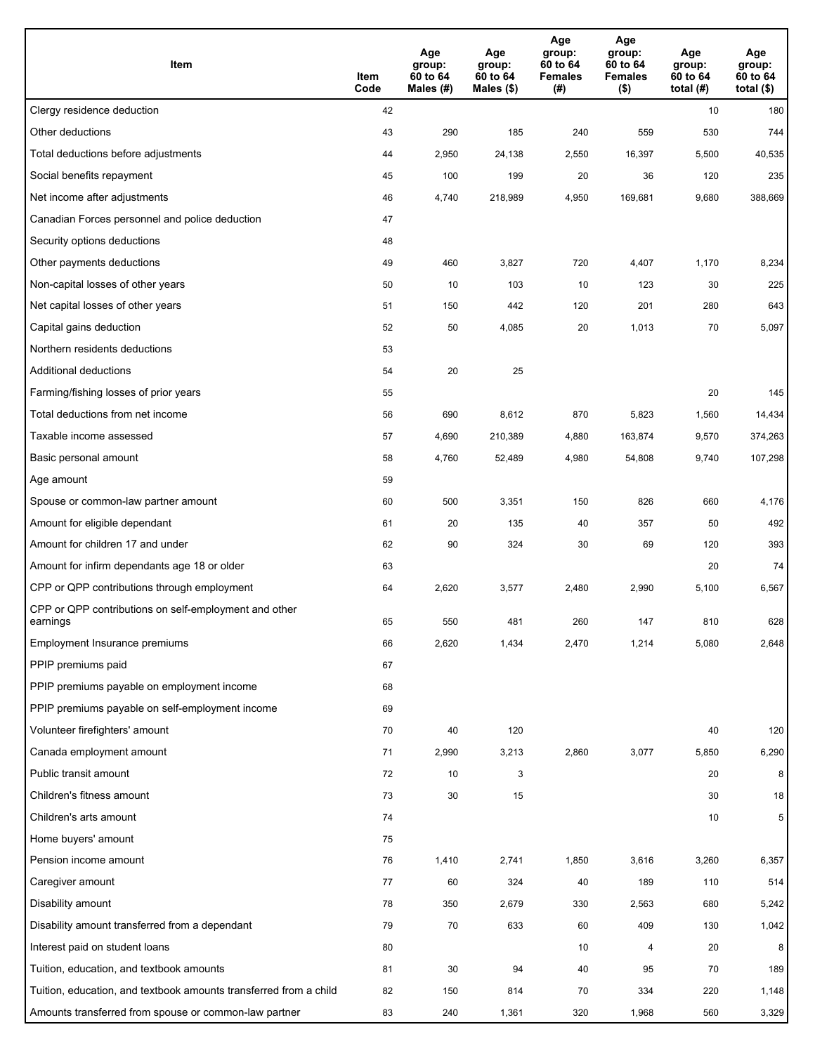| Item | Item Code | Age group: 60 to 64 Males (#) | Age group: 60 to 64 Males ($) | Age group: 60 to 64 Females (#) | Age group: 60 to 64 Females ($) | Age group: 60 to 64 total (#) | Age group: 60 to 64 total ($) |
| --- | --- | --- | --- | --- | --- | --- | --- |
| Clergy residence deduction | 42 | | | | | 10 | 180 |
| Other deductions | 43 | 290 | 185 | 240 | 559 | 530 | 744 |
| Total deductions before adjustments | 44 | 2,950 | 24,138 | 2,550 | 16,397 | 5,500 | 40,535 |
| Social benefits repayment | 45 | 100 | 199 | 20 | 36 | 120 | 235 |
| Net income after adjustments | 46 | 4,740 | 218,989 | 4,950 | 169,681 | 9,680 | 388,669 |
| Canadian Forces personnel and police deduction | 47 | | | | | | |
| Security options deductions | 48 | | | | | | |
| Other payments deductions | 49 | 460 | 3,827 | 720 | 4,407 | 1,170 | 8,234 |
| Non-capital losses of other years | 50 | 10 | 103 | 10 | 123 | 30 | 225 |
| Net capital losses of other years | 51 | 150 | 442 | 120 | 201 | 280 | 643 |
| Capital gains deduction | 52 | 50 | 4,085 | 20 | 1,013 | 70 | 5,097 |
| Northern residents deductions | 53 | | | | | | |
| Additional deductions | 54 | 20 | 25 | | | | |
| Farming/fishing losses of prior years | 55 | | | | | 20 | 145 |
| Total deductions from net income | 56 | 690 | 8,612 | 870 | 5,823 | 1,560 | 14,434 |
| Taxable income assessed | 57 | 4,690 | 210,389 | 4,880 | 163,874 | 9,570 | 374,263 |
| Basic personal amount | 58 | 4,760 | 52,489 | 4,980 | 54,808 | 9,740 | 107,298 |
| Age amount | 59 | | | | | | |
| Spouse or common-law partner amount | 60 | 500 | 3,351 | 150 | 826 | 660 | 4,176 |
| Amount for eligible dependant | 61 | 20 | 135 | 40 | 357 | 50 | 492 |
| Amount for children 17 and under | 62 | 90 | 324 | 30 | 69 | 120 | 393 |
| Amount for infirm dependants age 18 or older | 63 | | | | | 20 | 74 |
| CPP or QPP contributions through employment | 64 | 2,620 | 3,577 | 2,480 | 2,990 | 5,100 | 6,567 |
| CPP or QPP contributions on self-employment and other earnings | 65 | 550 | 481 | 260 | 147 | 810 | 628 |
| Employment Insurance premiums | 66 | 2,620 | 1,434 | 2,470 | 1,214 | 5,080 | 2,648 |
| PPIP premiums paid | 67 | | | | | | |
| PPIP premiums payable on employment income | 68 | | | | | | |
| PPIP premiums payable on self-employment income | 69 | | | | | | |
| Volunteer firefighters' amount | 70 | 40 | 120 | | | 40 | 120 |
| Canada employment amount | 71 | 2,990 | 3,213 | 2,860 | 3,077 | 5,850 | 6,290 |
| Public transit amount | 72 | 10 | 3 | | | 20 | 8 |
| Children's fitness amount | 73 | 30 | 15 | | | 30 | 18 |
| Children's arts amount | 74 | | | | | 10 | 5 |
| Home buyers' amount | 75 | | | | | | |
| Pension income amount | 76 | 1,410 | 2,741 | 1,850 | 3,616 | 3,260 | 6,357 |
| Caregiver amount | 77 | 60 | 324 | 40 | 189 | 110 | 514 |
| Disability amount | 78 | 350 | 2,679 | 330 | 2,563 | 680 | 5,242 |
| Disability amount transferred from a dependant | 79 | 70 | 633 | 60 | 409 | 130 | 1,042 |
| Interest paid on student loans | 80 | | | 10 | 4 | 20 | 8 |
| Tuition, education, and textbook amounts | 81 | 30 | 94 | 40 | 95 | 70 | 189 |
| Tuition, education, and textbook amounts transferred from a child | 82 | 150 | 814 | 70 | 334 | 220 | 1,148 |
| Amounts transferred from spouse or common-law partner | 83 | 240 | 1,361 | 320 | 1,968 | 560 | 3,329 |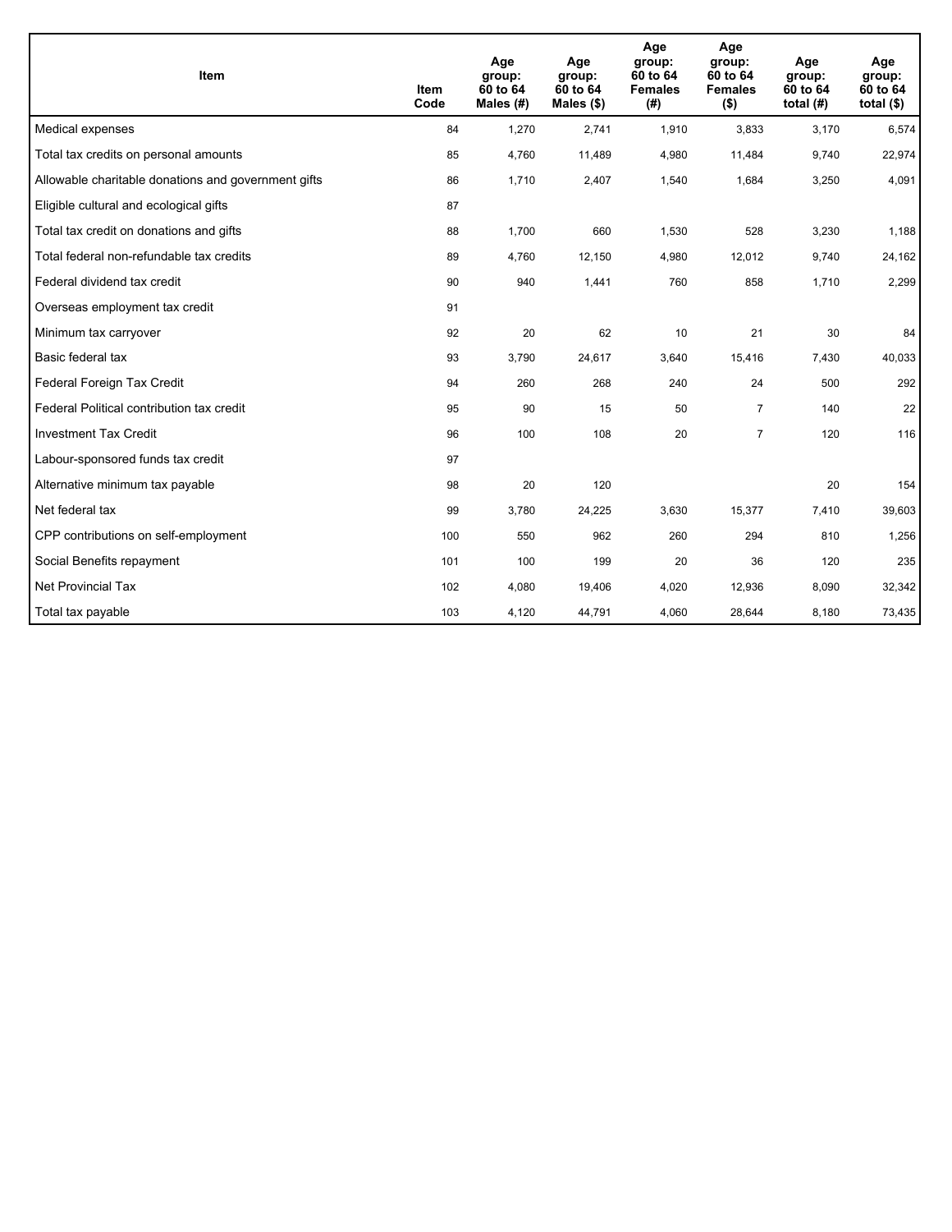| Item | Item Code | Age group: 60 to 64 Males (#) | Age group: 60 to 64 Males ($) | Age group: 60 to 64 Females (#) | Age group: 60 to 64 Females ($) | Age group: 60 to 64 total (#) | Age group: 60 to 64 total ($) |
|---|---|---|---|---|---|---|---|
| Medical expenses | 84 | 1,270 | 2,741 | 1,910 | 3,833 | 3,170 | 6,574 |
| Total tax credits on personal amounts | 85 | 4,760 | 11,489 | 4,980 | 11,484 | 9,740 | 22,974 |
| Allowable charitable donations and government gifts | 86 | 1,710 | 2,407 | 1,540 | 1,684 | 3,250 | 4,091 |
| Eligible cultural and ecological gifts | 87 | | | | | | |
| Total tax credit on donations and gifts | 88 | 1,700 | 660 | 1,530 | 528 | 3,230 | 1,188 |
| Total federal non-refundable tax credits | 89 | 4,760 | 12,150 | 4,980 | 12,012 | 9,740 | 24,162 |
| Federal dividend tax credit | 90 | 940 | 1,441 | 760 | 858 | 1,710 | 2,299 |
| Overseas employment tax credit | 91 | | | | | | |
| Minimum tax carryover | 92 | 20 | 62 | 10 | 21 | 30 | 84 |
| Basic federal tax | 93 | 3,790 | 24,617 | 3,640 | 15,416 | 7,430 | 40,033 |
| Federal Foreign Tax Credit | 94 | 260 | 268 | 240 | 24 | 500 | 292 |
| Federal Political contribution tax credit | 95 | 90 | 15 | 50 | 7 | 140 | 22 |
| Investment Tax Credit | 96 | 100 | 108 | 20 | 7 | 120 | 116 |
| Labour-sponsored funds tax credit | 97 | | | | | | |
| Alternative minimum tax payable | 98 | 20 | 120 | | | 20 | 154 |
| Net federal tax | 99 | 3,780 | 24,225 | 3,630 | 15,377 | 7,410 | 39,603 |
| CPP contributions on self-employment | 100 | 550 | 962 | 260 | 294 | 810 | 1,256 |
| Social Benefits repayment | 101 | 100 | 199 | 20 | 36 | 120 | 235 |
| Net Provincial Tax | 102 | 4,080 | 19,406 | 4,020 | 12,936 | 8,090 | 32,342 |
| Total tax payable | 103 | 4,120 | 44,791 | 4,060 | 28,644 | 8,180 | 73,435 |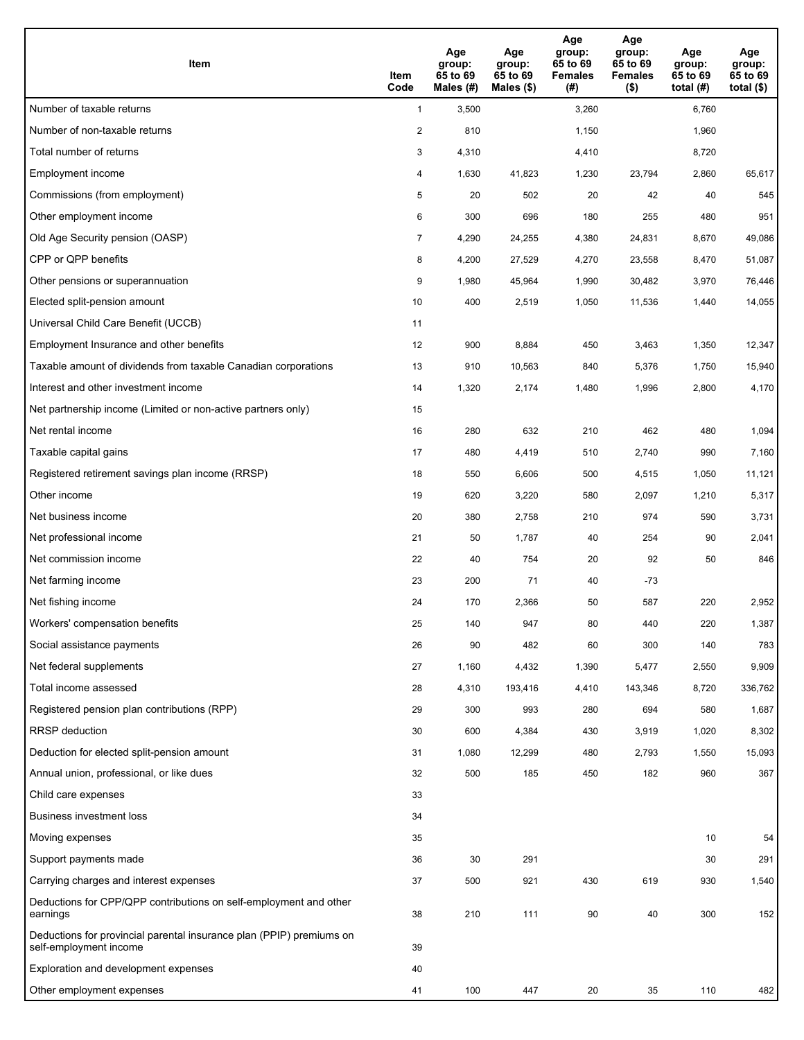| Item | Item Code | Age group: 65 to 69 Males (#) | Age group: 65 to 69 Males ($) | Age group: 65 to 69 Females (#) | Age group: 65 to 69 Females ($) | Age group: 65 to 69 total (#) | Age group: 65 to 69 total ($) |
|---|---|---|---|---|---|---|---|
| Number of taxable returns | 1 | 3,500 | | 3,260 | | 6,760 | |
| Number of non-taxable returns | 2 | 810 | | 1,150 | | 1,960 | |
| Total number of returns | 3 | 4,310 | | 4,410 | | 8,720 | |
| Employment income | 4 | 1,630 | 41,823 | 1,230 | 23,794 | 2,860 | 65,617 |
| Commissions (from employment) | 5 | 20 | 502 | 20 | 42 | 40 | 545 |
| Other employment income | 6 | 300 | 696 | 180 | 255 | 480 | 951 |
| Old Age Security pension (OASP) | 7 | 4,290 | 24,255 | 4,380 | 24,831 | 8,670 | 49,086 |
| CPP or QPP benefits | 8 | 4,200 | 27,529 | 4,270 | 23,558 | 8,470 | 51,087 |
| Other pensions or superannuation | 9 | 1,980 | 45,964 | 1,990 | 30,482 | 3,970 | 76,446 |
| Elected split-pension amount | 10 | 400 | 2,519 | 1,050 | 11,536 | 1,440 | 14,055 |
| Universal Child Care Benefit (UCCB) | 11 | | | | | | |
| Employment Insurance and other benefits | 12 | 900 | 8,884 | 450 | 3,463 | 1,350 | 12,347 |
| Taxable amount of dividends from taxable Canadian corporations | 13 | 910 | 10,563 | 840 | 5,376 | 1,750 | 15,940 |
| Interest and other investment income | 14 | 1,320 | 2,174 | 1,480 | 1,996 | 2,800 | 4,170 |
| Net partnership income (Limited or non-active partners only) | 15 | | | | | | |
| Net rental income | 16 | 280 | 632 | 210 | 462 | 480 | 1,094 |
| Taxable capital gains | 17 | 480 | 4,419 | 510 | 2,740 | 990 | 7,160 |
| Registered retirement savings plan income (RRSP) | 18 | 550 | 6,606 | 500 | 4,515 | 1,050 | 11,121 |
| Other income | 19 | 620 | 3,220 | 580 | 2,097 | 1,210 | 5,317 |
| Net business income | 20 | 380 | 2,758 | 210 | 974 | 590 | 3,731 |
| Net professional income | 21 | 50 | 1,787 | 40 | 254 | 90 | 2,041 |
| Net commission income | 22 | 40 | 754 | 20 | 92 | 50 | 846 |
| Net farming income | 23 | 200 | 71 | 40 | -73 | | |
| Net fishing income | 24 | 170 | 2,366 | 50 | 587 | 220 | 2,952 |
| Workers' compensation benefits | 25 | 140 | 947 | 80 | 440 | 220 | 1,387 |
| Social assistance payments | 26 | 90 | 482 | 60 | 300 | 140 | 783 |
| Net federal supplements | 27 | 1,160 | 4,432 | 1,390 | 5,477 | 2,550 | 9,909 |
| Total income assessed | 28 | 4,310 | 193,416 | 4,410 | 143,346 | 8,720 | 336,762 |
| Registered pension plan contributions (RPP) | 29 | 300 | 993 | 280 | 694 | 580 | 1,687 |
| RRSP deduction | 30 | 600 | 4,384 | 430 | 3,919 | 1,020 | 8,302 |
| Deduction for elected split-pension amount | 31 | 1,080 | 12,299 | 480 | 2,793 | 1,550 | 15,093 |
| Annual union, professional, or like dues | 32 | 500 | 185 | 450 | 182 | 960 | 367 |
| Child care expenses | 33 | | | | | | |
| Business investment loss | 34 | | | | | | |
| Moving expenses | 35 | | | | | 10 | 54 |
| Support payments made | 36 | 30 | 291 | | | 30 | 291 |
| Carrying charges and interest expenses | 37 | 500 | 921 | 430 | 619 | 930 | 1,540 |
| Deductions for CPP/QPP contributions on self-employment and other earnings | 38 | 210 | 111 | 90 | 40 | 300 | 152 |
| Deductions for provincial parental insurance plan (PPIP) premiums on self-employment income | 39 | | | | | | |
| Exploration and development expenses | 40 | | | | | | |
| Other employment expenses | 41 | 100 | 447 | 20 | 35 | 110 | 482 |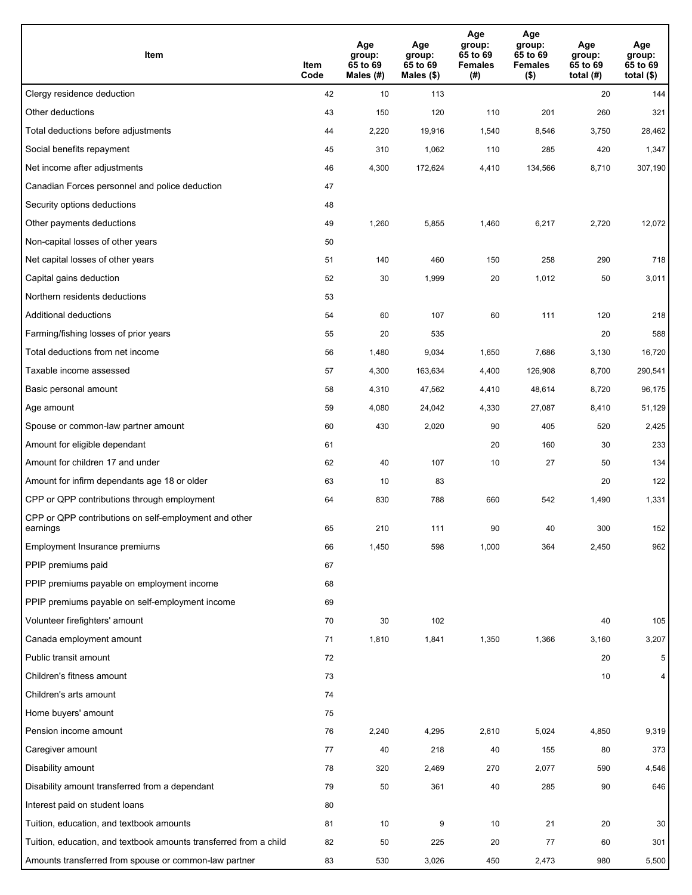| Item | Item Code | Age group: 65 to 69 Males (#) | Age group: 65 to 69 Males ($) | Age group: 65 to 69 Females (#) | Age group: 65 to 69 Females ($) | Age group: 65 to 69 total (#) | Age group: 65 to 69 total ($) |
|---|---|---|---|---|---|---|---|
| Clergy residence deduction | 42 | 10 | 113 | | | 20 | 144 |
| Other deductions | 43 | 150 | 120 | 110 | 201 | 260 | 321 |
| Total deductions before adjustments | 44 | 2,220 | 19,916 | 1,540 | 8,546 | 3,750 | 28,462 |
| Social benefits repayment | 45 | 310 | 1,062 | 110 | 285 | 420 | 1,347 |
| Net income after adjustments | 46 | 4,300 | 172,624 | 4,410 | 134,566 | 8,710 | 307,190 |
| Canadian Forces personnel and police deduction | 47 | | | | | | |
| Security options deductions | 48 | | | | | | |
| Other payments deductions | 49 | 1,260 | 5,855 | 1,460 | 6,217 | 2,720 | 12,072 |
| Non-capital losses of other years | 50 | | | | | | |
| Net capital losses of other years | 51 | 140 | 460 | 150 | 258 | 290 | 718 |
| Capital gains deduction | 52 | 30 | 1,999 | 20 | 1,012 | 50 | 3,011 |
| Northern residents deductions | 53 | | | | | | |
| Additional deductions | 54 | 60 | 107 | 60 | 111 | 120 | 218 |
| Farming/fishing losses of prior years | 55 | 20 | 535 | | | 20 | 588 |
| Total deductions from net income | 56 | 1,480 | 9,034 | 1,650 | 7,686 | 3,130 | 16,720 |
| Taxable income assessed | 57 | 4,300 | 163,634 | 4,400 | 126,908 | 8,700 | 290,541 |
| Basic personal amount | 58 | 4,310 | 47,562 | 4,410 | 48,614 | 8,720 | 96,175 |
| Age amount | 59 | 4,080 | 24,042 | 4,330 | 27,087 | 8,410 | 51,129 |
| Spouse or common-law partner amount | 60 | 430 | 2,020 | 90 | 405 | 520 | 2,425 |
| Amount for eligible dependant | 61 | | | 20 | 160 | 30 | 233 |
| Amount for children 17 and under | 62 | 40 | 107 | 10 | 27 | 50 | 134 |
| Amount for infirm dependants age 18 or older | 63 | 10 | 83 | | | 20 | 122 |
| CPP or QPP contributions through employment | 64 | 830 | 788 | 660 | 542 | 1,490 | 1,331 |
| CPP or QPP contributions on self-employment and other earnings | 65 | 210 | 111 | 90 | 40 | 300 | 152 |
| Employment Insurance premiums | 66 | 1,450 | 598 | 1,000 | 364 | 2,450 | 962 |
| PPIP premiums paid | 67 | | | | | | |
| PPIP premiums payable on employment income | 68 | | | | | | |
| PPIP premiums payable on self-employment income | 69 | | | | | | |
| Volunteer firefighters' amount | 70 | 30 | 102 | | | 40 | 105 |
| Canada employment amount | 71 | 1,810 | 1,841 | 1,350 | 1,366 | 3,160 | 3,207 |
| Public transit amount | 72 | | | | | 20 | 5 |
| Children's fitness amount | 73 | | | | | 10 | 4 |
| Children's arts amount | 74 | | | | | | |
| Home buyers' amount | 75 | | | | | | |
| Pension income amount | 76 | 2,240 | 4,295 | 2,610 | 5,024 | 4,850 | 9,319 |
| Caregiver amount | 77 | 40 | 218 | 40 | 155 | 80 | 373 |
| Disability amount | 78 | 320 | 2,469 | 270 | 2,077 | 590 | 4,546 |
| Disability amount transferred from a dependant | 79 | 50 | 361 | 40 | 285 | 90 | 646 |
| Interest paid on student loans | 80 | | | | | | |
| Tuition, education, and textbook amounts | 81 | 10 | 9 | 10 | 21 | 20 | 30 |
| Tuition, education, and textbook amounts transferred from a child | 82 | 50 | 225 | 20 | 77 | 60 | 301 |
| Amounts transferred from spouse or common-law partner | 83 | 530 | 3,026 | 450 | 2,473 | 980 | 5,500 |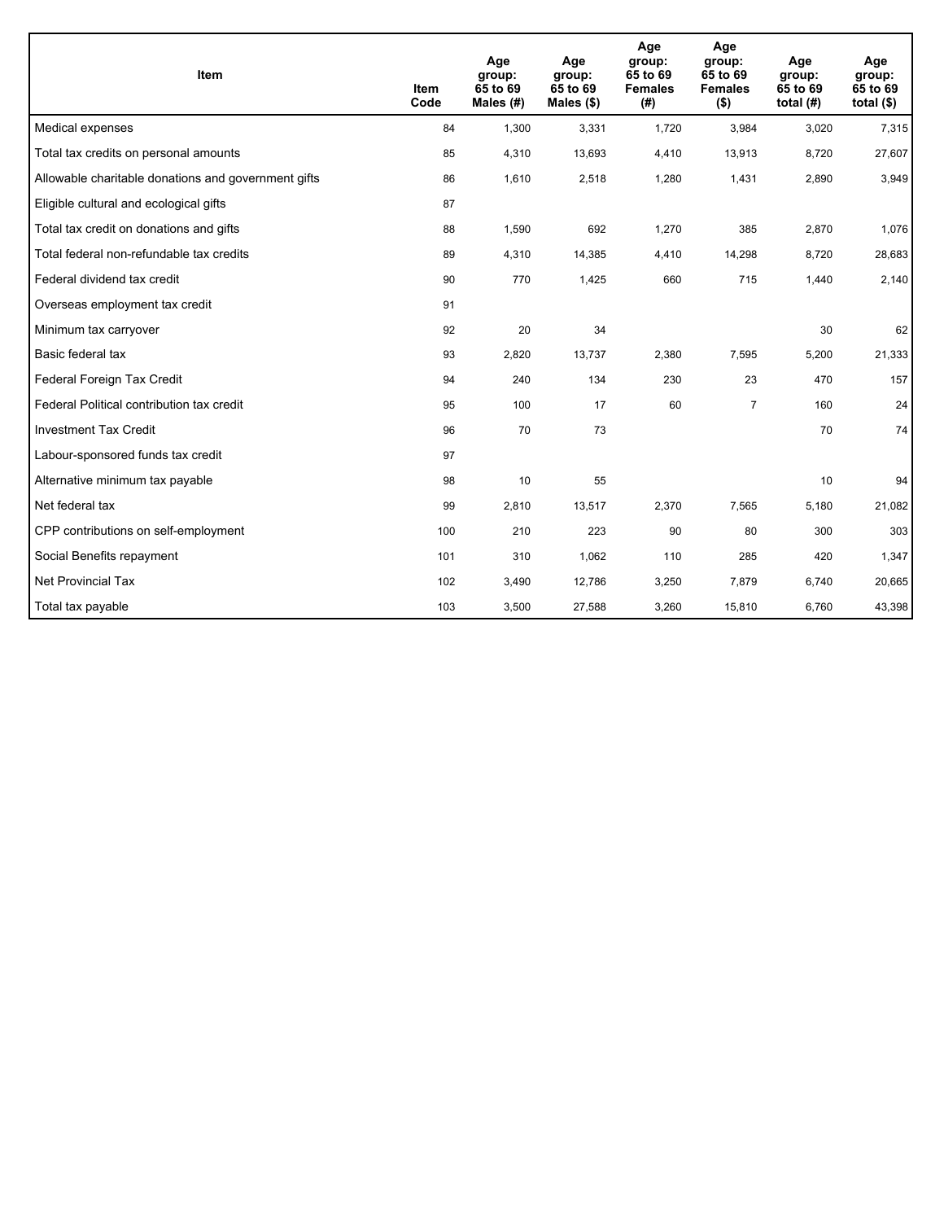| Item | Item Code | Age group: 65 to 69 Males (#) | Age group: 65 to 69 Males ($) | Age group: 65 to 69 Females (#) | Age group: 65 to 69 Females ($) | Age group: 65 to 69 total (#) | Age group: 65 to 69 total ($) |
|---|---|---|---|---|---|---|---|
| Medical expenses | 84 | 1,300 | 3,331 | 1,720 | 3,984 | 3,020 | 7,315 |
| Total tax credits on personal amounts | 85 | 4,310 | 13,693 | 4,410 | 13,913 | 8,720 | 27,607 |
| Allowable charitable donations and government gifts | 86 | 1,610 | 2,518 | 1,280 | 1,431 | 2,890 | 3,949 |
| Eligible cultural and ecological gifts | 87 | | | | | | |
| Total tax credit on donations and gifts | 88 | 1,590 | 692 | 1,270 | 385 | 2,870 | 1,076 |
| Total federal non-refundable tax credits | 89 | 4,310 | 14,385 | 4,410 | 14,298 | 8,720 | 28,683 |
| Federal dividend tax credit | 90 | 770 | 1,425 | 660 | 715 | 1,440 | 2,140 |
| Overseas employment tax credit | 91 | | | | | | |
| Minimum tax carryover | 92 | 20 | 34 | | | 30 | 62 |
| Basic federal tax | 93 | 2,820 | 13,737 | 2,380 | 7,595 | 5,200 | 21,333 |
| Federal Foreign Tax Credit | 94 | 240 | 134 | 230 | 23 | 470 | 157 |
| Federal Political contribution tax credit | 95 | 100 | 17 | 60 | 7 | 160 | 24 |
| Investment Tax Credit | 96 | 70 | 73 | | | 70 | 74 |
| Labour-sponsored funds tax credit | 97 | | | | | | |
| Alternative minimum tax payable | 98 | 10 | 55 | | | 10 | 94 |
| Net federal tax | 99 | 2,810 | 13,517 | 2,370 | 7,565 | 5,180 | 21,082 |
| CPP contributions on self-employment | 100 | 210 | 223 | 90 | 80 | 300 | 303 |
| Social Benefits repayment | 101 | 310 | 1,062 | 110 | 285 | 420 | 1,347 |
| Net Provincial Tax | 102 | 3,490 | 12,786 | 3,250 | 7,879 | 6,740 | 20,665 |
| Total tax payable | 103 | 3,500 | 27,588 | 3,260 | 15,810 | 6,760 | 43,398 |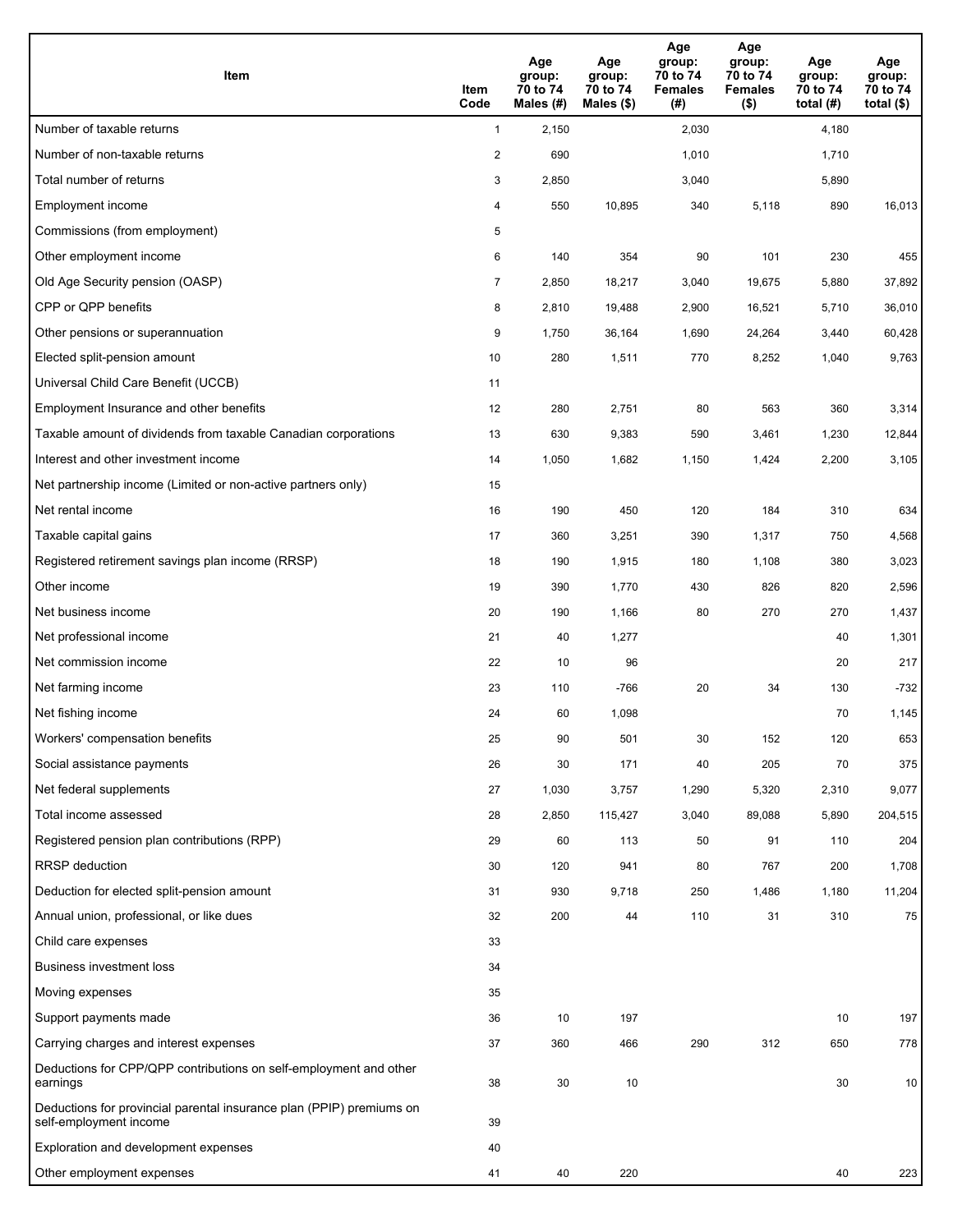| Item | Item Code | Age group: 70 to 74 Males (#) | Age group: 70 to 74 Males ($) | Age group: 70 to 74 Females (#) | Age group: 70 to 74 Females ($) | Age group: 70 to 74 total (#) | Age group: 70 to 74 total ($) |
|---|---|---|---|---|---|---|---|
| Number of taxable returns | 1 | 2,150 | | 2,030 | | 4,180 | |
| Number of non-taxable returns | 2 | 690 | | 1,010 | | 1,710 | |
| Total number of returns | 3 | 2,850 | | 3,040 | | 5,890 | |
| Employment income | 4 | 550 | 10,895 | 340 | 5,118 | 890 | 16,013 |
| Commissions (from employment) | 5 | | | | | | |
| Other employment income | 6 | 140 | 354 | 90 | 101 | 230 | 455 |
| Old Age Security pension (OASP) | 7 | 2,850 | 18,217 | 3,040 | 19,675 | 5,880 | 37,892 |
| CPP or QPP benefits | 8 | 2,810 | 19,488 | 2,900 | 16,521 | 5,710 | 36,010 |
| Other pensions or superannuation | 9 | 1,750 | 36,164 | 1,690 | 24,264 | 3,440 | 60,428 |
| Elected split-pension amount | 10 | 280 | 1,511 | 770 | 8,252 | 1,040 | 9,763 |
| Universal Child Care Benefit (UCCB) | 11 | | | | | | |
| Employment Insurance and other benefits | 12 | 280 | 2,751 | 80 | 563 | 360 | 3,314 |
| Taxable amount of dividends from taxable Canadian corporations | 13 | 630 | 9,383 | 590 | 3,461 | 1,230 | 12,844 |
| Interest and other investment income | 14 | 1,050 | 1,682 | 1,150 | 1,424 | 2,200 | 3,105 |
| Net partnership income (Limited or non-active partners only) | 15 | | | | | | |
| Net rental income | 16 | 190 | 450 | 120 | 184 | 310 | 634 |
| Taxable capital gains | 17 | 360 | 3,251 | 390 | 1,317 | 750 | 4,568 |
| Registered retirement savings plan income (RRSP) | 18 | 190 | 1,915 | 180 | 1,108 | 380 | 3,023 |
| Other income | 19 | 390 | 1,770 | 430 | 826 | 820 | 2,596 |
| Net business income | 20 | 190 | 1,166 | 80 | 270 | 270 | 1,437 |
| Net professional income | 21 | 40 | 1,277 | | | 40 | 1,301 |
| Net commission income | 22 | 10 | 96 | | | 20 | 217 |
| Net farming income | 23 | 110 | -766 | 20 | 34 | 130 | -732 |
| Net fishing income | 24 | 60 | 1,098 | | | 70 | 1,145 |
| Workers' compensation benefits | 25 | 90 | 501 | 30 | 152 | 120 | 653 |
| Social assistance payments | 26 | 30 | 171 | 40 | 205 | 70 | 375 |
| Net federal supplements | 27 | 1,030 | 3,757 | 1,290 | 5,320 | 2,310 | 9,077 |
| Total income assessed | 28 | 2,850 | 115,427 | 3,040 | 89,088 | 5,890 | 204,515 |
| Registered pension plan contributions (RPP) | 29 | 60 | 113 | 50 | 91 | 110 | 204 |
| RRSP deduction | 30 | 120 | 941 | 80 | 767 | 200 | 1,708 |
| Deduction for elected split-pension amount | 31 | 930 | 9,718 | 250 | 1,486 | 1,180 | 11,204 |
| Annual union, professional, or like dues | 32 | 200 | 44 | 110 | 31 | 310 | 75 |
| Child care expenses | 33 | | | | | | |
| Business investment loss | 34 | | | | | | |
| Moving expenses | 35 | | | | | | |
| Support payments made | 36 | 10 | 197 | | | 10 | 197 |
| Carrying charges and interest expenses | 37 | 360 | 466 | 290 | 312 | 650 | 778 |
| Deductions for CPP/QPP contributions on self-employment and other earnings | 38 | 30 | 10 | | | 30 | 10 |
| Deductions for provincial parental insurance plan (PPIP) premiums on self-employment income | 39 | | | | | | |
| Exploration and development expenses | 40 | | | | | | |
| Other employment expenses | 41 | 40 | 220 | | | 40 | 223 |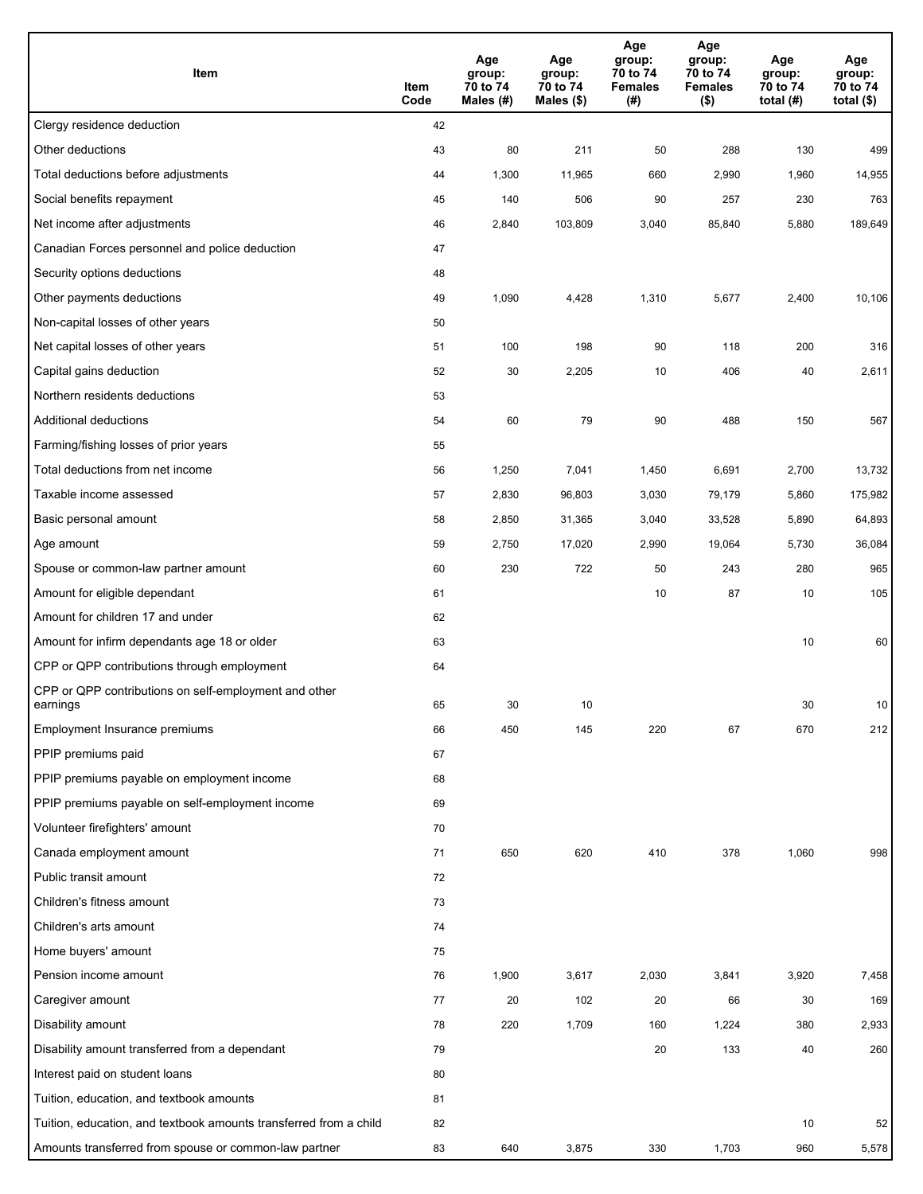| Item | Item Code | Age group: 70 to 74 Males (#) | Age group: 70 to 74 Males ($) | Age group: 70 to 74 Females (#) | Age group: 70 to 74 Females ($) | Age group: 70 to 74 total (#) | Age group: 70 to 74 total ($) |
|---|---|---|---|---|---|---|---|
| Clergy residence deduction | 42 | | | | | | |
| Other deductions | 43 | 80 | 211 | 50 | 288 | 130 | 499 |
| Total deductions before adjustments | 44 | 1,300 | 11,965 | 660 | 2,990 | 1,960 | 14,955 |
| Social benefits repayment | 45 | 140 | 506 | 90 | 257 | 230 | 763 |
| Net income after adjustments | 46 | 2,840 | 103,809 | 3,040 | 85,840 | 5,880 | 189,649 |
| Canadian Forces personnel and police deduction | 47 | | | | | | |
| Security options deductions | 48 | | | | | | |
| Other payments deductions | 49 | 1,090 | 4,428 | 1,310 | 5,677 | 2,400 | 10,106 |
| Non-capital losses of other years | 50 | | | | | | |
| Net capital losses of other years | 51 | 100 | 198 | 90 | 118 | 200 | 316 |
| Capital gains deduction | 52 | 30 | 2,205 | 10 | 406 | 40 | 2,611 |
| Northern residents deductions | 53 | | | | | | |
| Additional deductions | 54 | 60 | 79 | 90 | 488 | 150 | 567 |
| Farming/fishing losses of prior years | 55 | | | | | | |
| Total deductions from net income | 56 | 1,250 | 7,041 | 1,450 | 6,691 | 2,700 | 13,732 |
| Taxable income assessed | 57 | 2,830 | 96,803 | 3,030 | 79,179 | 5,860 | 175,982 |
| Basic personal amount | 58 | 2,850 | 31,365 | 3,040 | 33,528 | 5,890 | 64,893 |
| Age amount | 59 | 2,750 | 17,020 | 2,990 | 19,064 | 5,730 | 36,084 |
| Spouse or common-law partner amount | 60 | 230 | 722 | 50 | 243 | 280 | 965 |
| Amount for eligible dependant | 61 | | | 10 | 87 | 10 | 105 |
| Amount for children 17 and under | 62 | | | | | | |
| Amount for infirm dependants age 18 or older | 63 | | | | | 10 | 60 |
| CPP or QPP contributions through employment | 64 | | | | | | |
| CPP or QPP contributions on self-employment and other earnings | 65 | 30 | 10 | | | 30 | 10 |
| Employment Insurance premiums | 66 | 450 | 145 | 220 | 67 | 670 | 212 |
| PPIP premiums paid | 67 | | | | | | |
| PPIP premiums payable on employment income | 68 | | | | | | |
| PPIP premiums payable on self-employment income | 69 | | | | | | |
| Volunteer firefighters' amount | 70 | | | | | | |
| Canada employment amount | 71 | 650 | 620 | 410 | 378 | 1,060 | 998 |
| Public transit amount | 72 | | | | | | |
| Children's fitness amount | 73 | | | | | | |
| Children's arts amount | 74 | | | | | | |
| Home buyers' amount | 75 | | | | | | |
| Pension income amount | 76 | 1,900 | 3,617 | 2,030 | 3,841 | 3,920 | 7,458 |
| Caregiver amount | 77 | 20 | 102 | 20 | 66 | 30 | 169 |
| Disability amount | 78 | 220 | 1,709 | 160 | 1,224 | 380 | 2,933 |
| Disability amount transferred from a dependant | 79 | | | 20 | 133 | 40 | 260 |
| Interest paid on student loans | 80 | | | | | | |
| Tuition, education, and textbook amounts | 81 | | | | | | |
| Tuition, education, and textbook amounts transferred from a child | 82 | | | | | 10 | 52 |
| Amounts transferred from spouse or common-law partner | 83 | 640 | 3,875 | 330 | 1,703 | 960 | 5,578 |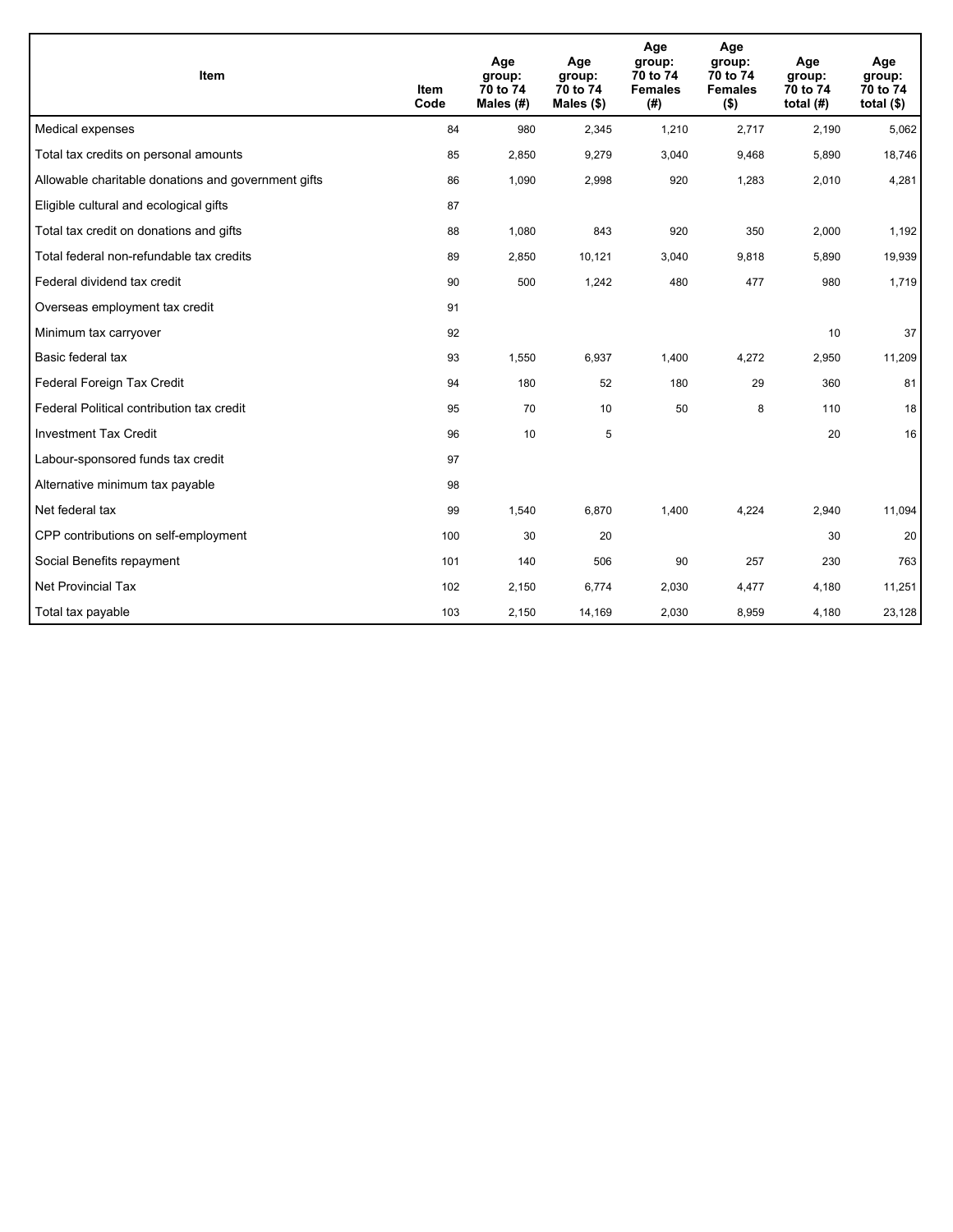| Item | Item Code | Age group: 70 to 74 Males (#) | Age group: 70 to 74 Males ($) | Age group: 70 to 74 Females (#) | Age group: 70 to 74 Females ($) | Age group: 70 to 74 total (#) | Age group: 70 to 74 total ($) |
|---|---|---|---|---|---|---|---|
| Medical expenses | 84 | 980 | 2,345 | 1,210 | 2,717 | 2,190 | 5,062 |
| Total tax credits on personal amounts | 85 | 2,850 | 9,279 | 3,040 | 9,468 | 5,890 | 18,746 |
| Allowable charitable donations and government gifts | 86 | 1,090 | 2,998 | 920 | 1,283 | 2,010 | 4,281 |
| Eligible cultural and ecological gifts | 87 | | | | | | |
| Total tax credit on donations and gifts | 88 | 1,080 | 843 | 920 | 350 | 2,000 | 1,192 |
| Total federal non-refundable tax credits | 89 | 2,850 | 10,121 | 3,040 | 9,818 | 5,890 | 19,939 |
| Federal dividend tax credit | 90 | 500 | 1,242 | 480 | 477 | 980 | 1,719 |
| Overseas employment tax credit | 91 | | | | | | |
| Minimum tax carryover | 92 | | | | | 10 | 37 |
| Basic federal tax | 93 | 1,550 | 6,937 | 1,400 | 4,272 | 2,950 | 11,209 |
| Federal Foreign Tax Credit | 94 | 180 | 52 | 180 | 29 | 360 | 81 |
| Federal Political contribution tax credit | 95 | 70 | 10 | 50 | 8 | 110 | 18 |
| Investment Tax Credit | 96 | 10 | 5 | | | 20 | 16 |
| Labour-sponsored funds tax credit | 97 | | | | | | |
| Alternative minimum tax payable | 98 | | | | | | |
| Net federal tax | 99 | 1,540 | 6,870 | 1,400 | 4,224 | 2,940 | 11,094 |
| CPP contributions on self-employment | 100 | 30 | 20 | | | 30 | 20 |
| Social Benefits repayment | 101 | 140 | 506 | 90 | 257 | 230 | 763 |
| Net Provincial Tax | 102 | 2,150 | 6,774 | 2,030 | 4,477 | 4,180 | 11,251 |
| Total tax payable | 103 | 2,150 | 14,169 | 2,030 | 8,959 | 4,180 | 23,128 |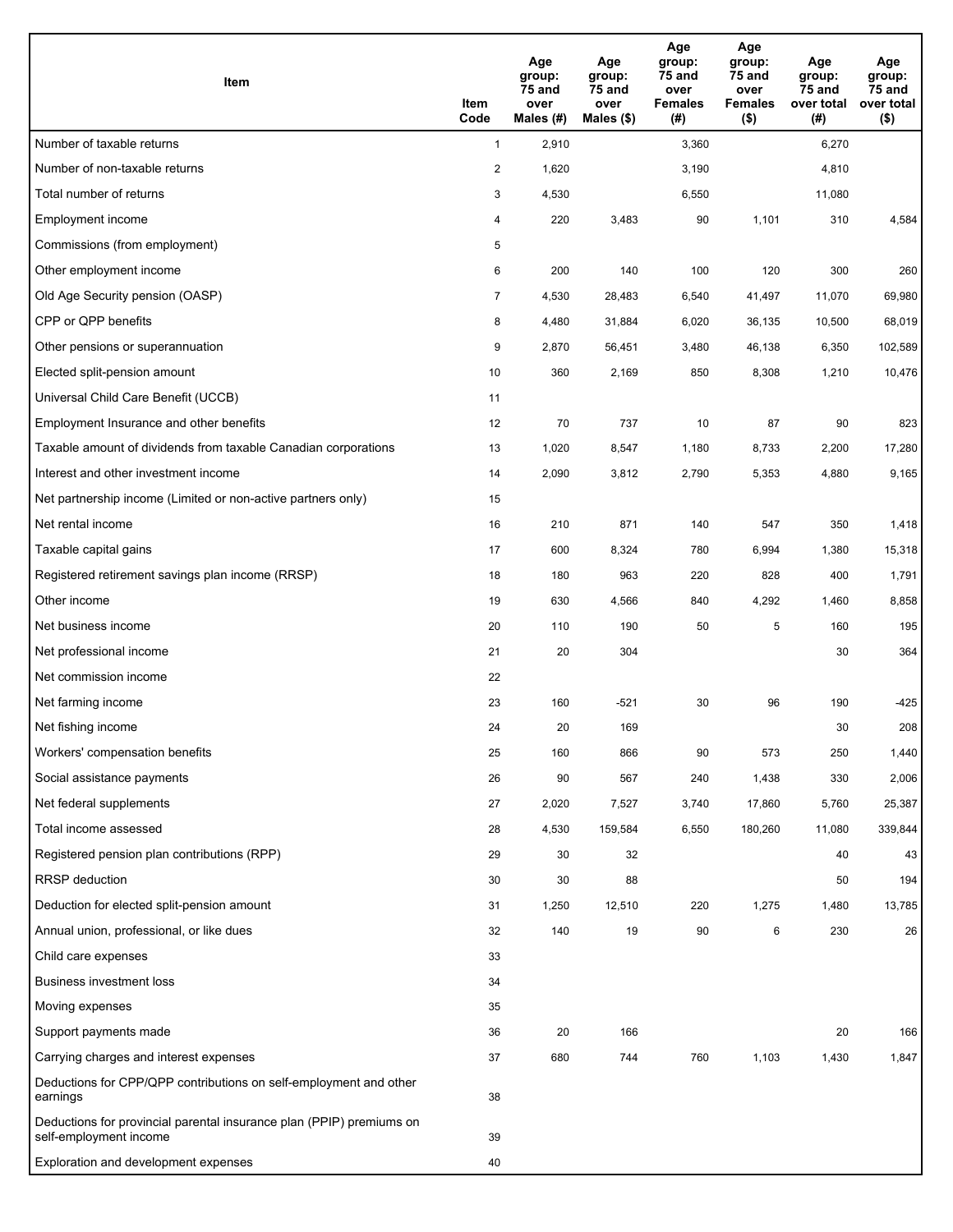| Item | Item Code | Age group: 75 and over Males (#) | Age group: 75 and over Males ($) | Age group: 75 and over Females (#) | Age group: 75 and over Females ($) | Age group: 75 and over total (#) | Age group: 75 and over total ($) |
|---|---|---|---|---|---|---|---|
| Number of taxable returns | 1 | 2,910 | | 3,360 | | 6,270 | |
| Number of non-taxable returns | 2 | 1,620 | | 3,190 | | 4,810 | |
| Total number of returns | 3 | 4,530 | | 6,550 | | 11,080 | |
| Employment income | 4 | 220 | 3,483 | 90 | 1,101 | 310 | 4,584 |
| Commissions (from employment) | 5 | | | | | | |
| Other employment income | 6 | 200 | 140 | 100 | 120 | 300 | 260 |
| Old Age Security pension (OASP) | 7 | 4,530 | 28,483 | 6,540 | 41,497 | 11,070 | 69,980 |
| CPP or QPP benefits | 8 | 4,480 | 31,884 | 6,020 | 36,135 | 10,500 | 68,019 |
| Other pensions or superannuation | 9 | 2,870 | 56,451 | 3,480 | 46,138 | 6,350 | 102,589 |
| Elected split-pension amount | 10 | 360 | 2,169 | 850 | 8,308 | 1,210 | 10,476 |
| Universal Child Care Benefit (UCCB) | 11 | | | | | | |
| Employment Insurance and other benefits | 12 | 70 | 737 | 10 | 87 | 90 | 823 |
| Taxable amount of dividends from taxable Canadian corporations | 13 | 1,020 | 8,547 | 1,180 | 8,733 | 2,200 | 17,280 |
| Interest and other investment income | 14 | 2,090 | 3,812 | 2,790 | 5,353 | 4,880 | 9,165 |
| Net partnership income (Limited or non-active partners only) | 15 | | | | | | |
| Net rental income | 16 | 210 | 871 | 140 | 547 | 350 | 1,418 |
| Taxable capital gains | 17 | 600 | 8,324 | 780 | 6,994 | 1,380 | 15,318 |
| Registered retirement savings plan income (RRSP) | 18 | 180 | 963 | 220 | 828 | 400 | 1,791 |
| Other income | 19 | 630 | 4,566 | 840 | 4,292 | 1,460 | 8,858 |
| Net business income | 20 | 110 | 190 | 50 | 5 | 160 | 195 |
| Net professional income | 21 | 20 | 304 | | | 30 | 364 |
| Net commission income | 22 | | | | | | |
| Net farming income | 23 | 160 | -521 | 30 | 96 | 190 | -425 |
| Net fishing income | 24 | 20 | 169 | | | 30 | 208 |
| Workers' compensation benefits | 25 | 160 | 866 | 90 | 573 | 250 | 1,440 |
| Social assistance payments | 26 | 90 | 567 | 240 | 1,438 | 330 | 2,006 |
| Net federal supplements | 27 | 2,020 | 7,527 | 3,740 | 17,860 | 5,760 | 25,387 |
| Total income assessed | 28 | 4,530 | 159,584 | 6,550 | 180,260 | 11,080 | 339,844 |
| Registered pension plan contributions (RPP) | 29 | 30 | 32 | | | 40 | 43 |
| RRSP deduction | 30 | 30 | 88 | | | 50 | 194 |
| Deduction for elected split-pension amount | 31 | 1,250 | 12,510 | 220 | 1,275 | 1,480 | 13,785 |
| Annual union, professional, or like dues | 32 | 140 | 19 | 90 | 6 | 230 | 26 |
| Child care expenses | 33 | | | | | | |
| Business investment loss | 34 | | | | | | |
| Moving expenses | 35 | | | | | | |
| Support payments made | 36 | 20 | 166 | | | 20 | 166 |
| Carrying charges and interest expenses | 37 | 680 | 744 | 760 | 1,103 | 1,430 | 1,847 |
| Deductions for CPP/QPP contributions on self-employment and other earnings | 38 | | | | | | |
| Deductions for provincial parental insurance plan (PPIP) premiums on self-employment income | 39 | | | | | | |
| Exploration and development expenses | 40 | | | | | | |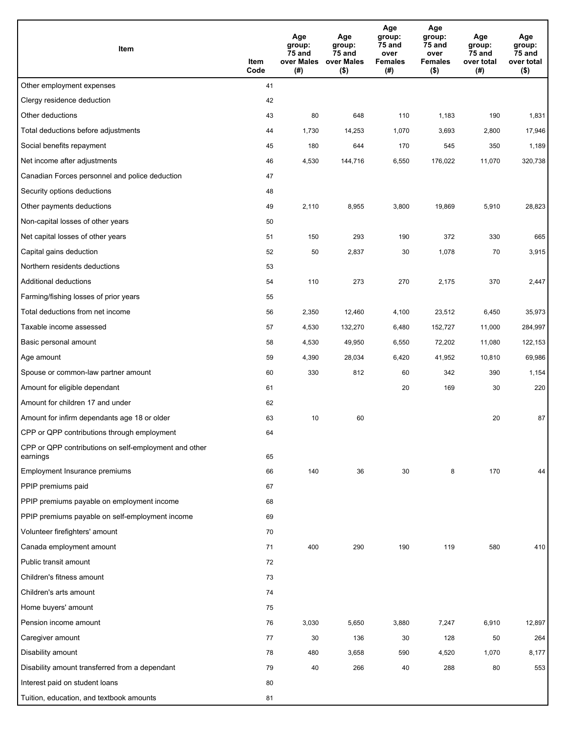| Item | Item Code | Age group: 75 and over Males (#) | Age group: 75 and over Males ($) | Age group: 75 and over Females (#) | Age group: 75 and over Females ($) | Age group: 75 and over total (#) | Age group: 75 and over total ($) |
|---|---|---|---|---|---|---|---|
| Other employment expenses | 41 | | | | | | |
| Clergy residence deduction | 42 | | | | | | |
| Other deductions | 43 | 80 | 648 | 110 | 1,183 | 190 | 1,831 |
| Total deductions before adjustments | 44 | 1,730 | 14,253 | 1,070 | 3,693 | 2,800 | 17,946 |
| Social benefits repayment | 45 | 180 | 644 | 170 | 545 | 350 | 1,189 |
| Net income after adjustments | 46 | 4,530 | 144,716 | 6,550 | 176,022 | 11,070 | 320,738 |
| Canadian Forces personnel and police deduction | 47 | | | | | | |
| Security options deductions | 48 | | | | | | |
| Other payments deductions | 49 | 2,110 | 8,955 | 3,800 | 19,869 | 5,910 | 28,823 |
| Non-capital losses of other years | 50 | | | | | | |
| Net capital losses of other years | 51 | 150 | 293 | 190 | 372 | 330 | 665 |
| Capital gains deduction | 52 | 50 | 2,837 | 30 | 1,078 | 70 | 3,915 |
| Northern residents deductions | 53 | | | | | | |
| Additional deductions | 54 | 110 | 273 | 270 | 2,175 | 370 | 2,447 |
| Farming/fishing losses of prior years | 55 | | | | | | |
| Total deductions from net income | 56 | 2,350 | 12,460 | 4,100 | 23,512 | 6,450 | 35,973 |
| Taxable income assessed | 57 | 4,530 | 132,270 | 6,480 | 152,727 | 11,000 | 284,997 |
| Basic personal amount | 58 | 4,530 | 49,950 | 6,550 | 72,202 | 11,080 | 122,153 |
| Age amount | 59 | 4,390 | 28,034 | 6,420 | 41,952 | 10,810 | 69,986 |
| Spouse or common-law partner amount | 60 | 330 | 812 | 60 | 342 | 390 | 1,154 |
| Amount for eligible dependant | 61 | | | 20 | 169 | 30 | 220 |
| Amount for children 17 and under | 62 | | | | | | |
| Amount for infirm dependants age 18 or older | 63 | 10 | 60 | | | 20 | 87 |
| CPP or QPP contributions through employment | 64 | | | | | | |
| CPP or QPP contributions on self-employment and other earnings | 65 | | | | | | |
| Employment Insurance premiums | 66 | 140 | 36 | 30 | 8 | 170 | 44 |
| PPIP premiums paid | 67 | | | | | | |
| PPIP premiums payable on employment income | 68 | | | | | | |
| PPIP premiums payable on self-employment income | 69 | | | | | | |
| Volunteer firefighters' amount | 70 | | | | | | |
| Canada employment amount | 71 | 400 | 290 | 190 | 119 | 580 | 410 |
| Public transit amount | 72 | | | | | | |
| Children's fitness amount | 73 | | | | | | |
| Children's arts amount | 74 | | | | | | |
| Home buyers' amount | 75 | | | | | | |
| Pension income amount | 76 | 3,030 | 5,650 | 3,880 | 7,247 | 6,910 | 12,897 |
| Caregiver amount | 77 | 30 | 136 | 30 | 128 | 50 | 264 |
| Disability amount | 78 | 480 | 3,658 | 590 | 4,520 | 1,070 | 8,177 |
| Disability amount transferred from a dependant | 79 | 40 | 266 | 40 | 288 | 80 | 553 |
| Interest paid on student loans | 80 | | | | | | |
| Tuition, education, and textbook amounts | 81 | | | | | | |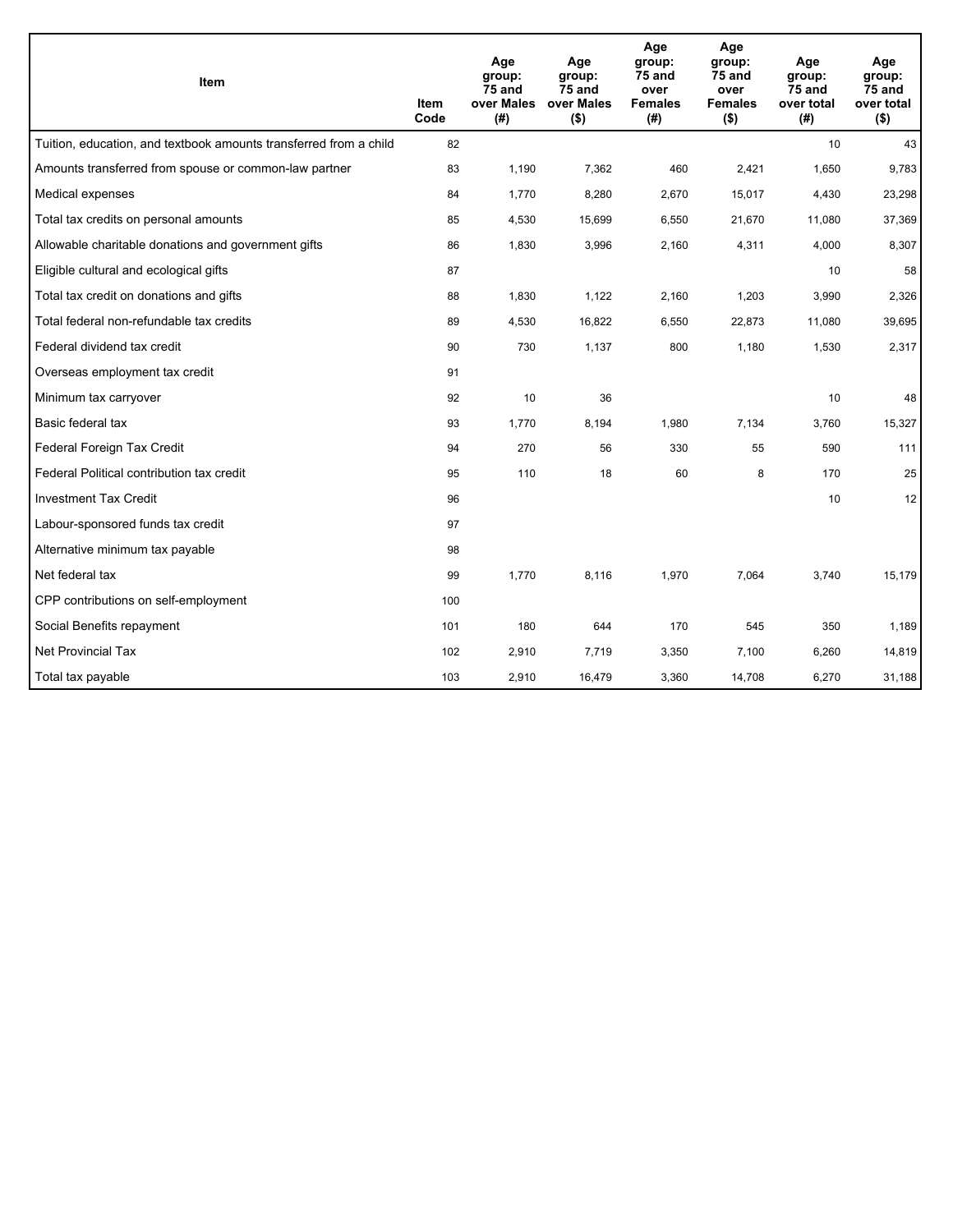| Item | Item Code | Age group: 75 and over Males (#) | Age group: 75 and over Males ($) | Age group: 75 and over Females (#) | Age group: 75 and over Females ($) | Age group: 75 and over total (#) | Age group: 75 and over total ($) |
|---|---|---|---|---|---|---|---|
| Tuition, education, and textbook amounts transferred from a child | 82 | | | | | 10 | 43 |
| Amounts transferred from spouse or common-law partner | 83 | 1,190 | 7,362 | 460 | 2,421 | 1,650 | 9,783 |
| Medical expenses | 84 | 1,770 | 8,280 | 2,670 | 15,017 | 4,430 | 23,298 |
| Total tax credits on personal amounts | 85 | 4,530 | 15,699 | 6,550 | 21,670 | 11,080 | 37,369 |
| Allowable charitable donations and government gifts | 86 | 1,830 | 3,996 | 2,160 | 4,311 | 4,000 | 8,307 |
| Eligible cultural and ecological gifts | 87 | | | | | 10 | 58 |
| Total tax credit on donations and gifts | 88 | 1,830 | 1,122 | 2,160 | 1,203 | 3,990 | 2,326 |
| Total federal non-refundable tax credits | 89 | 4,530 | 16,822 | 6,550 | 22,873 | 11,080 | 39,695 |
| Federal dividend tax credit | 90 | 730 | 1,137 | 800 | 1,180 | 1,530 | 2,317 |
| Overseas employment tax credit | 91 | | | | | | |
| Minimum tax carryover | 92 | 10 | 36 | | | 10 | 48 |
| Basic federal tax | 93 | 1,770 | 8,194 | 1,980 | 7,134 | 3,760 | 15,327 |
| Federal Foreign Tax Credit | 94 | 270 | 56 | 330 | 55 | 590 | 111 |
| Federal Political contribution tax credit | 95 | 110 | 18 | 60 | 8 | 170 | 25 |
| Investment Tax Credit | 96 | | | | | 10 | 12 |
| Labour-sponsored funds tax credit | 97 | | | | | | |
| Alternative minimum tax payable | 98 | | | | | | |
| Net federal tax | 99 | 1,770 | 8,116 | 1,970 | 7,064 | 3,740 | 15,179 |
| CPP contributions on self-employment | 100 | | | | | | |
| Social Benefits repayment | 101 | 180 | 644 | 170 | 545 | 350 | 1,189 |
| Net Provincial Tax | 102 | 2,910 | 7,719 | 3,350 | 7,100 | 6,260 | 14,819 |
| Total tax payable | 103 | 2,910 | 16,479 | 3,360 | 14,708 | 6,270 | 31,188 |